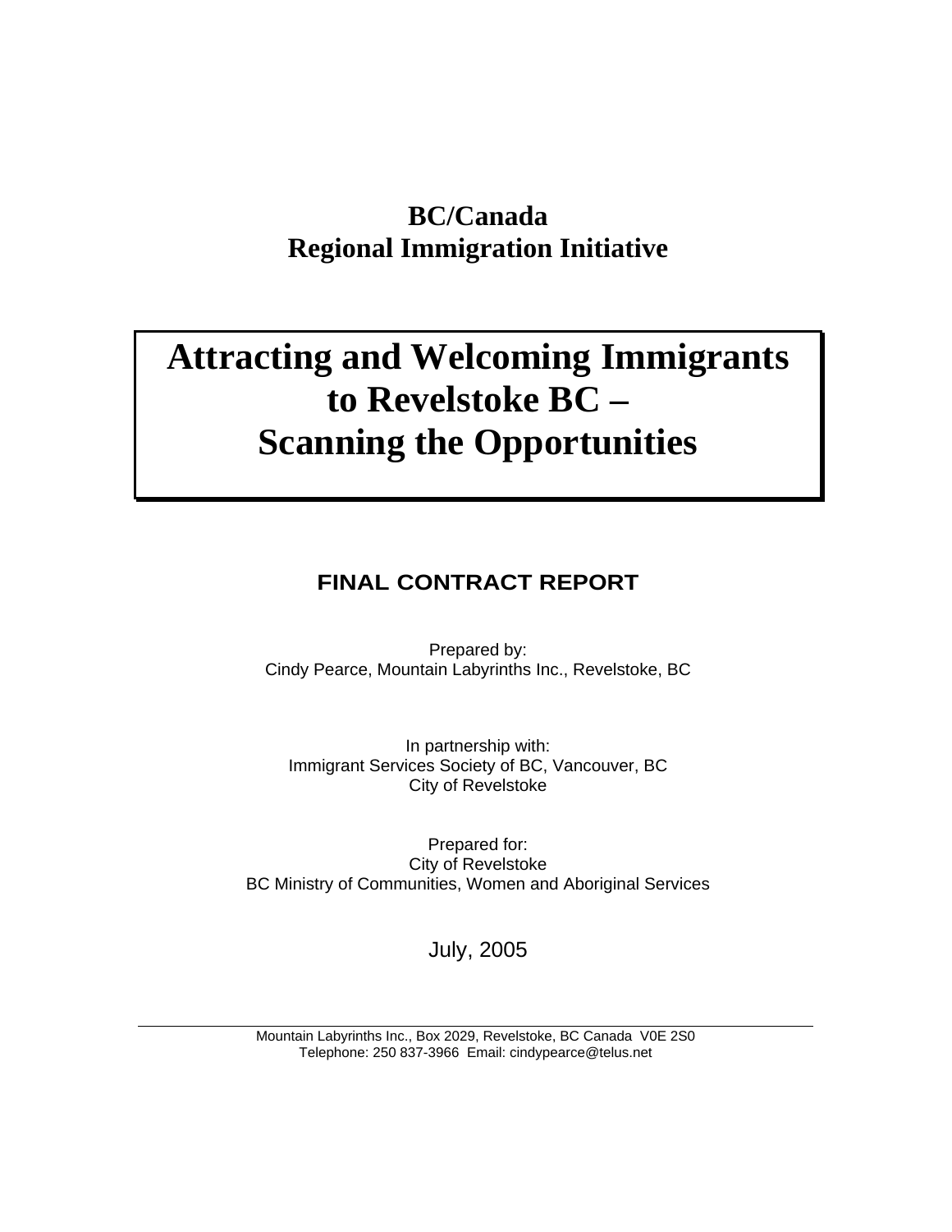**BC/Canada**
**Regional Immigration Initiative**

# Attracting and Welcoming Immigrants to Revelstoke BC – Scanning the Opportunities

## FINAL CONTRACT REPORT

Prepared by:
Cindy Pearce, Mountain Labyrinths Inc., Revelstoke, BC

In partnership with:
Immigrant Services Society of BC, Vancouver, BC
City of Revelstoke

Prepared for:
City of Revelstoke
BC Ministry of Communities, Women and Aboriginal Services

July, 2005

---

Mountain Labyrinths Inc., Box 2029, Revelstoke, BC Canada V0E 2S0
Telephone: 250 837-3966 Email: cindypearce@telus.net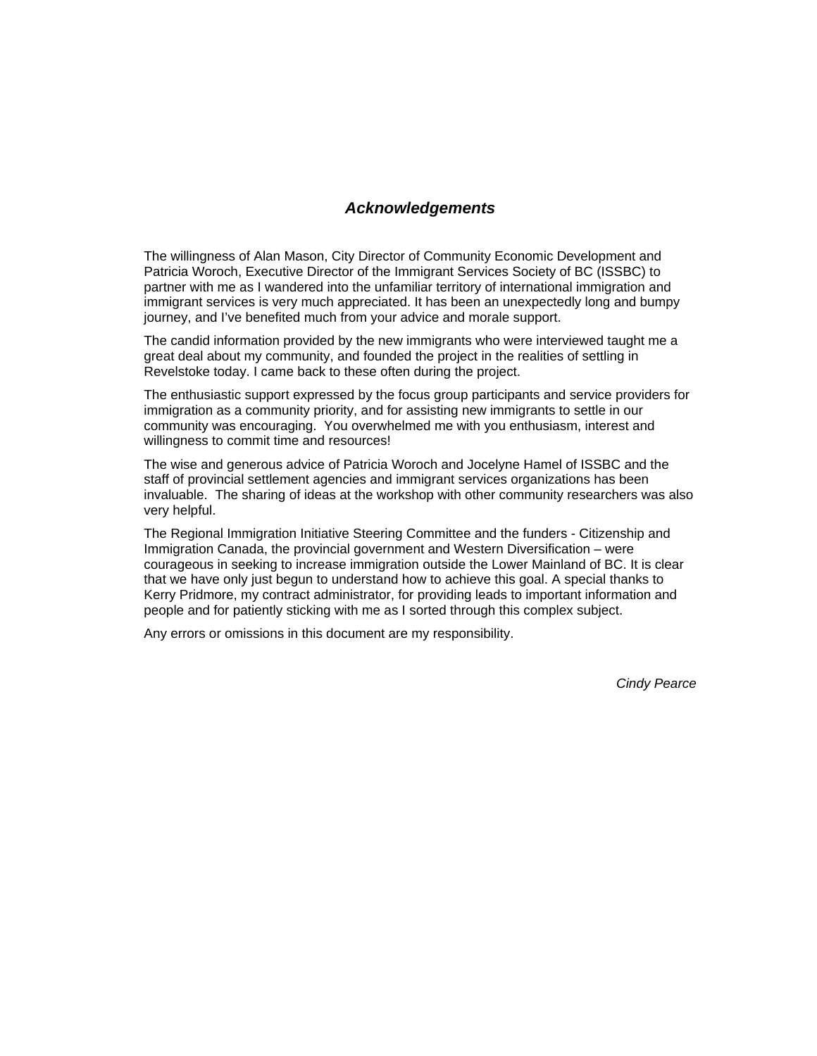# ***Acknowledgements***

The willingness of Alan Mason, City Director of Community Economic Development and Patricia Woroch, Executive Director of the Immigrant Services Society of BC (ISSBC) to partner with me as I wandered into the unfamiliar territory of international immigration and immigrant services is very much appreciated. It has been an unexpectedly long and bumpy journey, and I've benefited much from your advice and morale support.

The candid information provided by the new immigrants who were interviewed taught me a great deal about my community, and founded the project in the realities of settling in Revelstoke today. I came back to these often during the project.

The enthusiastic support expressed by the focus group participants and service providers for immigration as a community priority, and for assisting new immigrants to settle in our community was encouraging. You overwhelmed me with you enthusiasm, interest and willingness to commit time and resources!

The wise and generous advice of Patricia Woroch and Jocelyne Hamel of ISSBC and the staff of provincial settlement agencies and immigrant services organizations has been invaluable. The sharing of ideas at the workshop with other community researchers was also very helpful.

The Regional Immigration Initiative Steering Committee and the funders - Citizenship and Immigration Canada, the provincial government and Western Diversification – were courageous in seeking to increase immigration outside the Lower Mainland of BC. It is clear that we have only just begun to understand how to achieve this goal. A special thanks to Kerry Pridmore, my contract administrator, for providing leads to important information and people and for patiently sticking with me as I sorted through this complex subject.

Any errors or omissions in this document are my responsibility.

*Cindy Pearce*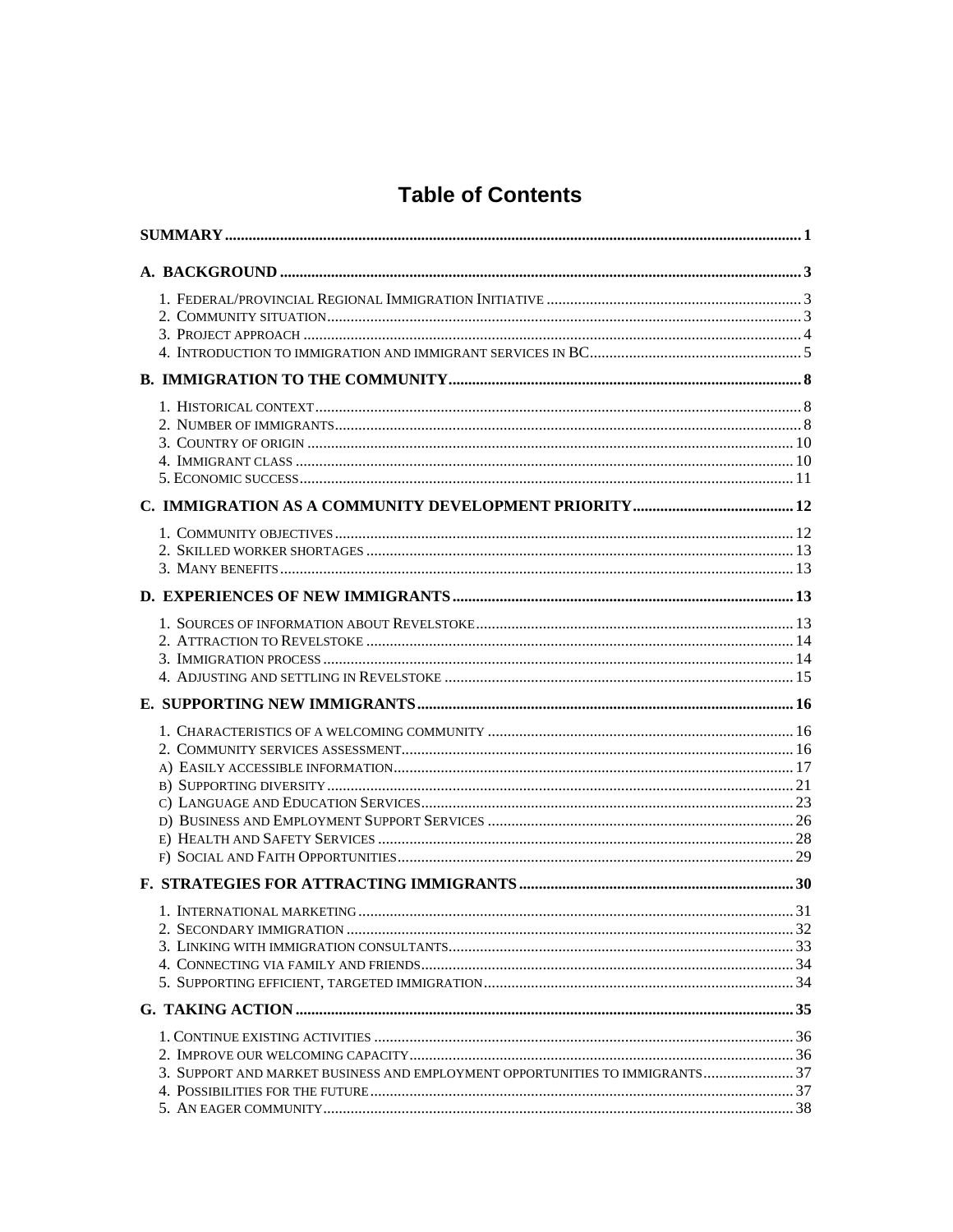# Table of Contents

**SUMMARY** ..... **1**

**A. BACKGROUND** ..... **3**

1. Federal/provincial Regional Immigration Initiative ..... 3
2. Community situation ..... 3
3. Project approach ..... 4
4. Introduction to immigration and immigrant services in BC ..... 5

**B. IMMIGRATION TO THE COMMUNITY** ..... **8**

1. Historical context ..... 8
2. Number of immigrants ..... 8
3. Country of origin ..... 10
4. Immigrant class ..... 10
5. Economic success ..... 11

**C. IMMIGRATION AS A COMMUNITY DEVELOPMENT PRIORITY** ..... **12**

1. Community objectives ..... 12
2. Skilled worker shortages ..... 13
3. Many benefits ..... 13

**D. EXPERIENCES OF NEW IMMIGRANTS** ..... **13**

1. Sources of information about Revelstoke ..... 13
2. Attraction to Revelstoke ..... 14
3. Immigration process ..... 14
4. Adjusting and settling in Revelstoke ..... 15

**E. SUPPORTING NEW IMMIGRANTS** ..... **16**

1. Characteristics of a welcoming community ..... 16
2. Community services assessment ..... 16
   - a) Easily accessible information ..... 17
   - b) Supporting diversity ..... 21
   - c) Language and Education Services ..... 23
   - d) Business and Employment Support Services ..... 26
   - e) Health and Safety Services ..... 28
   - f) Social and Faith Opportunities ..... 29

**F. STRATEGIES FOR ATTRACTING IMMIGRANTS** ..... **30**

1. International marketing ..... 31
2. Secondary immigration ..... 32
3. Linking with immigration consultants ..... 33
4. Connecting via family and friends ..... 34
5. Supporting efficient, targeted immigration ..... 34

**G. TAKING ACTION** ..... **35**

1. Continue existing activities ..... 36
2. Improve our welcoming capacity ..... 36
3. Support and market business and employment opportunities to immigrants ..... 37
4. Possibilities for the future ..... 37
5. An eager community ..... 38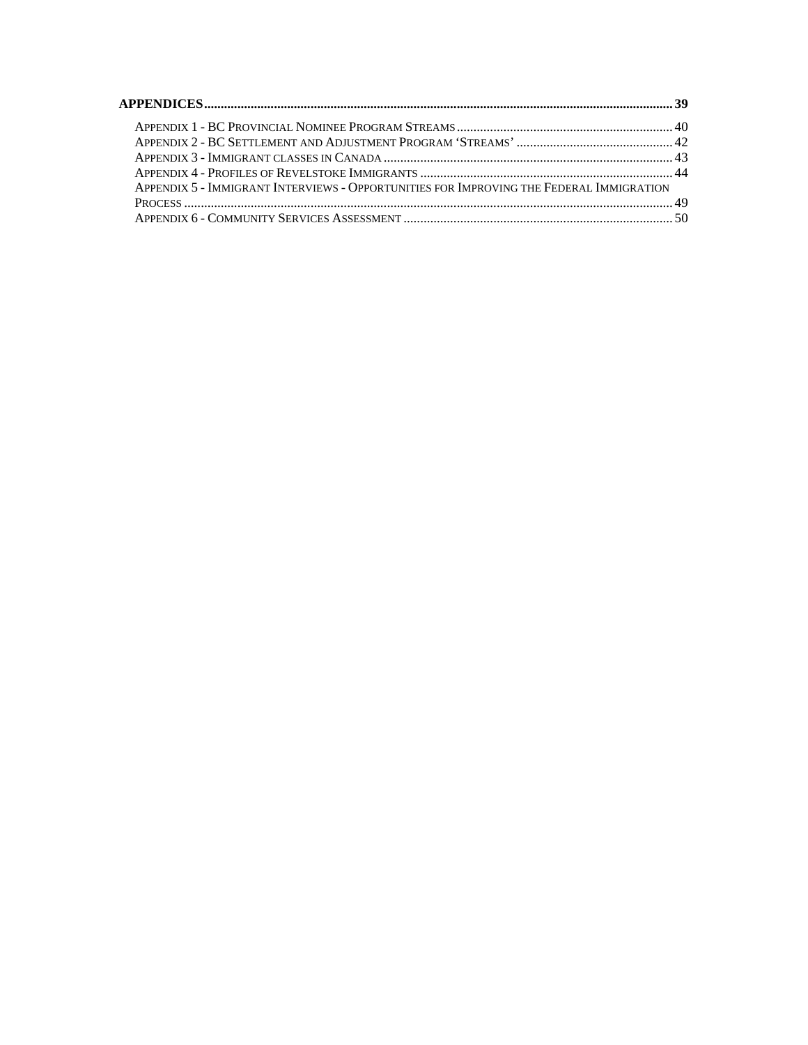**APPENDICES** ............................................................................................................................................. **39**

- Appendix 1 - BC Provincial Nominee Program Streams ................................................................ 40
- Appendix 2 - BC Settlement and Adjustment Program 'Streams' ............................................... 42
- Appendix 3 - Immigrant classes in Canada ...................................................................................... 43
- Appendix 4 - Profiles of Revelstoke Immigrants ............................................................................ 44
- Appendix 5 - Immigrant Interviews - Opportunities for Improving the Federal Immigration Process .................................................................................................................................................. 49
- Appendix 6 - Community Services Assessment ................................................................................ 50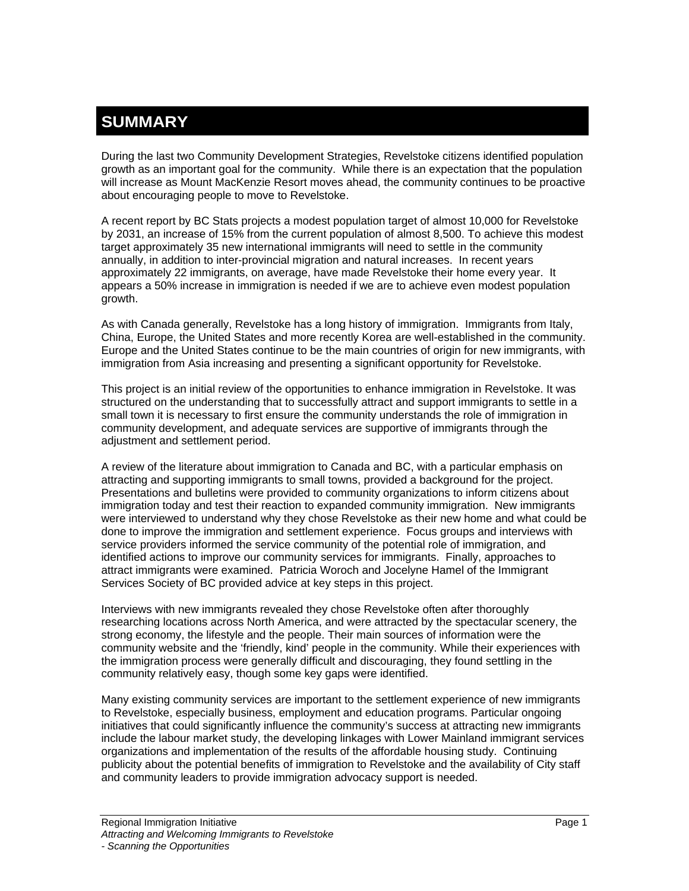# SUMMARY

During the last two Community Development Strategies, Revelstoke citizens identified population growth as an important goal for the community. While there is an expectation that the population will increase as Mount MacKenzie Resort moves ahead, the community continues to be proactive about encouraging people to move to Revelstoke.

A recent report by BC Stats projects a modest population target of almost 10,000 for Revelstoke by 2031, an increase of 15% from the current population of almost 8,500. To achieve this modest target approximately 35 new international immigrants will need to settle in the community annually, in addition to inter-provincial migration and natural increases. In recent years approximately 22 immigrants, on average, have made Revelstoke their home every year. It appears a 50% increase in immigration is needed if we are to achieve even modest population growth.

As with Canada generally, Revelstoke has a long history of immigration. Immigrants from Italy, China, Europe, the United States and more recently Korea are well-established in the community. Europe and the United States continue to be the main countries of origin for new immigrants, with immigration from Asia increasing and presenting a significant opportunity for Revelstoke.

This project is an initial review of the opportunities to enhance immigration in Revelstoke. It was structured on the understanding that to successfully attract and support immigrants to settle in a small town it is necessary to first ensure the community understands the role of immigration in community development, and adequate services are supportive of immigrants through the adjustment and settlement period.

A review of the literature about immigration to Canada and BC, with a particular emphasis on attracting and supporting immigrants to small towns, provided a background for the project. Presentations and bulletins were provided to community organizations to inform citizens about immigration today and test their reaction to expanded community immigration. New immigrants were interviewed to understand why they chose Revelstoke as their new home and what could be done to improve the immigration and settlement experience. Focus groups and interviews with service providers informed the service community of the potential role of immigration, and identified actions to improve our community services for immigrants. Finally, approaches to attract immigrants were examined. Patricia Woroch and Jocelyne Hamel of the Immigrant Services Society of BC provided advice at key steps in this project.

Interviews with new immigrants revealed they chose Revelstoke often after thoroughly researching locations across North America, and were attracted by the spectacular scenery, the strong economy, the lifestyle and the people. Their main sources of information were the community website and the 'friendly, kind' people in the community. While their experiences with the immigration process were generally difficult and discouraging, they found settling in the community relatively easy, though some key gaps were identified.

Many existing community services are important to the settlement experience of new immigrants to Revelstoke, especially business, employment and education programs. Particular ongoing initiatives that could significantly influence the community's success at attracting new immigrants include the labour market study, the developing linkages with Lower Mainland immigrant services organizations and implementation of the results of the affordable housing study. Continuing publicity about the potential benefits of immigration to Revelstoke and the availability of City staff and community leaders to provide immigration advocacy support is needed.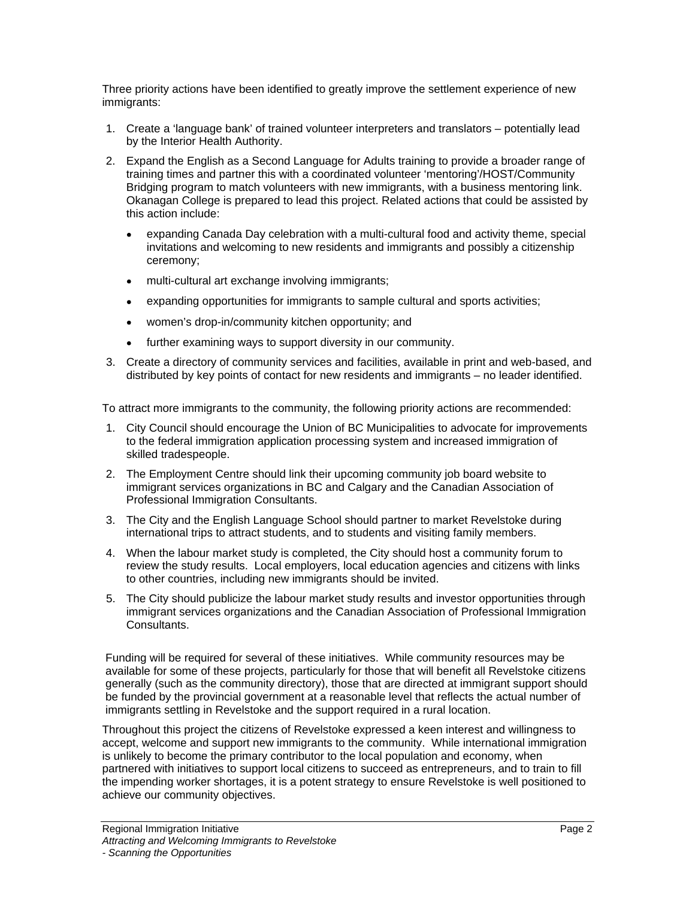Three priority actions have been identified to greatly improve the settlement experience of new immigrants:

1. Create a 'language bank' of trained volunteer interpreters and translators – potentially lead by the Interior Health Authority.
2. Expand the English as a Second Language for Adults training to provide a broader range of training times and partner this with a coordinated volunteer 'mentoring'/HOST/Community Bridging program to match volunteers with new immigrants, with a business mentoring link. Okanagan College is prepared to lead this project. Related actions that could be assisted by this action include:
   - expanding Canada Day celebration with a multi-cultural food and activity theme, special invitations and welcoming to new residents and immigrants and possibly a citizenship ceremony;
   - multi-cultural art exchange involving immigrants;
   - expanding opportunities for immigrants to sample cultural and sports activities;
   - women's drop-in/community kitchen opportunity; and
   - further examining ways to support diversity in our community.
3. Create a directory of community services and facilities, available in print and web-based, and distributed by key points of contact for new residents and immigrants – no leader identified.

To attract more immigrants to the community, the following priority actions are recommended:

1. City Council should encourage the Union of BC Municipalities to advocate for improvements to the federal immigration application processing system and increased immigration of skilled tradespeople.
2. The Employment Centre should link their upcoming community job board website to immigrant services organizations in BC and Calgary and the Canadian Association of Professional Immigration Consultants.
3. The City and the English Language School should partner to market Revelstoke during international trips to attract students, and to students and visiting family members.
4. When the labour market study is completed, the City should host a community forum to review the study results. Local employers, local education agencies and citizens with links to other countries, including new immigrants should be invited.
5. The City should publicize the labour market study results and investor opportunities through immigrant services organizations and the Canadian Association of Professional Immigration Consultants.

Funding will be required for several of these initiatives. While community resources may be available for some of these projects, particularly for those that will benefit all Revelstoke citizens generally (such as the community directory), those that are directed at immigrant support should be funded by the provincial government at a reasonable level that reflects the actual number of immigrants settling in Revelstoke and the support required in a rural location.

Throughout this project the citizens of Revelstoke expressed a keen interest and willingness to accept, welcome and support new immigrants to the community. While international immigration is unlikely to become the primary contributor to the local population and economy, when partnered with initiatives to support local citizens to succeed as entrepreneurs, and to train to fill the impending worker shortages, it is a potent strategy to ensure Revelstoke is well positioned to achieve our community objectives.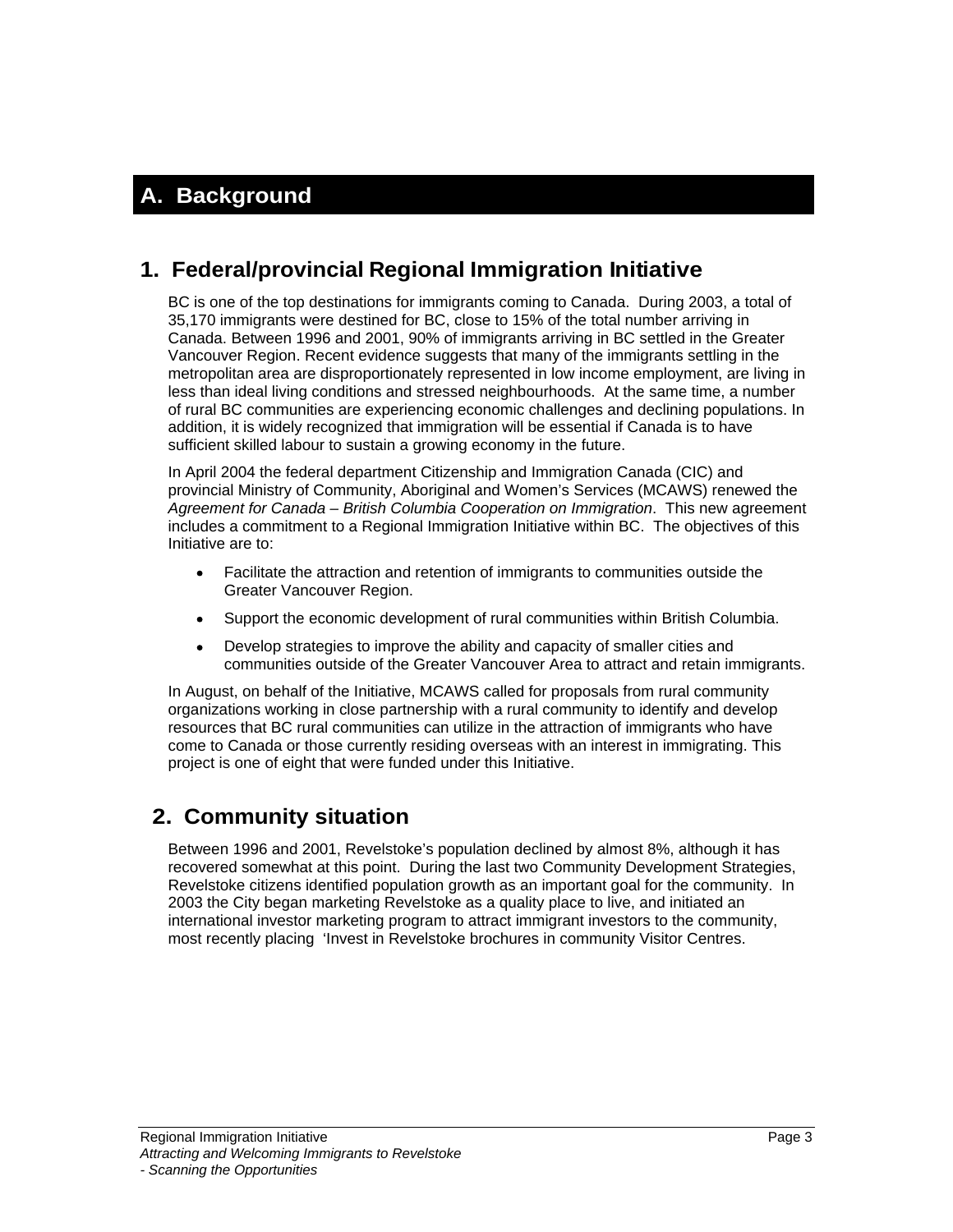# A. Background

## 1. Federal/provincial Regional Immigration Initiative

BC is one of the top destinations for immigrants coming to Canada. During 2003, a total of 35,170 immigrants were destined for BC, close to 15% of the total number arriving in Canada. Between 1996 and 2001, 90% of immigrants arriving in BC settled in the Greater Vancouver Region. Recent evidence suggests that many of the immigrants settling in the metropolitan area are disproportionately represented in low income employment, are living in less than ideal living conditions and stressed neighbourhoods. At the same time, a number of rural BC communities are experiencing economic challenges and declining populations. In addition, it is widely recognized that immigration will be essential if Canada is to have sufficient skilled labour to sustain a growing economy in the future.

In April 2004 the federal department Citizenship and Immigration Canada (CIC) and provincial Ministry of Community, Aboriginal and Women's Services (MCAWS) renewed the *Agreement for Canada – British Columbia Cooperation on Immigration*. This new agreement includes a commitment to a Regional Immigration Initiative within BC. The objectives of this Initiative are to:

- Facilitate the attraction and retention of immigrants to communities outside the Greater Vancouver Region.
- Support the economic development of rural communities within British Columbia.
- Develop strategies to improve the ability and capacity of smaller cities and communities outside of the Greater Vancouver Area to attract and retain immigrants.

In August, on behalf of the Initiative, MCAWS called for proposals from rural community organizations working in close partnership with a rural community to identify and develop resources that BC rural communities can utilize in the attraction of immigrants who have come to Canada or those currently residing overseas with an interest in immigrating. This project is one of eight that were funded under this Initiative.

## 2. Community situation

Between 1996 and 2001, Revelstoke's population declined by almost 8%, although it has recovered somewhat at this point. During the last two Community Development Strategies, Revelstoke citizens identified population growth as an important goal for the community. In 2003 the City began marketing Revelstoke as a quality place to live, and initiated an international investor marketing program to attract immigrant investors to the community, most recently placing 'Invest in Revelstoke brochures in community Visitor Centres.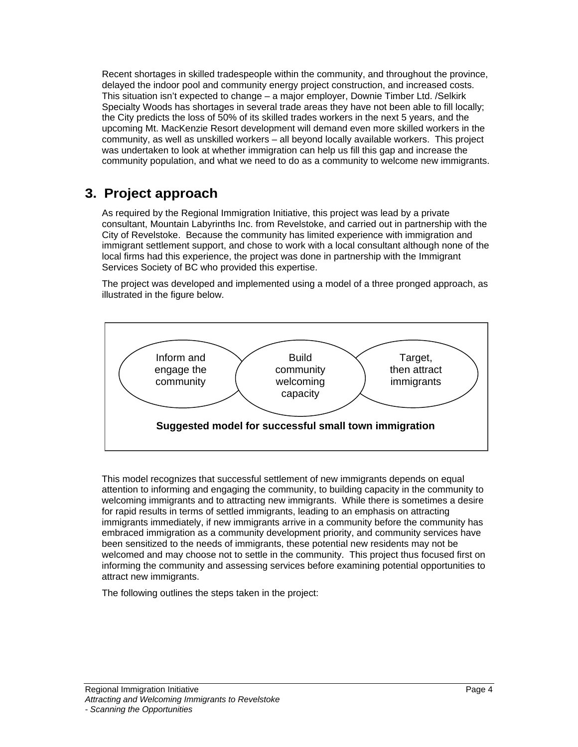Recent shortages in skilled tradespeople within the community, and throughout the province, delayed the indoor pool and community energy project construction, and increased costs. This situation isn't expected to change – a major employer, Downie Timber Ltd. /Selkirk Specialty Woods has shortages in several trade areas they have not been able to fill locally; the City predicts the loss of 50% of its skilled trades workers in the next 5 years, and the upcoming Mt. MacKenzie Resort development will demand even more skilled workers in the community, as well as unskilled workers – all beyond locally available workers. This project was undertaken to look at whether immigration can help us fill this gap and increase the community population, and what we need to do as a community to welcome new immigrants.

## 3. Project approach

As required by the Regional Immigration Initiative, this project was lead by a private consultant, Mountain Labyrinths Inc. from Revelstoke, and carried out in partnership with the City of Revelstoke. Because the community has limited experience with immigration and immigrant settlement support, and chose to work with a local consultant although none of the local firms had this experience, the project was done in partnership with the Immigrant Services Society of BC who provided this expertise.

The project was developed and implemented using a model of a three pronged approach, as illustrated in the figure below.

Inform and engage the community | Build community welcoming capacity | Target, then attract immigrants

**Suggested model for successful small town immigration**

This model recognizes that successful settlement of new immigrants depends on equal attention to informing and engaging the community, to building capacity in the community to welcoming immigrants and to attracting new immigrants. While there is sometimes a desire for rapid results in terms of settled immigrants, leading to an emphasis on attracting immigrants immediately, if new immigrants arrive in a community before the community has embraced immigration as a community development priority, and community services have been sensitized to the needs of immigrants, these potential new residents may not be welcomed and may choose not to settle in the community. This project thus focused first on informing the community and assessing services before examining potential opportunities to attract new immigrants.

The following outlines the steps taken in the project: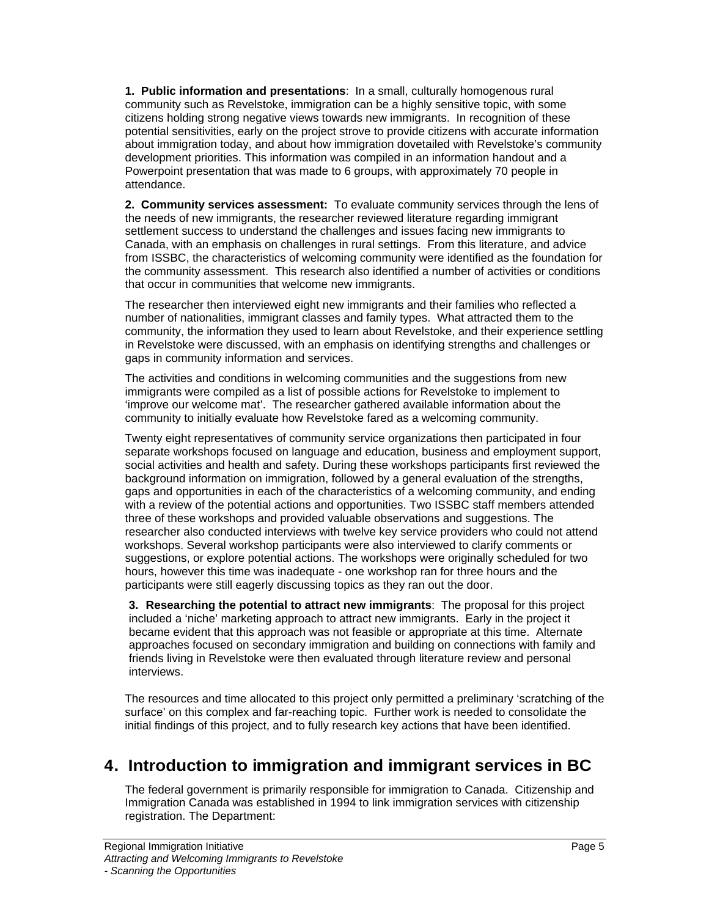**1. Public information and presentations**: In a small, culturally homogenous rural community such as Revelstoke, immigration can be a highly sensitive topic, with some citizens holding strong negative views towards new immigrants. In recognition of these potential sensitivities, early on the project strove to provide citizens with accurate information about immigration today, and about how immigration dovetailed with Revelstoke's community development priorities. This information was compiled in an information handout and a Powerpoint presentation that was made to 6 groups, with approximately 70 people in attendance.

**2. Community services assessment:** To evaluate community services through the lens of the needs of new immigrants, the researcher reviewed literature regarding immigrant settlement success to understand the challenges and issues facing new immigrants to Canada, with an emphasis on challenges in rural settings. From this literature, and advice from ISSBC, the characteristics of welcoming community were identified as the foundation for the community assessment. This research also identified a number of activities or conditions that occur in communities that welcome new immigrants.

The researcher then interviewed eight new immigrants and their families who reflected a number of nationalities, immigrant classes and family types. What attracted them to the community, the information they used to learn about Revelstoke, and their experience settling in Revelstoke were discussed, with an emphasis on identifying strengths and challenges or gaps in community information and services.

The activities and conditions in welcoming communities and the suggestions from new immigrants were compiled as a list of possible actions for Revelstoke to implement to 'improve our welcome mat'. The researcher gathered available information about the community to initially evaluate how Revelstoke fared as a welcoming community.

Twenty eight representatives of community service organizations then participated in four separate workshops focused on language and education, business and employment support, social activities and health and safety. During these workshops participants first reviewed the background information on immigration, followed by a general evaluation of the strengths, gaps and opportunities in each of the characteristics of a welcoming community, and ending with a review of the potential actions and opportunities. Two ISSBC staff members attended three of these workshops and provided valuable observations and suggestions. The researcher also conducted interviews with twelve key service providers who could not attend workshops. Several workshop participants were also interviewed to clarify comments or suggestions, or explore potential actions. The workshops were originally scheduled for two hours, however this time was inadequate - one workshop ran for three hours and the participants were still eagerly discussing topics as they ran out the door.

**3. Researching the potential to attract new immigrants**: The proposal for this project included a 'niche' marketing approach to attract new immigrants. Early in the project it became evident that this approach was not feasible or appropriate at this time. Alternate approaches focused on secondary immigration and building on connections with family and friends living in Revelstoke were then evaluated through literature review and personal interviews.

The resources and time allocated to this project only permitted a preliminary 'scratching of the surface' on this complex and far-reaching topic. Further work is needed to consolidate the initial findings of this project, and to fully research key actions that have been identified.

# 4. Introduction to immigration and immigrant services in BC

The federal government is primarily responsible for immigration to Canada. Citizenship and Immigration Canada was established in 1994 to link immigration services with citizenship registration. The Department: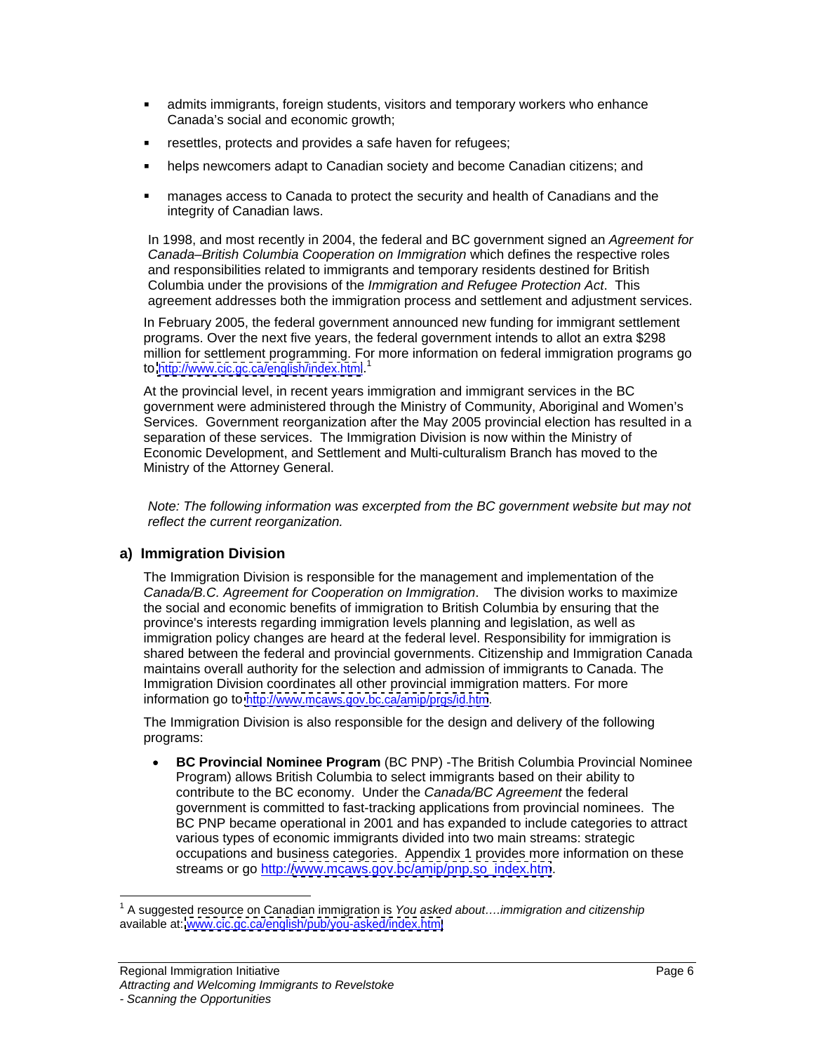- admits immigrants, foreign students, visitors and temporary workers who enhance Canada's social and economic growth;
- resettles, protects and provides a safe haven for refugees;
- helps newcomers adapt to Canadian society and become Canadian citizens; and
- manages access to Canada to protect the security and health of Canadians and the integrity of Canadian laws.

In 1998, and most recently in 2004, the federal and BC government signed an *Agreement for Canada–British Columbia Cooperation on Immigration* which defines the respective roles and responsibilities related to immigrants and temporary residents destined for British Columbia under the provisions of the *Immigration and Refugee Protection Act*. This agreement addresses both the immigration process and settlement and adjustment services.

In February 2005, the federal government announced new funding for immigrant settlement programs. Over the next five years, the federal government intends to allot an extra $298 million for settlement programming. For more information on federal immigration programs go to http://www.cic.gc.ca/english/index.html.[1]

At the provincial level, in recent years immigration and immigrant services in the BC government were administered through the Ministry of Community, Aboriginal and Women's Services. Government reorganization after the May 2005 provincial election has resulted in a separation of these services. The Immigration Division is now within the Ministry of Economic Development, and Settlement and Multi-culturalism Branch has moved to the Ministry of the Attorney General.

*Note: The following information was excerpted from the BC government website but may not reflect the current reorganization.*

### a) Immigration Division

The Immigration Division is responsible for the management and implementation of the *Canada/B.C. Agreement for Cooperation on Immigration*. The division works to maximize the social and economic benefits of immigration to British Columbia by ensuring that the province's interests regarding immigration levels planning and legislation, as well as immigration policy changes are heard at the federal level. Responsibility for immigration is shared between the federal and provincial governments. Citizenship and Immigration Canada maintains overall authority for the selection and admission of immigrants to Canada. The Immigration Division coordinates all other provincial immigration matters. For more information go to http://www.mcaws.gov.bc.ca/amip/prgs/id.htm.

The Immigration Division is also responsible for the design and delivery of the following programs:

- **BC Provincial Nominee Program** (BC PNP) -The British Columbia Provincial Nominee Program) allows British Columbia to select immigrants based on their ability to contribute to the BC economy. Under the *Canada/BC Agreement* the federal government is committed to fast-tracking applications from provincial nominees. The BC PNP became operational in 2001 and has expanded to include categories to attract various types of economic immigrants divided into two main streams: strategic occupations and business categories. Appendix 1 provides more information on these streams or go http://www.mcaws.gov.bc/amip/pnp.so_index.htm.

[1] A suggested resource on Canadian immigration is *You asked about….immigration and citizenship* available at: www.cic.gc.ca/english/pub/you-asked/index.html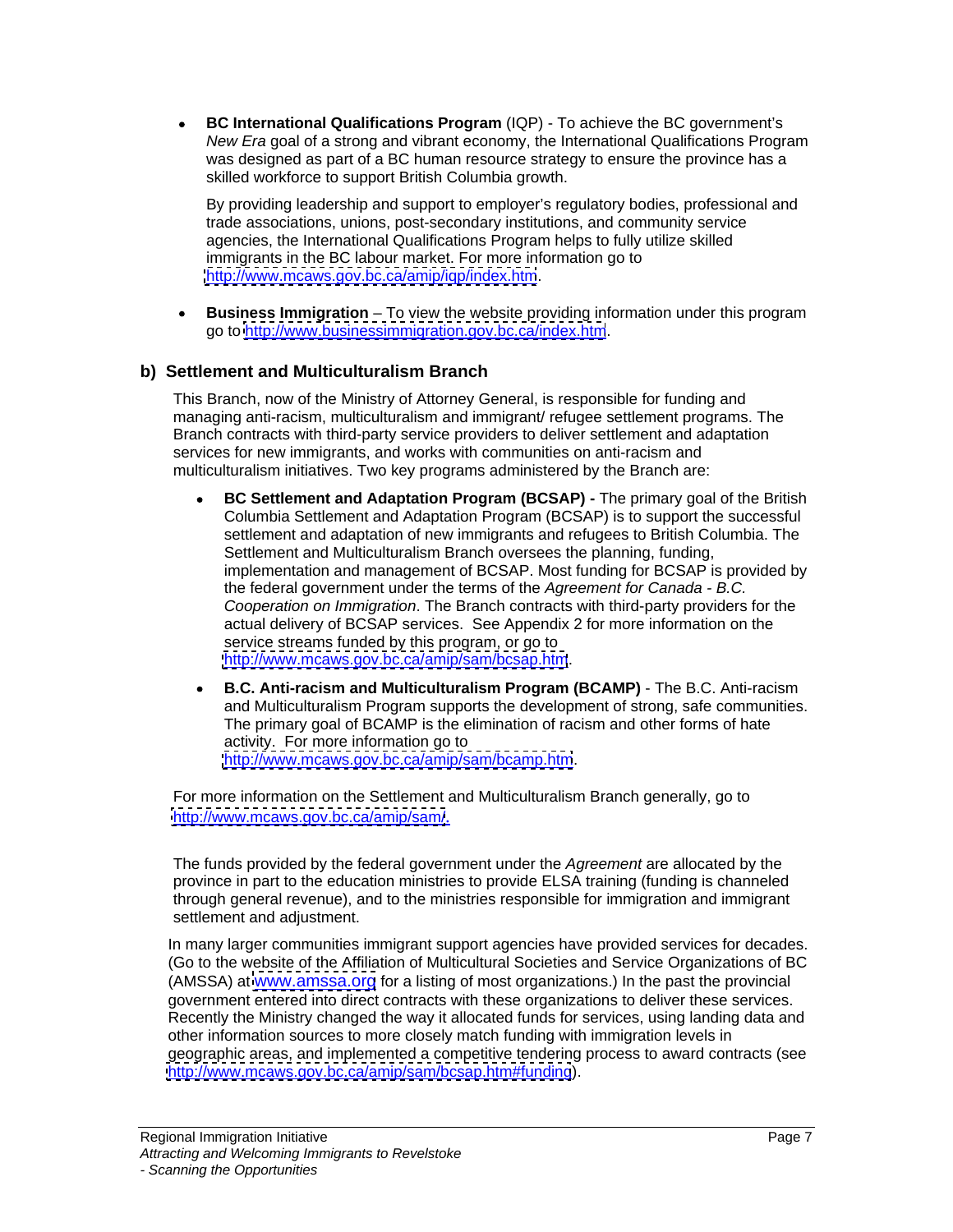- **BC International Qualifications Program** (IQP) - To achieve the BC government's *New Era* goal of a strong and vibrant economy, the International Qualifications Program was designed as part of a BC human resource strategy to ensure the province has a skilled workforce to support British Columbia growth.

  By providing leadership and support to employer's regulatory bodies, professional and trade associations, unions, post-secondary institutions, and community service agencies, the International Qualifications Program helps to fully utilize skilled immigrants in the BC labour market. For more information go to http://www.mcaws.gov.bc.ca/amip/iqp/index.htm.

- **Business Immigration** – To view the website providing information under this program go to http://www.businessimmigration.gov.bc.ca/index.htm.

### b) Settlement and Multiculturalism Branch

This Branch, now of the Ministry of Attorney General, is responsible for funding and managing anti-racism, multiculturalism and immigrant/ refugee settlement programs. The Branch contracts with third-party service providers to deliver settlement and adaptation services for new immigrants, and works with communities on anti-racism and multiculturalism initiatives. Two key programs administered by the Branch are:

- **BC Settlement and Adaptation Program (BCSAP) -** The primary goal of the British Columbia Settlement and Adaptation Program (BCSAP) is to support the successful settlement and adaptation of new immigrants and refugees to British Columbia. The Settlement and Multiculturalism Branch oversees the planning, funding, implementation and management of BCSAP. Most funding for BCSAP is provided by the federal government under the terms of the *Agreement for Canada - B.C. Cooperation on Immigration*. The Branch contracts with third-party providers for the actual delivery of BCSAP services. See Appendix 2 for more information on the service streams funded by this program, or go to http://www.mcaws.gov.bc.ca/amip/sam/bcsap.htm.
- **B.C. Anti-racism and Multiculturalism Program (BCAMP)** - The B.C. Anti-racism and Multiculturalism Program supports the development of strong, safe communities. The primary goal of BCAMP is the elimination of racism and other forms of hate activity. For more information go to http://www.mcaws.gov.bc.ca/amip/sam/bcamp.htm.

For more information on the Settlement and Multiculturalism Branch generally, go to http://www.mcaws.gov.bc.ca/amip/sam/.

The funds provided by the federal government under the *Agreement* are allocated by the province in part to the education ministries to provide ELSA training (funding is channeled through general revenue), and to the ministries responsible for immigration and immigrant settlement and adjustment.

In many larger communities immigrant support agencies have provided services for decades. (Go to the website of the Affiliation of Multicultural Societies and Service Organizations of BC (AMSSA) at www.amssa.org for a listing of most organizations.) In the past the provincial government entered into direct contracts with these organizations to deliver these services. Recently the Ministry changed the way it allocated funds for services, using landing data and other information sources to more closely match funding with immigration levels in geographic areas, and implemented a competitive tendering process to award contracts (see http://www.mcaws.gov.bc.ca/amip/sam/bcsap.htm#funding).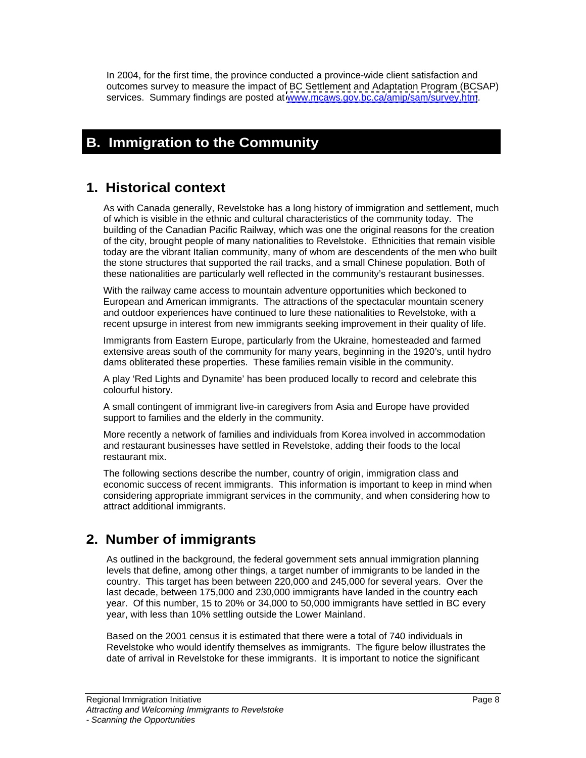In 2004, for the first time, the province conducted a province-wide client satisfaction and outcomes survey to measure the impact of BC Settlement and Adaptation Program (BCSAP) services. Summary findings are posted at www.mcaws.gov.bc.ca/amip/sam/survey.htm.

# B. Immigration to the Community

## 1. Historical context

As with Canada generally, Revelstoke has a long history of immigration and settlement, much of which is visible in the ethnic and cultural characteristics of the community today. The building of the Canadian Pacific Railway, which was one the original reasons for the creation of the city, brought people of many nationalities to Revelstoke. Ethnicities that remain visible today are the vibrant Italian community, many of whom are descendents of the men who built the stone structures that supported the rail tracks, and a small Chinese population. Both of these nationalities are particularly well reflected in the community's restaurant businesses.

With the railway came access to mountain adventure opportunities which beckoned to European and American immigrants. The attractions of the spectacular mountain scenery and outdoor experiences have continued to lure these nationalities to Revelstoke, with a recent upsurge in interest from new immigrants seeking improvement in their quality of life.

Immigrants from Eastern Europe, particularly from the Ukraine, homesteaded and farmed extensive areas south of the community for many years, beginning in the 1920's, until hydro dams obliterated these properties. These families remain visible in the community.

A play 'Red Lights and Dynamite' has been produced locally to record and celebrate this colourful history.

A small contingent of immigrant live-in caregivers from Asia and Europe have provided support to families and the elderly in the community.

More recently a network of families and individuals from Korea involved in accommodation and restaurant businesses have settled in Revelstoke, adding their foods to the local restaurant mix.

The following sections describe the number, country of origin, immigration class and economic success of recent immigrants. This information is important to keep in mind when considering appropriate immigrant services in the community, and when considering how to attract additional immigrants.

## 2. Number of immigrants

As outlined in the background, the federal government sets annual immigration planning levels that define, among other things, a target number of immigrants to be landed in the country. This target has been between 220,000 and 245,000 for several years. Over the last decade, between 175,000 and 230,000 immigrants have landed in the country each year. Of this number, 15 to 20% or 34,000 to 50,000 immigrants have settled in BC every year, with less than 10% settling outside the Lower Mainland.

Based on the 2001 census it is estimated that there were a total of 740 individuals in Revelstoke who would identify themselves as immigrants. The figure below illustrates the date of arrival in Revelstoke for these immigrants. It is important to notice the significant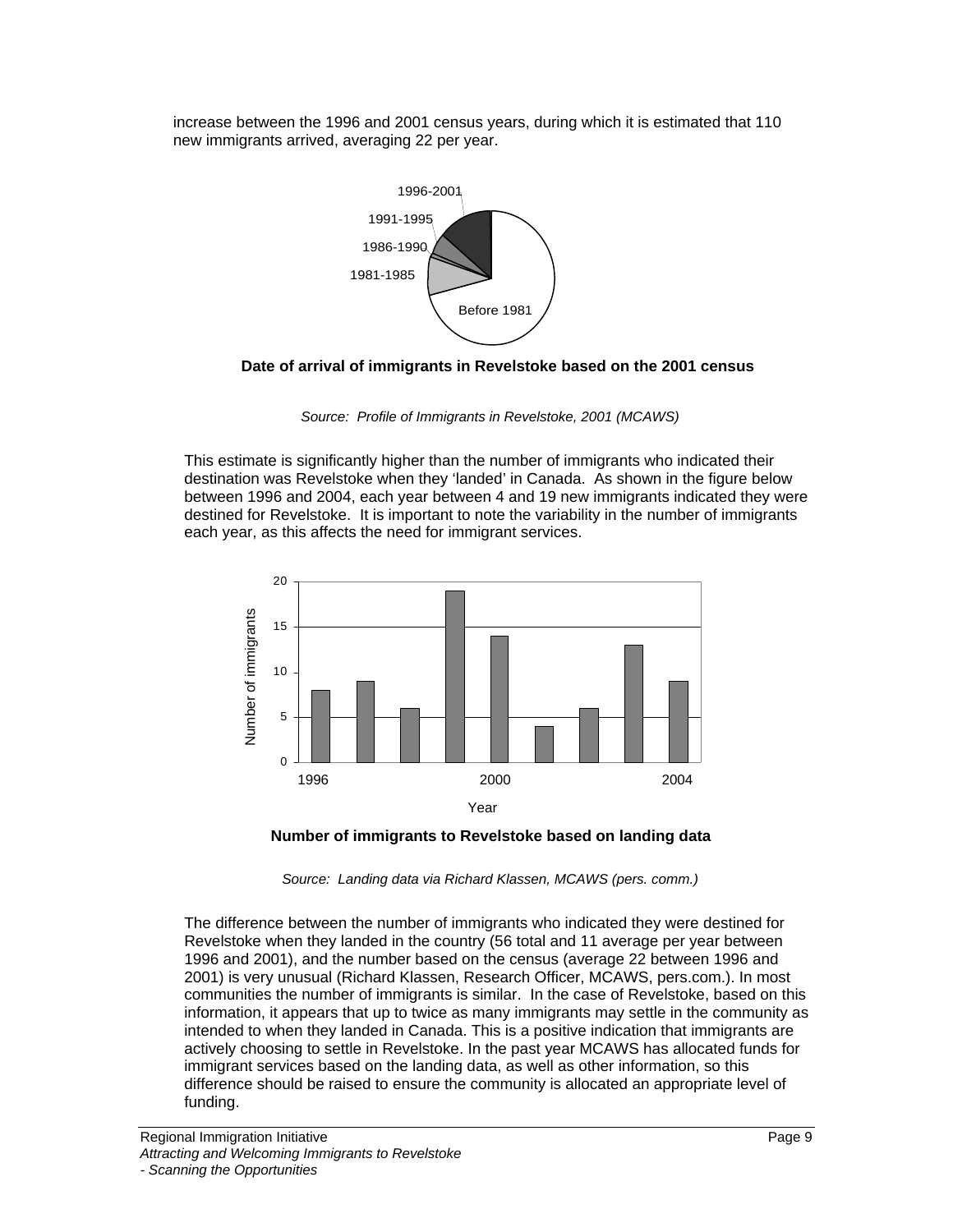increase between the 1996 and 2001 census years, during which it is estimated that 110 new immigrants arrived, averaging 22 per year.

**Date of arrival of immigrants in Revelstoke based on the 2001 census**

*Source: Profile of Immigrants in Revelstoke, 2001 (MCAWS)*

This estimate is significantly higher than the number of immigrants who indicated their destination was Revelstoke when they 'landed' in Canada. As shown in the figure below between 1996 and 2004, each year between 4 and 19 new immigrants indicated they were destined for Revelstoke. It is important to note the variability in the number of immigrants each year, as this affects the need for immigrant services.

**Number of immigrants to Revelstoke based on landing data**

*Source: Landing data via Richard Klassen, MCAWS (pers. comm.)*

The difference between the number of immigrants who indicated they were destined for Revelstoke when they landed in the country (56 total and 11 average per year between 1996 and 2001), and the number based on the census (average 22 between 1996 and 2001) is very unusual (Richard Klassen, Research Officer, MCAWS, pers.com.). In most communities the number of immigrants is similar. In the case of Revelstoke, based on this information, it appears that up to twice as many immigrants may settle in the community as intended to when they landed in Canada. This is a positive indication that immigrants are actively choosing to settle in Revelstoke. In the past year MCAWS has allocated funds for immigrant services based on the landing data, as well as other information, so this difference should be raised to ensure the community is allocated an appropriate level of funding.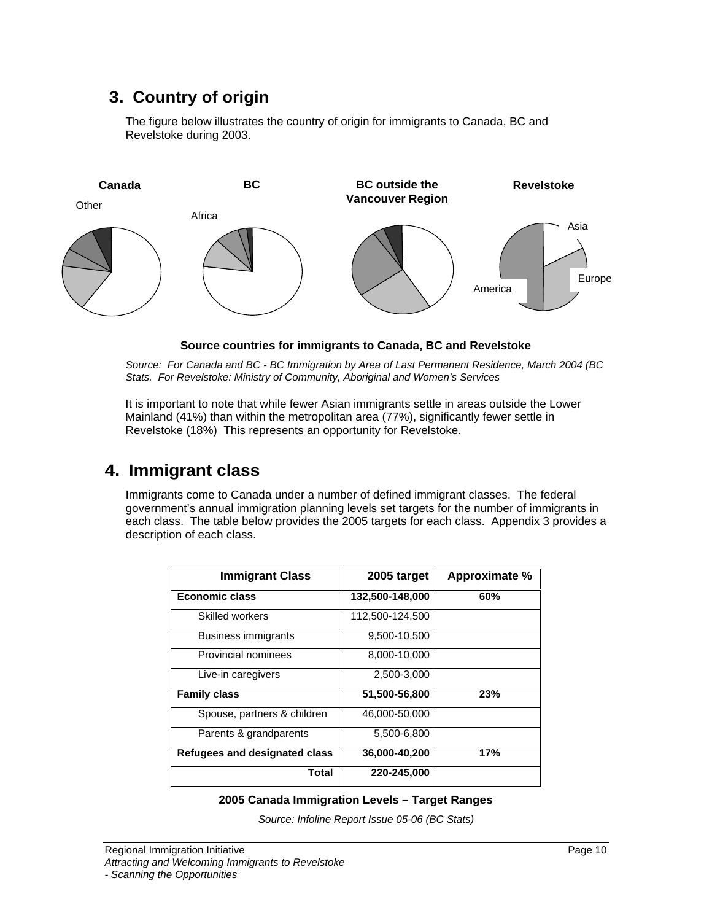## 3. Country of origin

The figure below illustrates the country of origin for immigrants to Canada, BC and Revelstoke during 2003.

**Source countries for immigrants to Canada, BC and Revelstoke**

*Source: For Canada and BC - BC Immigration by Area of Last Permanent Residence, March 2004 (BC Stats. For Revelstoke: Ministry of Community, Aboriginal and Women's Services*

It is important to note that while fewer Asian immigrants settle in areas outside the Lower Mainland (41%) than within the metropolitan area (77%), significantly fewer settle in Revelstoke (18%) This represents an opportunity for Revelstoke.

## 4. Immigrant class

Immigrants come to Canada under a number of defined immigrant classes. The federal government's annual immigration planning levels set targets for the number of immigrants in each class. The table below provides the 2005 targets for each class. Appendix 3 provides a description of each class.

| Immigrant Class | 2005 target | Approximate % |
|---|---|---|
| **Economic class** | **132,500-148,000** | **60%** |
| Skilled workers | 112,500-124,500 | |
| Business immigrants | 9,500-10,500 | |
| Provincial nominees | 8,000-10,000 | |
| Live-in caregivers | 2,500-3,000 | |
| **Family class** | **51,500-56,800** | **23%** |
| Spouse, partners & children | 46,000-50,000 | |
| Parents & grandparents | 5,500-6,800 | |
| **Refugees and designated class** | **36,000-40,200** | **17%** |
| **Total** | **220-245,000** | |

**2005 Canada Immigration Levels – Target Ranges**

*Source: Infoline Report Issue 05-06 (BC Stats)*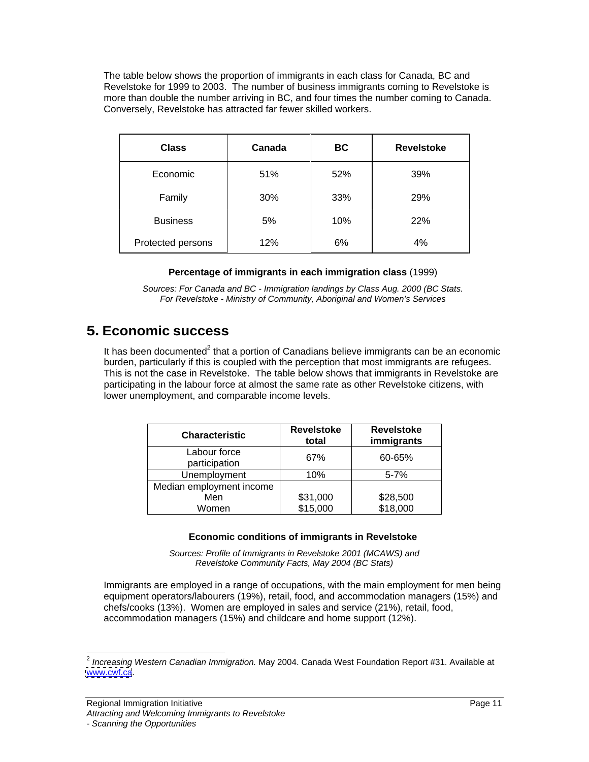The table below shows the proportion of immigrants in each class for Canada, BC and Revelstoke for 1999 to 2003. The number of business immigrants coming to Revelstoke is more than double the number arriving in BC, and four times the number coming to Canada. Conversely, Revelstoke has attracted far fewer skilled workers.

| Class | Canada | BC | Revelstoke |
|---|---|---|---|
| Economic | 51% | 52% | 39% |
| Family | 30% | 33% | 29% |
| Business | 5% | 10% | 22% |
| Protected persons | 12% | 6% | 4% |

**Percentage of immigrants in each immigration class** (1999)

*Sources: For Canada and BC - Immigration landings by Class Aug. 2000 (BC Stats. For Revelstoke - Ministry of Community, Aboriginal and Women's Services*

## 5. Economic success

It has been documented[2] that a portion of Canadians believe immigrants can be an economic burden, particularly if this is coupled with the perception that most immigrants are refugees. This is not the case in Revelstoke. The table below shows that immigrants in Revelstoke are participating in the labour force at almost the same rate as other Revelstoke citizens, with lower unemployment, and comparable income levels.

| Characteristic | Revelstoke total | Revelstoke immigrants |
|---|---|---|
| Labour force participation | 67% | 60-65% |
| Unemployment | 10% | 5-7% |
| Median employment income | | |
| Men | $31,000 | $28,500 |
| Women | $15,000 | $18,000 |

**Economic conditions of immigrants in Revelstoke**

*Sources: Profile of Immigrants in Revelstoke 2001 (MCAWS) and Revelstoke Community Facts, May 2004 (BC Stats)*

Immigrants are employed in a range of occupations, with the main employment for men being equipment operators/labourers (19%), retail, food, and accommodation managers (15%) and chefs/cooks (13%). Women are employed in sales and service (21%), retail, food, accommodation managers (15%) and childcare and home support (12%).

[2] *Increasing Western Canadian Immigration.* May 2004. Canada West Foundation Report #31. Available at www.cwf.ca.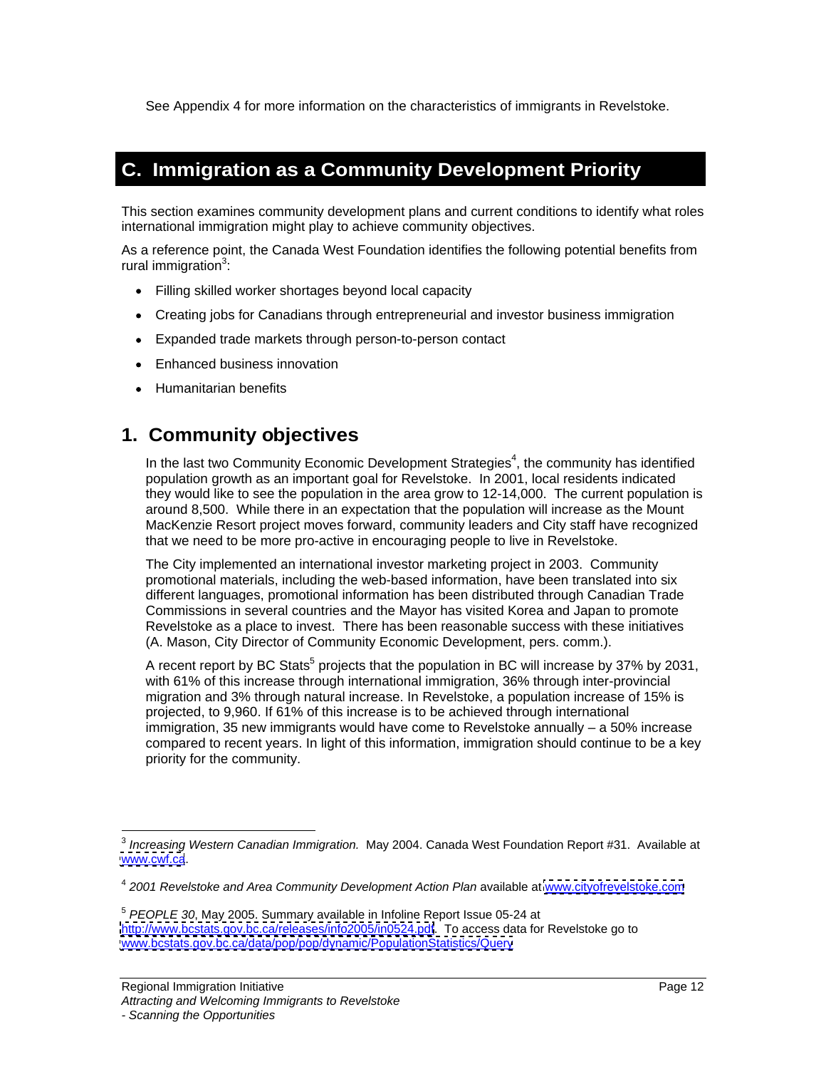See Appendix 4 for more information on the characteristics of immigrants in Revelstoke.

# C. Immigration as a Community Development Priority

This section examines community development plans and current conditions to identify what roles international immigration might play to achieve community objectives.

As a reference point, the Canada West Foundation identifies the following potential benefits from rural immigration[3]:

- Filling skilled worker shortages beyond local capacity
- Creating jobs for Canadians through entrepreneurial and investor business immigration
- Expanded trade markets through person-to-person contact
- Enhanced business innovation
- Humanitarian benefits

## 1. Community objectives

In the last two Community Economic Development Strategies[4], the community has identified population growth as an important goal for Revelstoke. In 2001, local residents indicated they would like to see the population in the area grow to 12-14,000. The current population is around 8,500. While there in an expectation that the population will increase as the Mount MacKenzie Resort project moves forward, community leaders and City staff have recognized that we need to be more pro-active in encouraging people to live in Revelstoke.

The City implemented an international investor marketing project in 2003. Community promotional materials, including the web-based information, have been translated into six different languages, promotional information has been distributed through Canadian Trade Commissions in several countries and the Mayor has visited Korea and Japan to promote Revelstoke as a place to invest. There has been reasonable success with these initiatives (A. Mason, City Director of Community Economic Development, pers. comm.).

A recent report by BC Stats[5] projects that the population in BC will increase by 37% by 2031, with 61% of this increase through international immigration, 36% through inter-provincial migration and 3% through natural increase. In Revelstoke, a population increase of 15% is projected, to 9,960. If 61% of this increase is to be achieved through international immigration, 35 new immigrants would have come to Revelstoke annually – a 50% increase compared to recent years. In light of this information, immigration should continue to be a key priority for the community.

---

[3] *Increasing Western Canadian Immigration.* May 2004. Canada West Foundation Report #31. Available at www.cwf.ca.

[4] *2001 Revelstoke and Area Community Development Action Plan* available at www.cityofrevelstoke.com

[5] *PEOPLE 30*, May 2005. Summary available in Infoline Report Issue 05-24 at http://www.bcstats.gov.bc.ca/releases/info2005/in0524.pdf. To access data for Revelstoke go to www.bcstats.gov.bc.ca/data/pop/pop/dynamic/PopulationStatistics/Query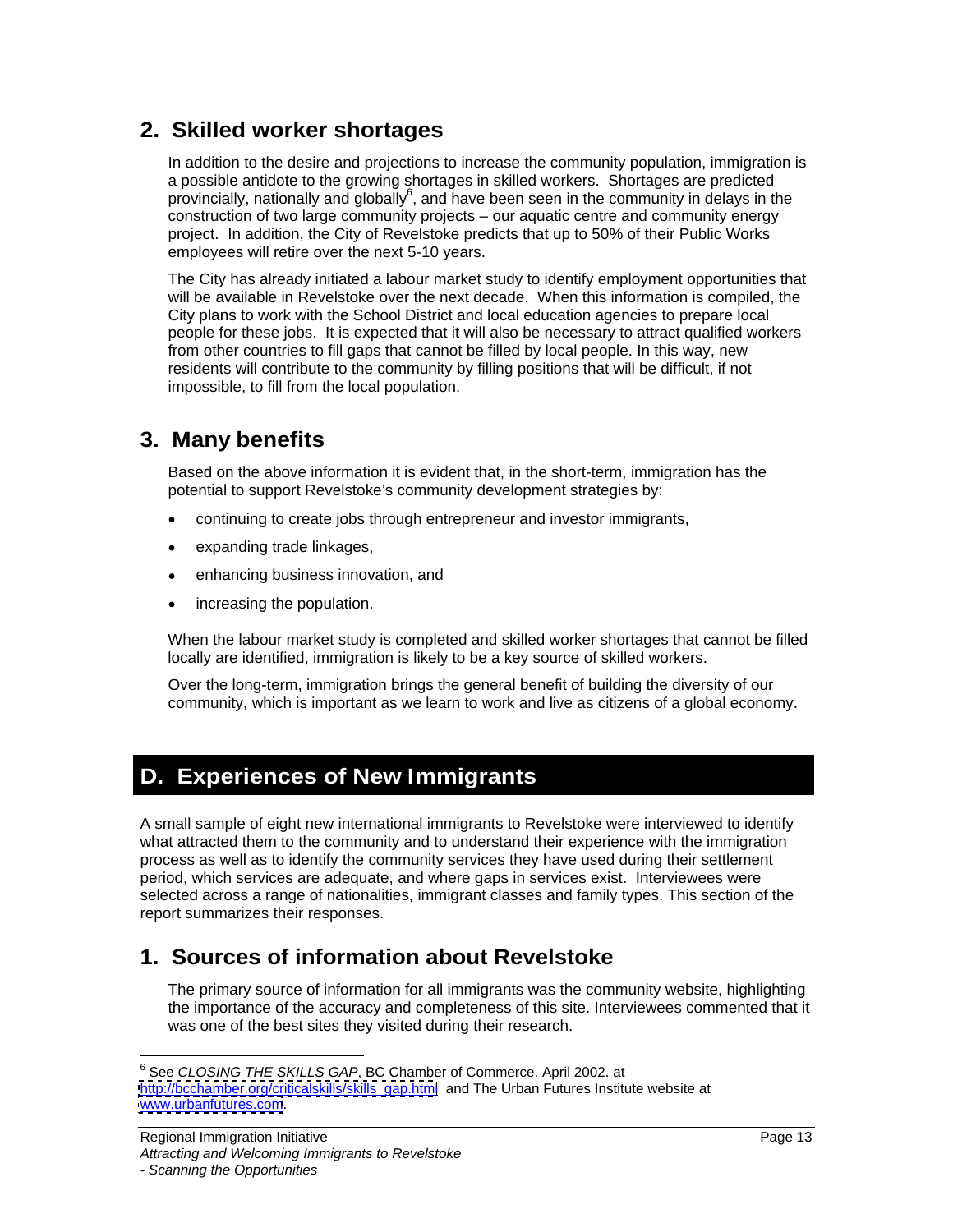## 2. Skilled worker shortages

In addition to the desire and projections to increase the community population, immigration is a possible antidote to the growing shortages in skilled workers. Shortages are predicted provincially, nationally and globally[6], and have been seen in the community in delays in the construction of two large community projects – our aquatic centre and community energy project. In addition, the City of Revelstoke predicts that up to 50% of their Public Works employees will retire over the next 5-10 years.

The City has already initiated a labour market study to identify employment opportunities that will be available in Revelstoke over the next decade. When this information is compiled, the City plans to work with the School District and local education agencies to prepare local people for these jobs. It is expected that it will also be necessary to attract qualified workers from other countries to fill gaps that cannot be filled by local people. In this way, new residents will contribute to the community by filling positions that will be difficult, if not impossible, to fill from the local population.

## 3. Many benefits

Based on the above information it is evident that, in the short-term, immigration has the potential to support Revelstoke's community development strategies by:

- continuing to create jobs through entrepreneur and investor immigrants,
- expanding trade linkages,
- enhancing business innovation, and
- increasing the population.

When the labour market study is completed and skilled worker shortages that cannot be filled locally are identified, immigration is likely to be a key source of skilled workers.

Over the long-term, immigration brings the general benefit of building the diversity of our community, which is important as we learn to work and live as citizens of a global economy.

# D. Experiences of New Immigrants

A small sample of eight new international immigrants to Revelstoke were interviewed to identify what attracted them to the community and to understand their experience with the immigration process as well as to identify the community services they have used during their settlement period, which services are adequate, and where gaps in services exist. Interviewees were selected across a range of nationalities, immigrant classes and family types. This section of the report summarizes their responses.

## 1. Sources of information about Revelstoke

The primary source of information for all immigrants was the community website, highlighting the importance of the accuracy and completeness of this site. Interviewees commented that it was one of the best sites they visited during their research.

---

[6] See *CLOSING THE SKILLS GAP*, BC Chamber of Commerce. April 2002. at http://bcchamber.org/criticalskills/skills_gap.html and The Urban Futures Institute website at www.urbanfutures.com.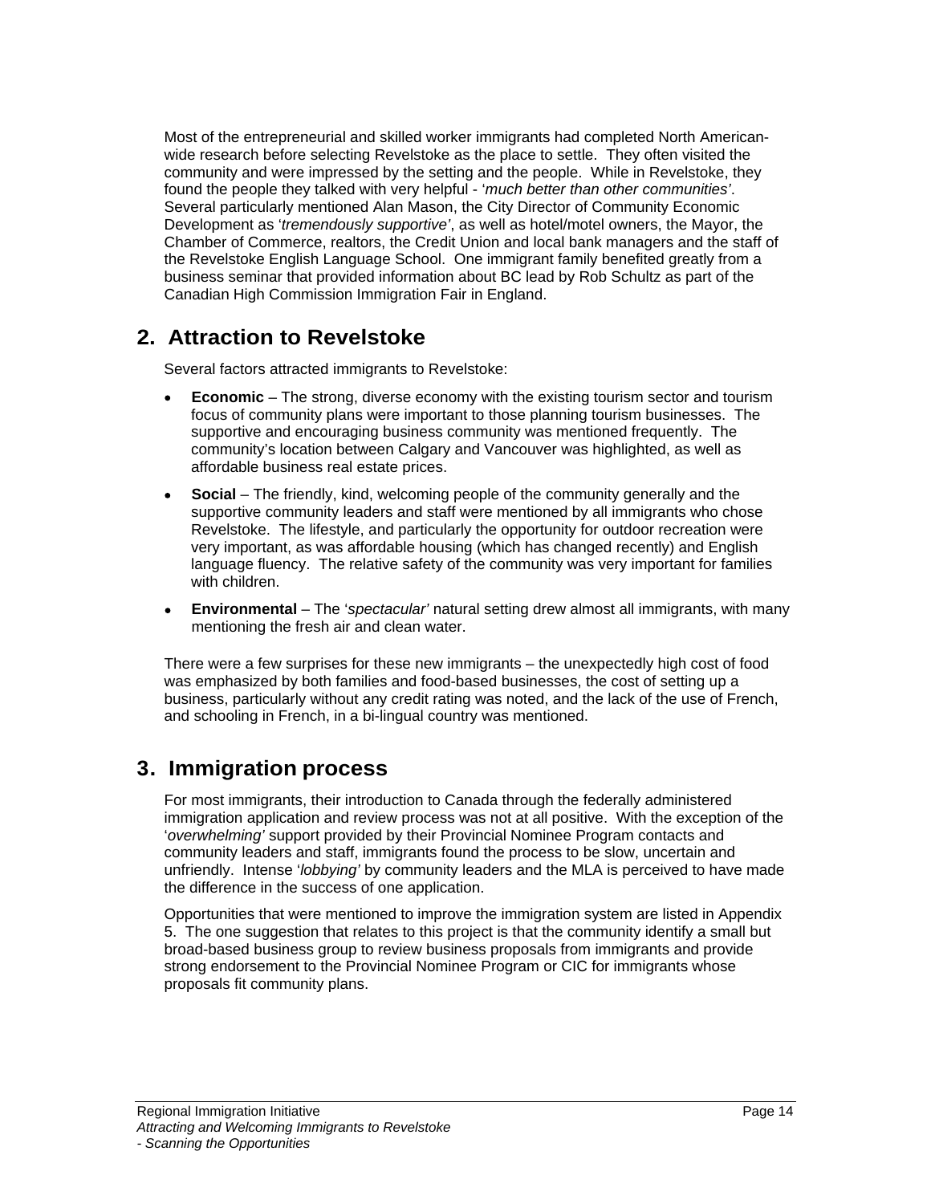Most of the entrepreneurial and skilled worker immigrants had completed North American-wide research before selecting Revelstoke as the place to settle. They often visited the community and were impressed by the setting and the people. While in Revelstoke, they found the people they talked with very helpful - '*much better than other communities'*. Several particularly mentioned Alan Mason, the City Director of Community Economic Development as '*tremendously supportive'*, as well as hotel/motel owners, the Mayor, the Chamber of Commerce, realtors, the Credit Union and local bank managers and the staff of the Revelstoke English Language School. One immigrant family benefited greatly from a business seminar that provided information about BC lead by Rob Schultz as part of the Canadian High Commission Immigration Fair in England.

## 2. Attraction to Revelstoke

Several factors attracted immigrants to Revelstoke:

- **Economic** – The strong, diverse economy with the existing tourism sector and tourism focus of community plans were important to those planning tourism businesses. The supportive and encouraging business community was mentioned frequently. The community's location between Calgary and Vancouver was highlighted, as well as affordable business real estate prices.
- **Social** – The friendly, kind, welcoming people of the community generally and the supportive community leaders and staff were mentioned by all immigrants who chose Revelstoke. The lifestyle, and particularly the opportunity for outdoor recreation were very important, as was affordable housing (which has changed recently) and English language fluency. The relative safety of the community was very important for families with children.
- **Environmental** – The '*spectacular'* natural setting drew almost all immigrants, with many mentioning the fresh air and clean water.

There were a few surprises for these new immigrants – the unexpectedly high cost of food was emphasized by both families and food-based businesses, the cost of setting up a business, particularly without any credit rating was noted, and the lack of the use of French, and schooling in French, in a bi-lingual country was mentioned.

## 3. Immigration process

For most immigrants, their introduction to Canada through the federally administered immigration application and review process was not at all positive. With the exception of the '*overwhelming'* support provided by their Provincial Nominee Program contacts and community leaders and staff, immigrants found the process to be slow, uncertain and unfriendly. Intense '*lobbying'* by community leaders and the MLA is perceived to have made the difference in the success of one application.

Opportunities that were mentioned to improve the immigration system are listed in Appendix 5. The one suggestion that relates to this project is that the community identify a small but broad-based business group to review business proposals from immigrants and provide strong endorsement to the Provincial Nominee Program or CIC for immigrants whose proposals fit community plans.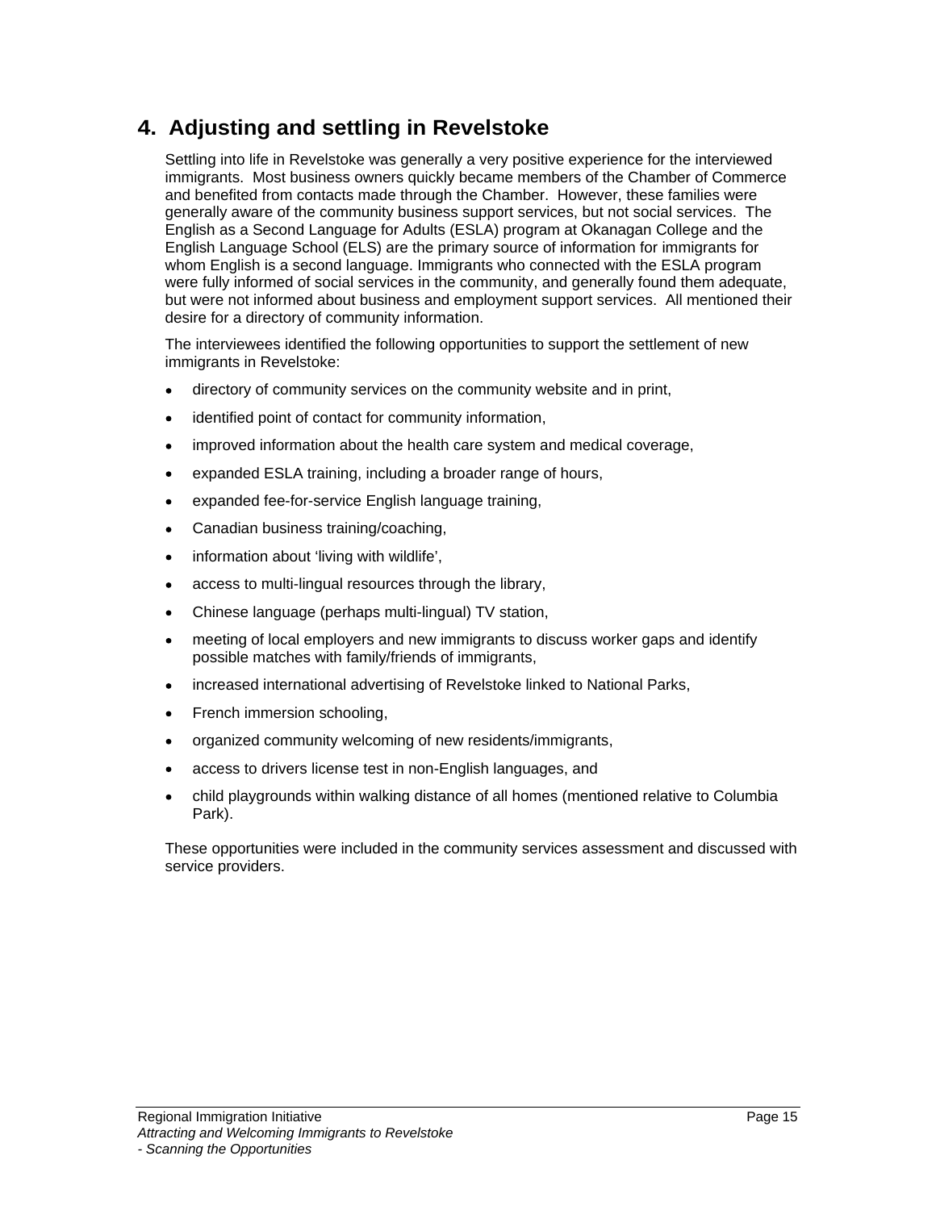# 4. Adjusting and settling in Revelstoke

Settling into life in Revelstoke was generally a very positive experience for the interviewed immigrants. Most business owners quickly became members of the Chamber of Commerce and benefited from contacts made through the Chamber. However, these families were generally aware of the community business support services, but not social services. The English as a Second Language for Adults (ESLA) program at Okanagan College and the English Language School (ELS) are the primary source of information for immigrants for whom English is a second language. Immigrants who connected with the ESLA program were fully informed of social services in the community, and generally found them adequate, but were not informed about business and employment support services. All mentioned their desire for a directory of community information.

The interviewees identified the following opportunities to support the settlement of new immigrants in Revelstoke:

- directory of community services on the community website and in print,
- identified point of contact for community information,
- improved information about the health care system and medical coverage,
- expanded ESLA training, including a broader range of hours,
- expanded fee-for-service English language training,
- Canadian business training/coaching,
- information about 'living with wildlife',
- access to multi-lingual resources through the library,
- Chinese language (perhaps multi-lingual) TV station,
- meeting of local employers and new immigrants to discuss worker gaps and identify possible matches with family/friends of immigrants,
- increased international advertising of Revelstoke linked to National Parks,
- French immersion schooling,
- organized community welcoming of new residents/immigrants,
- access to drivers license test in non-English languages, and
- child playgrounds within walking distance of all homes (mentioned relative to Columbia Park).

These opportunities were included in the community services assessment and discussed with service providers.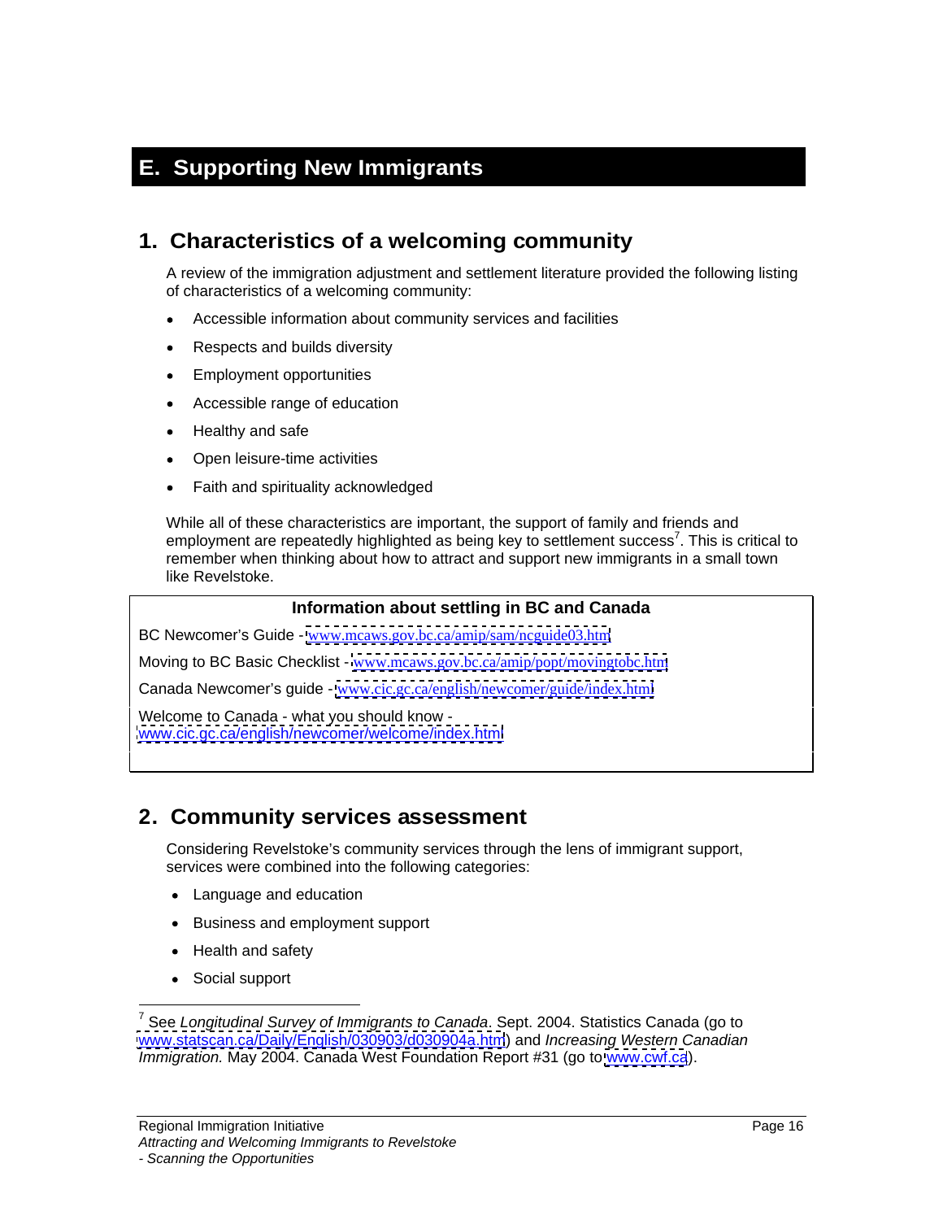# E. Supporting New Immigrants

## 1. Characteristics of a welcoming community

A review of the immigration adjustment and settlement literature provided the following listing of characteristics of a welcoming community:

- Accessible information about community services and facilities
- Respects and builds diversity
- Employment opportunities
- Accessible range of education
- Healthy and safe
- Open leisure-time activities
- Faith and spirituality acknowledged

While all of these characteristics are important, the support of family and friends and employment are repeatedly highlighted as being key to settlement success[7]. This is critical to remember when thinking about how to attract and support new immigrants in a small town like Revelstoke.

**Information about settling in BC and Canada**

BC Newcomer's Guide - www.mcaws.gov.bc.ca/amip/sam/ncguide03.htm

Moving to BC Basic Checklist - www.mcaws.gov.bc.ca/amip/popt/movingtobc.htm

Canada Newcomer's guide - www.cic.gc.ca/english/newcomer/guide/index.html

Welcome to Canada - what you should know - www.cic.gc.ca/english/newcomer/welcome/index.html

## 2. Community services assessment

Considering Revelstoke's community services through the lens of immigrant support, services were combined into the following categories:

- Language and education
- Business and employment support
- Health and safety
- Social support

[7] See *Longitudinal Survey of Immigrants to Canada*. Sept. 2004. Statistics Canada (go to www.statscan.ca/Daily/English/030903/d030904a.htm) and *Increasing Western Canadian Immigration.* May 2004. Canada West Foundation Report #31 (go to www.cwf.ca).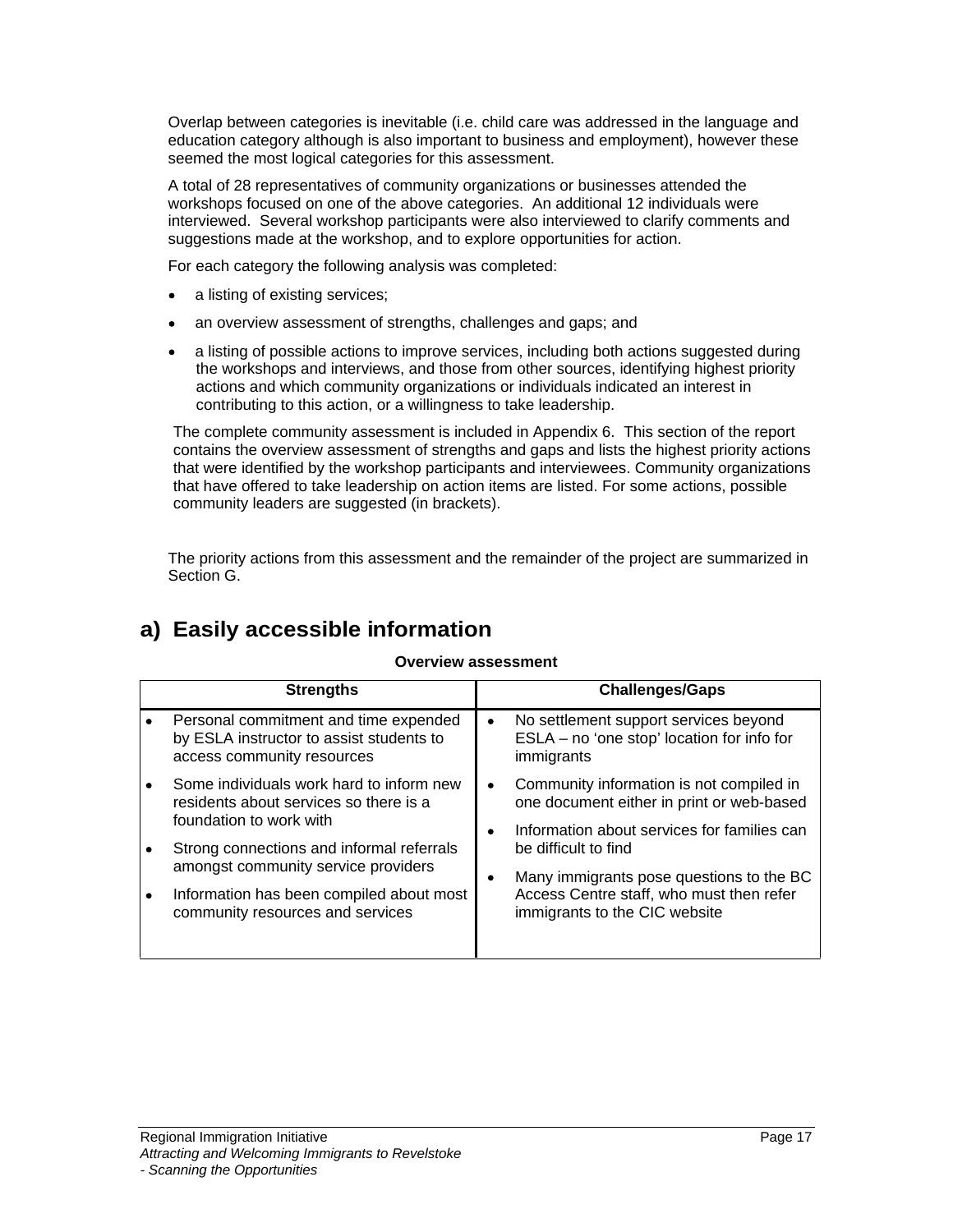Overlap between categories is inevitable (i.e. child care was addressed in the language and education category although is also important to business and employment), however these seemed the most logical categories for this assessment.

A total of 28 representatives of community organizations or businesses attended the workshops focused on one of the above categories. An additional 12 individuals were interviewed. Several workshop participants were also interviewed to clarify comments and suggestions made at the workshop, and to explore opportunities for action.

For each category the following analysis was completed:

- a listing of existing services;
- an overview assessment of strengths, challenges and gaps; and
- a listing of possible actions to improve services, including both actions suggested during the workshops and interviews, and those from other sources, identifying highest priority actions and which community organizations or individuals indicated an interest in contributing to this action, or a willingness to take leadership.

The complete community assessment is included in Appendix 6. This section of the report contains the overview assessment of strengths and gaps and lists the highest priority actions that were identified by the workshop participants and interviewees. Community organizations that have offered to take leadership on action items are listed. For some actions, possible community leaders are suggested (in brackets).

The priority actions from this assessment and the remainder of the project are summarized in Section G.

## a) Easily accessible information

**Overview assessment**

| Strengths | Challenges/Gaps |
|---|---|
| • Personal commitment and time expended by ESLA instructor to assist students to access community resources<br>• Some individuals work hard to inform new residents about services so there is a foundation to work with<br>• Strong connections and informal referrals amongst community service providers<br>• Information has been compiled about most community resources and services | • No settlement support services beyond ESLA – no 'one stop' location for info for immigrants<br>• Community information is not compiled in one document either in print or web-based<br>• Information about services for families can be difficult to find<br>• Many immigrants pose questions to the BC Access Centre staff, who must then refer immigrants to the CIC website |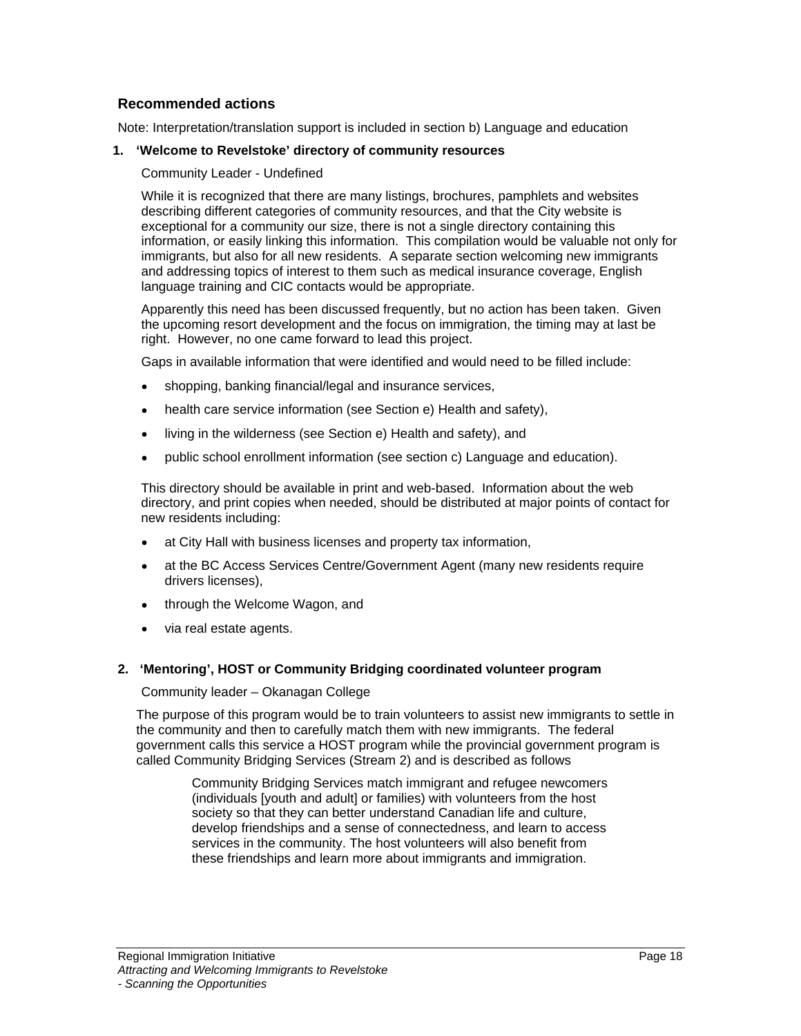### Recommended actions

Note: Interpretation/translation support is included in section b) Language and education

**1. 'Welcome to Revelstoke' directory of community resources**

Community Leader - Undefined

While it is recognized that there are many listings, brochures, pamphlets and websites describing different categories of community resources, and that the City website is exceptional for a community our size, there is not a single directory containing this information, or easily linking this information. This compilation would be valuable not only for immigrants, but also for all new residents. A separate section welcoming new immigrants and addressing topics of interest to them such as medical insurance coverage, English language training and CIC contacts would be appropriate.

Apparently this need has been discussed frequently, but no action has been taken. Given the upcoming resort development and the focus on immigration, the timing may at last be right. However, no one came forward to lead this project.

Gaps in available information that were identified and would need to be filled include:

- shopping, banking financial/legal and insurance services,
- health care service information (see Section e) Health and safety),
- living in the wilderness (see Section e) Health and safety), and
- public school enrollment information (see section c) Language and education).

This directory should be available in print and web-based. Information about the web directory, and print copies when needed, should be distributed at major points of contact for new residents including:

- at City Hall with business licenses and property tax information,
- at the BC Access Services Centre/Government Agent (many new residents require drivers licenses),
- through the Welcome Wagon, and
- via real estate agents.

**2. 'Mentoring', HOST or Community Bridging coordinated volunteer program**

Community leader – Okanagan College

The purpose of this program would be to train volunteers to assist new immigrants to settle in the community and then to carefully match them with new immigrants. The federal government calls this service a HOST program while the provincial government program is called Community Bridging Services (Stream 2) and is described as follows

> Community Bridging Services match immigrant and refugee newcomers (individuals [youth and adult] or families) with volunteers from the host society so that they can better understand Canadian life and culture, develop friendships and a sense of connectedness, and learn to access services in the community. The host volunteers will also benefit from these friendships and learn more about immigrants and immigration.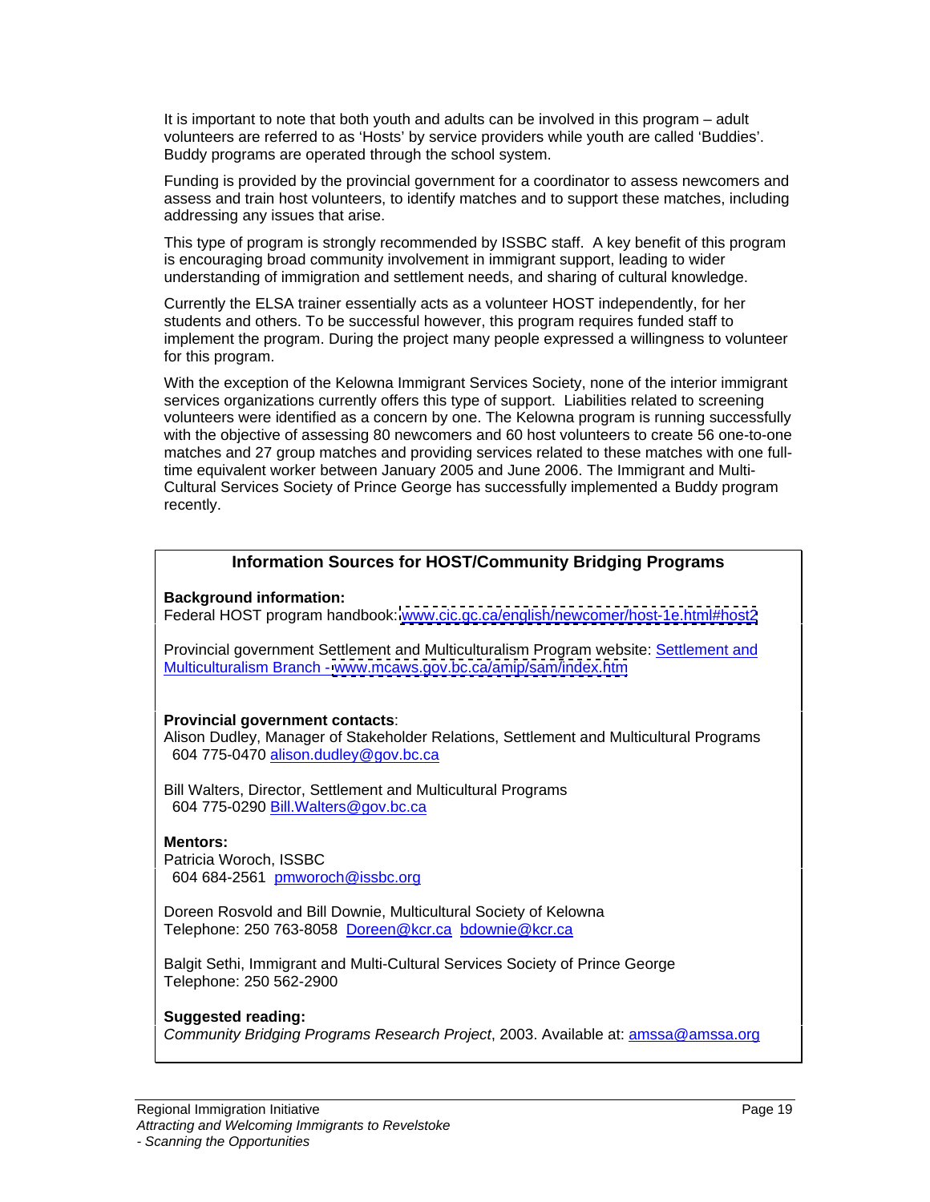It is important to note that both youth and adults can be involved in this program – adult volunteers are referred to as 'Hosts' by service providers while youth are called 'Buddies'. Buddy programs are operated through the school system.

Funding is provided by the provincial government for a coordinator to assess newcomers and assess and train host volunteers, to identify matches and to support these matches, including addressing any issues that arise.

This type of program is strongly recommended by ISSBC staff. A key benefit of this program is encouraging broad community involvement in immigrant support, leading to wider understanding of immigration and settlement needs, and sharing of cultural knowledge.

Currently the ELSA trainer essentially acts as a volunteer HOST independently, for her students and others. To be successful however, this program requires funded staff to implement the program. During the project many people expressed a willingness to volunteer for this program.

With the exception of the Kelowna Immigrant Services Society, none of the interior immigrant services organizations currently offers this type of support. Liabilities related to screening volunteers were identified as a concern by one. The Kelowna program is running successfully with the objective of assessing 80 newcomers and 60 host volunteers to create 56 one-to-one matches and 27 group matches and providing services related to these matches with one full-time equivalent worker between January 2005 and June 2006. The Immigrant and Multi-Cultural Services Society of Prince George has successfully implemented a Buddy program recently.

## Information Sources for HOST/Community Bridging Programs

**Background information:**
Federal HOST program handbook: www.cic.gc.ca/english/newcomer/host-1e.html#host2

Provincial government Settlement and Multiculturalism Program website: Settlement and Multiculturalism Branch - www.mcaws.gov.bc.ca/amip/sam/index.htm

**Provincial government contacts**:
Alison Dudley, Manager of Stakeholder Relations, Settlement and Multicultural Programs
604 775-0470 alison.dudley@gov.bc.ca

Bill Walters, Director, Settlement and Multicultural Programs
604 775-0290 Bill.Walters@gov.bc.ca

**Mentors:**
Patricia Woroch, ISSBC
604 684-2561 pmworoch@issbc.org

Doreen Rosvold and Bill Downie, Multicultural Society of Kelowna
Telephone: 250 763-8058 Doreen@kcr.ca bdownie@kcr.ca

Balgit Sethi, Immigrant and Multi-Cultural Services Society of Prince George
Telephone: 250 562-2900

**Suggested reading:**
*Community Bridging Programs Research Project*, 2003. Available at: amssa@amssa.org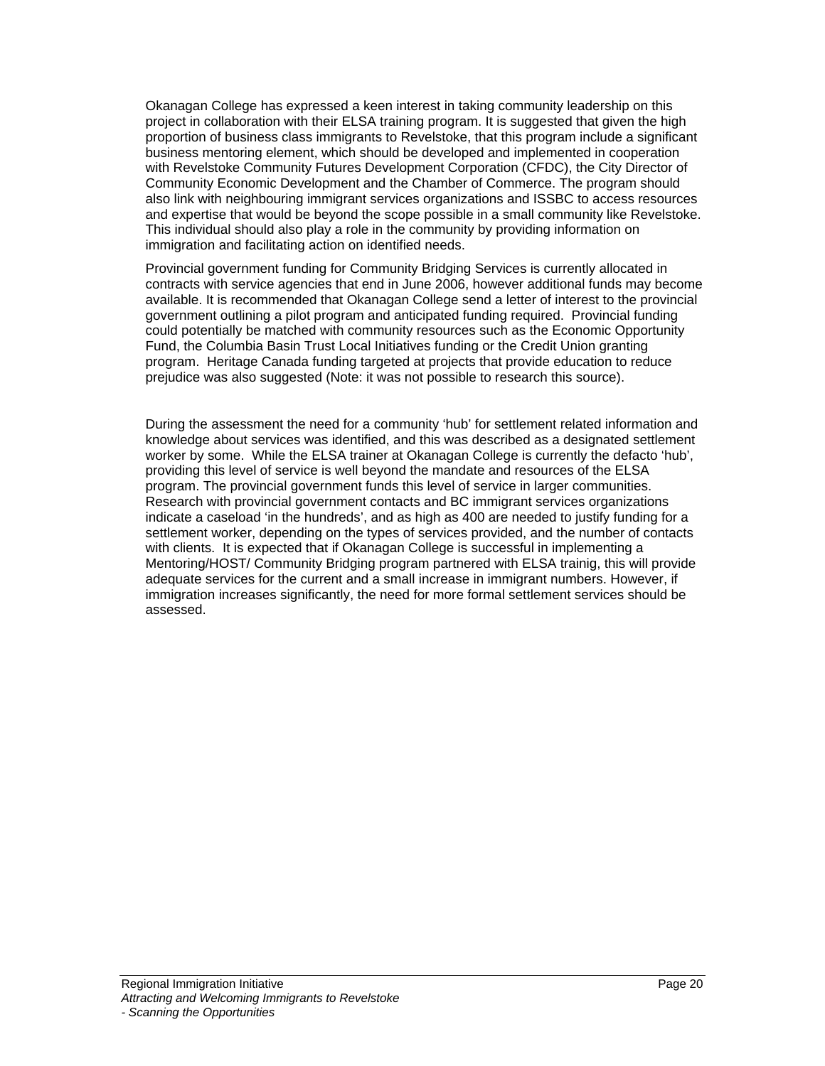Okanagan College has expressed a keen interest in taking community leadership on this project in collaboration with their ELSA training program. It is suggested that given the high proportion of business class immigrants to Revelstoke, that this program include a significant business mentoring element, which should be developed and implemented in cooperation with Revelstoke Community Futures Development Corporation (CFDC), the City Director of Community Economic Development and the Chamber of Commerce. The program should also link with neighbouring immigrant services organizations and ISSBC to access resources and expertise that would be beyond the scope possible in a small community like Revelstoke. This individual should also play a role in the community by providing information on immigration and facilitating action on identified needs.

Provincial government funding for Community Bridging Services is currently allocated in contracts with service agencies that end in June 2006, however additional funds may become available. It is recommended that Okanagan College send a letter of interest to the provincial government outlining a pilot program and anticipated funding required. Provincial funding could potentially be matched with community resources such as the Economic Opportunity Fund, the Columbia Basin Trust Local Initiatives funding or the Credit Union granting program. Heritage Canada funding targeted at projects that provide education to reduce prejudice was also suggested (Note: it was not possible to research this source).

During the assessment the need for a community 'hub' for settlement related information and knowledge about services was identified, and this was described as a designated settlement worker by some. While the ELSA trainer at Okanagan College is currently the defacto 'hub', providing this level of service is well beyond the mandate and resources of the ELSA program. The provincial government funds this level of service in larger communities. Research with provincial government contacts and BC immigrant services organizations indicate a caseload 'in the hundreds', and as high as 400 are needed to justify funding for a settlement worker, depending on the types of services provided, and the number of contacts with clients. It is expected that if Okanagan College is successful in implementing a Mentoring/HOST/ Community Bridging program partnered with ELSA trainig, this will provide adequate services for the current and a small increase in immigrant numbers. However, if immigration increases significantly, the need for more formal settlement services should be assessed.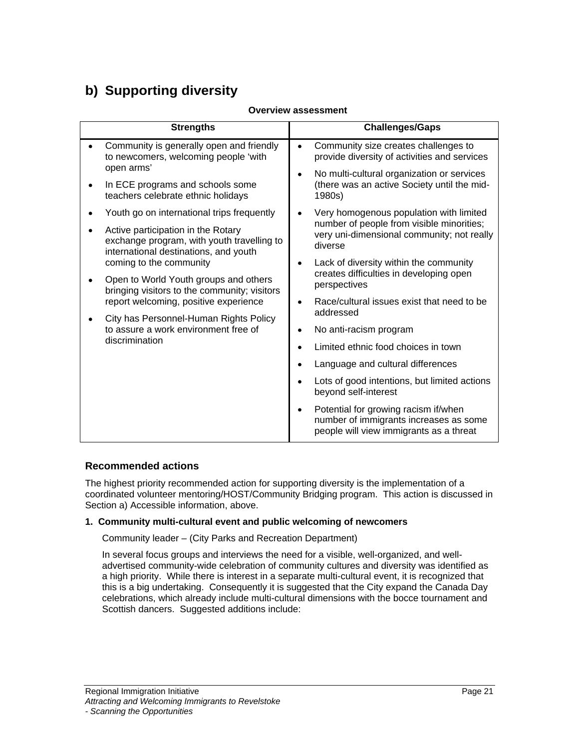## b) Supporting diversity

**Overview assessment**

| Strengths | Challenges/Gaps |
|---|---|
| • Community is generally open and friendly to newcomers, welcoming people 'with open arms'<br>• In ECE programs and schools some teachers celebrate ethnic holidays<br>• Youth go on international trips frequently<br>• Active participation in the Rotary exchange program, with youth travelling to international destinations, and youth coming to the community<br>• Open to World Youth groups and others bringing visitors to the community; visitors report welcoming, positive experience<br>• City has Personnel-Human Rights Policy to assure a work environment free of discrimination | • Community size creates challenges to provide diversity of activities and services<br>• No multi-cultural organization or services (there was an active Society until the mid-1980s)<br>• Very homogenous population with limited number of people from visible minorities; very uni-dimensional community; not really diverse<br>• Lack of diversity within the community creates difficulties in developing open perspectives<br>• Race/cultural issues exist that need to be addressed<br>• No anti-racism program<br>• Limited ethnic food choices in town<br>• Language and cultural differences<br>• Lots of good intentions, but limited actions beyond self-interest<br>• Potential for growing racism if/when number of immigrants increases as some people will view immigrants as a threat |

### Recommended actions

The highest priority recommended action for supporting diversity is the implementation of a coordinated volunteer mentoring/HOST/Community Bridging program. This action is discussed in Section a) Accessible information, above.

**1. Community multi-cultural event and public welcoming of newcomers**

Community leader – (City Parks and Recreation Department)

In several focus groups and interviews the need for a visible, well-organized, and well-advertised community-wide celebration of community cultures and diversity was identified as a high priority. While there is interest in a separate multi-cultural event, it is recognized that this is a big undertaking. Consequently it is suggested that the City expand the Canada Day celebrations, which already include multi-cultural dimensions with the bocce tournament and Scottish dancers. Suggested additions include: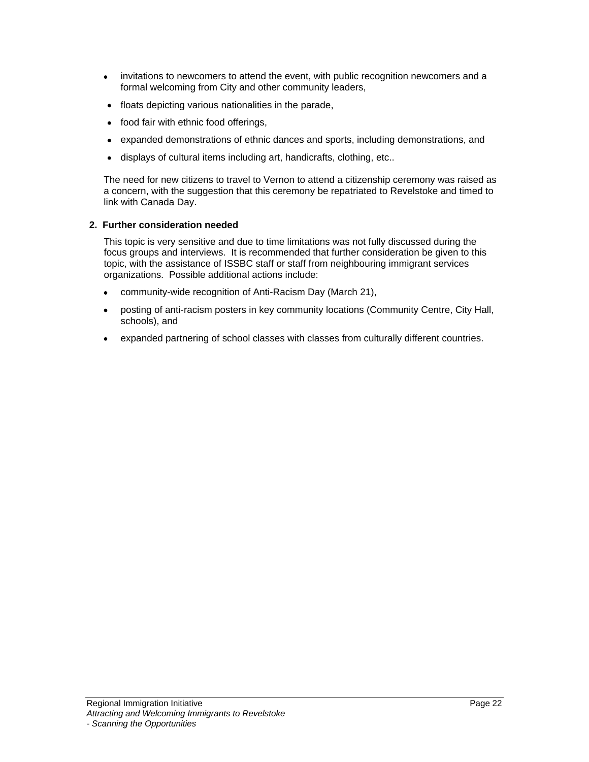- invitations to newcomers to attend the event, with public recognition newcomers and a formal welcoming from City and other community leaders,
- floats depicting various nationalities in the parade,
- food fair with ethnic food offerings,
- expanded demonstrations of ethnic dances and sports, including demonstrations, and
- displays of cultural items including art, handicrafts, clothing, etc..

The need for new citizens to travel to Vernon to attend a citizenship ceremony was raised as a concern, with the suggestion that this ceremony be repatriated to Revelstoke and timed to link with Canada Day.

**2. Further consideration needed**

This topic is very sensitive and due to time limitations was not fully discussed during the focus groups and interviews. It is recommended that further consideration be given to this topic, with the assistance of ISSBC staff or staff from neighbouring immigrant services organizations. Possible additional actions include:

- community-wide recognition of Anti-Racism Day (March 21),
- posting of anti-racism posters in key community locations (Community Centre, City Hall, schools), and
- expanded partnering of school classes with classes from culturally different countries.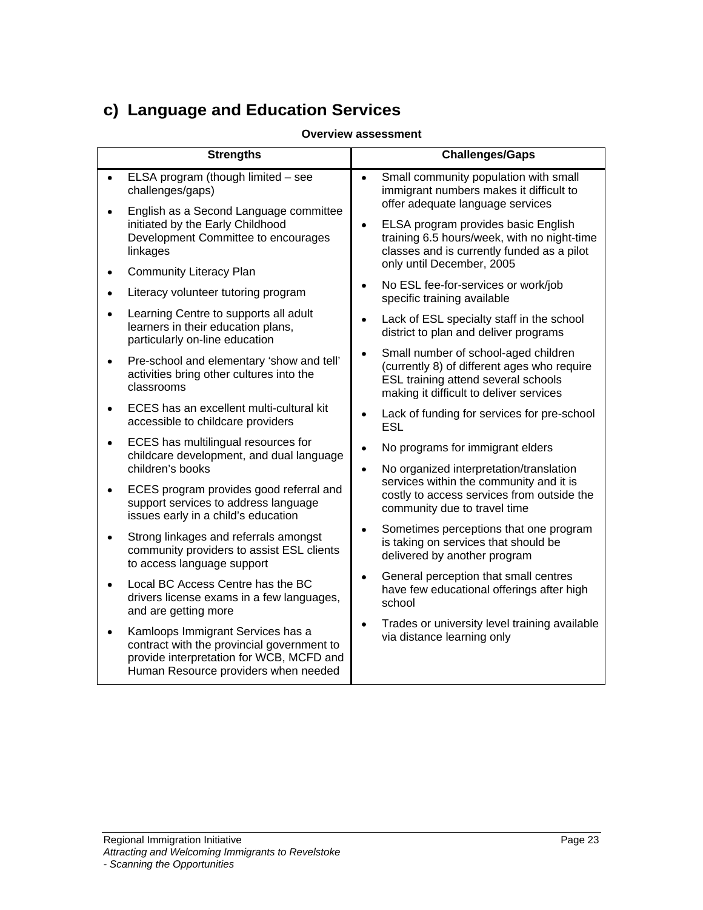## c) Language and Education Services

**Overview assessment**

| Strengths | Challenges/Gaps |
|---|---|
| • ELSA program (though limited – see challenges/gaps)<br>• English as a Second Language committee initiated by the Early Childhood Development Committee to encourages linkages<br>• Community Literacy Plan<br>• Literacy volunteer tutoring program<br>• Learning Centre to supports all adult learners in their education plans, particularly on-line education<br>• Pre-school and elementary 'show and tell' activities bring other cultures into the classrooms<br>• ECES has an excellent multi-cultural kit accessible to childcare providers<br>• ECES has multilingual resources for childcare development, and dual language children's books<br>• ECES program provides good referral and support services to address language issues early in a child's education<br>• Strong linkages and referrals amongst community providers to assist ESL clients to access language support<br>• Local BC Access Centre has the BC drivers license exams in a few languages, and are getting more<br>• Kamloops Immigrant Services has a contract with the provincial government to provide interpretation for WCB, MCFD and Human Resource providers when needed | • Small community population with small immigrant numbers makes it difficult to offer adequate language services<br>• ELSA program provides basic English training 6.5 hours/week, with no night-time classes and is currently funded as a pilot only until December, 2005<br>• No ESL fee-for-services or work/job specific training available<br>• Lack of ESL specialty staff in the school district to plan and deliver programs<br>• Small number of school-aged children (currently 8) of different ages who require ESL training attend several schools making it difficult to deliver services<br>• Lack of funding for services for pre-school ESL<br>• No programs for immigrant elders<br>• No organized interpretation/translation services within the community and it is costly to access services from outside the community due to travel time<br>• Sometimes perceptions that one program is taking on services that should be delivered by another program<br>• General perception that small centres have few educational offerings after high school<br>• Trades or university level training available via distance learning only |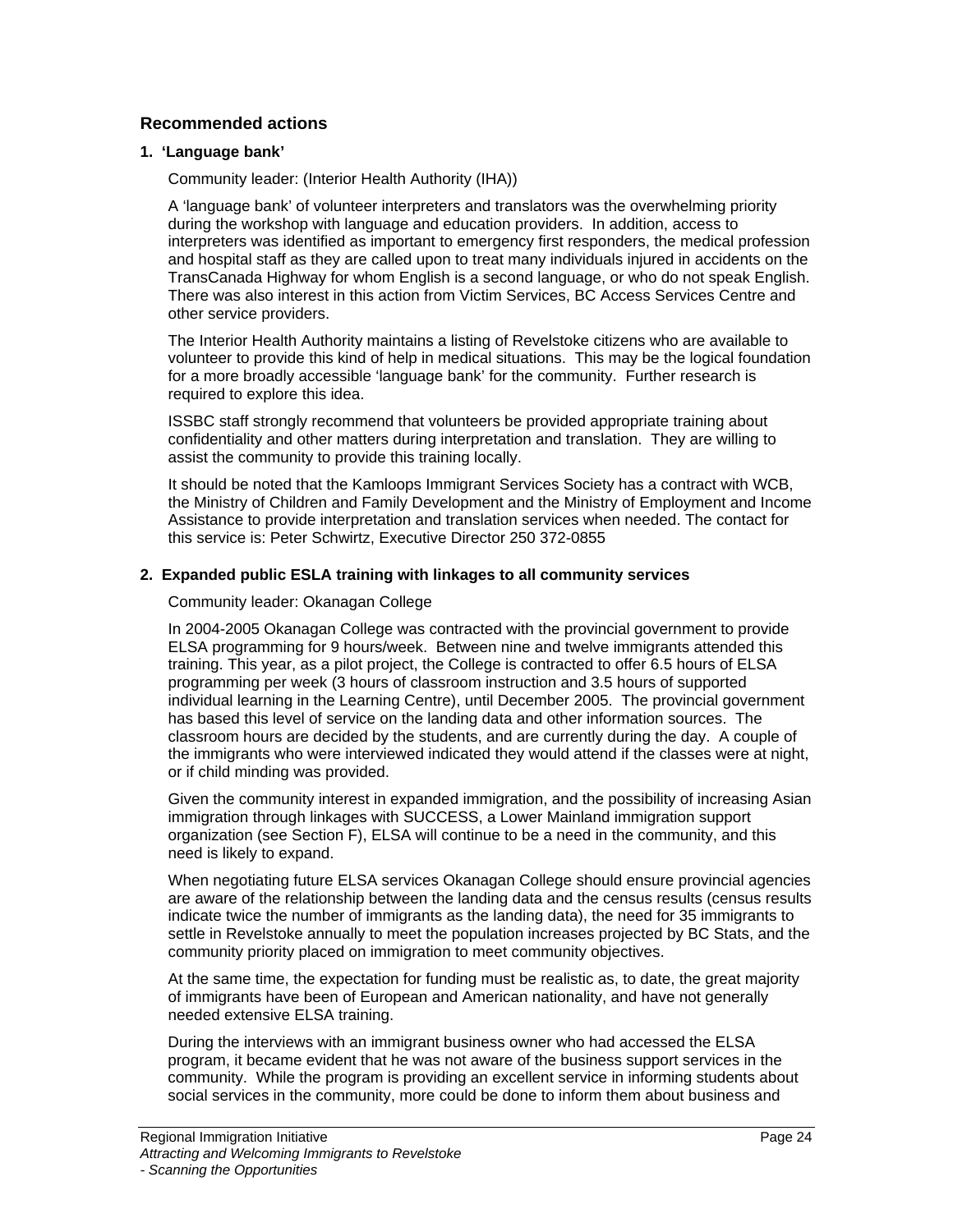### Recommended actions

**1. 'Language bank'**

Community leader: (Interior Health Authority (IHA))

A 'language bank' of volunteer interpreters and translators was the overwhelming priority during the workshop with language and education providers. In addition, access to interpreters was identified as important to emergency first responders, the medical profession and hospital staff as they are called upon to treat many individuals injured in accidents on the TransCanada Highway for whom English is a second language, or who do not speak English. There was also interest in this action from Victim Services, BC Access Services Centre and other service providers.

The Interior Health Authority maintains a listing of Revelstoke citizens who are available to volunteer to provide this kind of help in medical situations. This may be the logical foundation for a more broadly accessible 'language bank' for the community. Further research is required to explore this idea.

ISSBC staff strongly recommend that volunteers be provided appropriate training about confidentiality and other matters during interpretation and translation. They are willing to assist the community to provide this training locally.

It should be noted that the Kamloops Immigrant Services Society has a contract with WCB, the Ministry of Children and Family Development and the Ministry of Employment and Income Assistance to provide interpretation and translation services when needed. The contact for this service is: Peter Schwirtz, Executive Director 250 372-0855

**2. Expanded public ESLA training with linkages to all community services**

Community leader: Okanagan College

In 2004-2005 Okanagan College was contracted with the provincial government to provide ELSA programming for 9 hours/week. Between nine and twelve immigrants attended this training. This year, as a pilot project, the College is contracted to offer 6.5 hours of ELSA programming per week (3 hours of classroom instruction and 3.5 hours of supported individual learning in the Learning Centre), until December 2005. The provincial government has based this level of service on the landing data and other information sources. The classroom hours are decided by the students, and are currently during the day. A couple of the immigrants who were interviewed indicated they would attend if the classes were at night, or if child minding was provided.

Given the community interest in expanded immigration, and the possibility of increasing Asian immigration through linkages with SUCCESS, a Lower Mainland immigration support organization (see Section F), ELSA will continue to be a need in the community, and this need is likely to expand.

When negotiating future ELSA services Okanagan College should ensure provincial agencies are aware of the relationship between the landing data and the census results (census results indicate twice the number of immigrants as the landing data), the need for 35 immigrants to settle in Revelstoke annually to meet the population increases projected by BC Stats, and the community priority placed on immigration to meet community objectives.

At the same time, the expectation for funding must be realistic as, to date, the great majority of immigrants have been of European and American nationality, and have not generally needed extensive ELSA training.

During the interviews with an immigrant business owner who had accessed the ELSA program, it became evident that he was not aware of the business support services in the community. While the program is providing an excellent service in informing students about social services in the community, more could be done to inform them about business and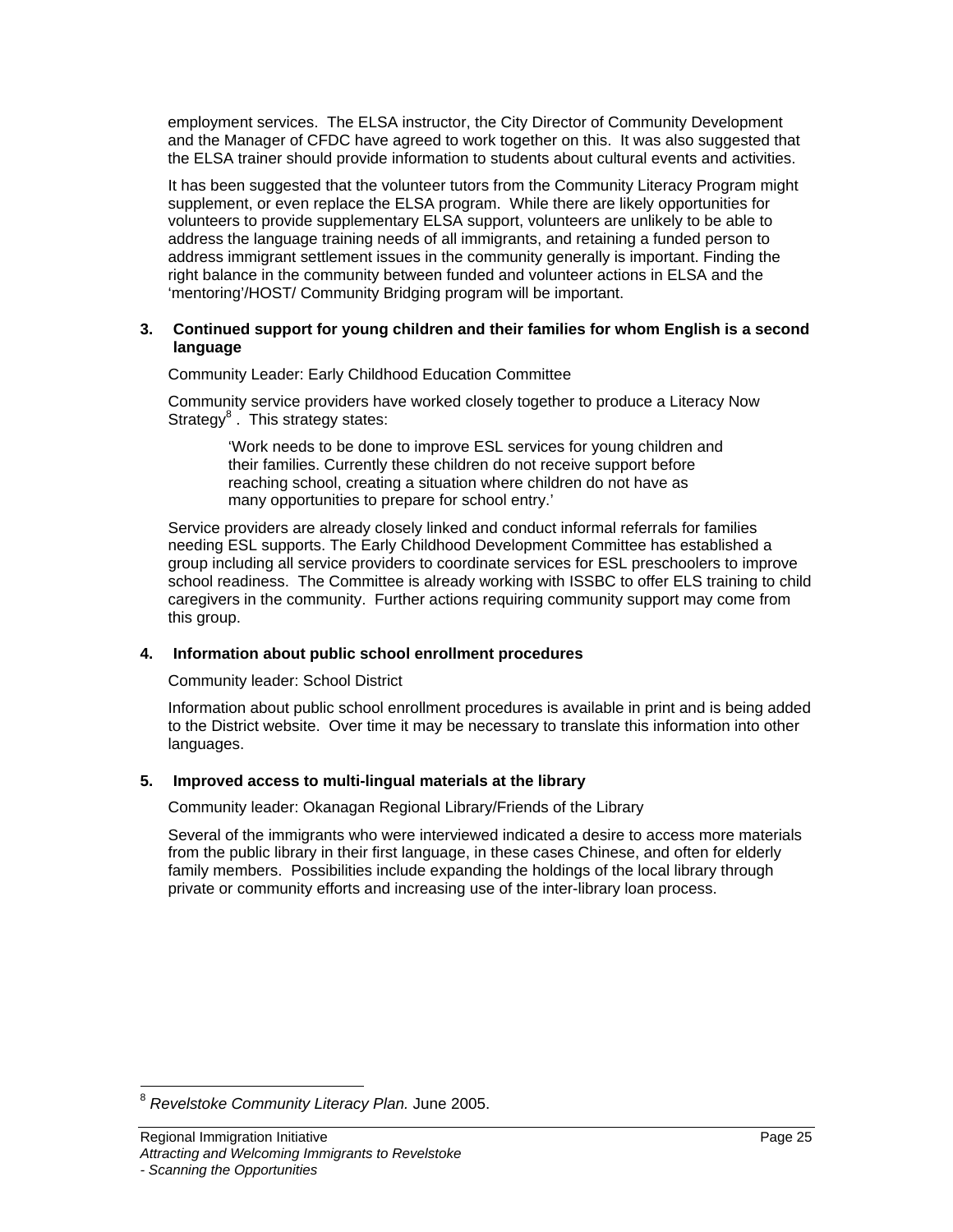employment services. The ELSA instructor, the City Director of Community Development and the Manager of CFDC have agreed to work together on this. It was also suggested that the ELSA trainer should provide information to students about cultural events and activities.

It has been suggested that the volunteer tutors from the Community Literacy Program might supplement, or even replace the ELSA program. While there are likely opportunities for volunteers to provide supplementary ELSA support, volunteers are unlikely to be able to address the language training needs of all immigrants, and retaining a funded person to address immigrant settlement issues in the community generally is important. Finding the right balance in the community between funded and volunteer actions in ELSA and the 'mentoring'/HOST/ Community Bridging program will be important.

**3. Continued support for young children and their families for whom English is a second language**

Community Leader: Early Childhood Education Committee

Community service providers have worked closely together to produce a Literacy Now Strategy[8] . This strategy states:

> 'Work needs to be done to improve ESL services for young children and their families. Currently these children do not receive support before reaching school, creating a situation where children do not have as many opportunities to prepare for school entry.'

Service providers are already closely linked and conduct informal referrals for families needing ESL supports. The Early Childhood Development Committee has established a group including all service providers to coordinate services for ESL preschoolers to improve school readiness. The Committee is already working with ISSBC to offer ELS training to child caregivers in the community. Further actions requiring community support may come from this group.

**4. Information about public school enrollment procedures**

Community leader: School District

Information about public school enrollment procedures is available in print and is being added to the District website. Over time it may be necessary to translate this information into other languages.

**5. Improved access to multi-lingual materials at the library**

Community leader: Okanagan Regional Library/Friends of the Library

Several of the immigrants who were interviewed indicated a desire to access more materials from the public library in their first language, in these cases Chinese, and often for elderly family members. Possibilities include expanding the holdings of the local library through private or community efforts and increasing use of the inter-library loan process.

[8] *Revelstoke Community Literacy Plan.* June 2005.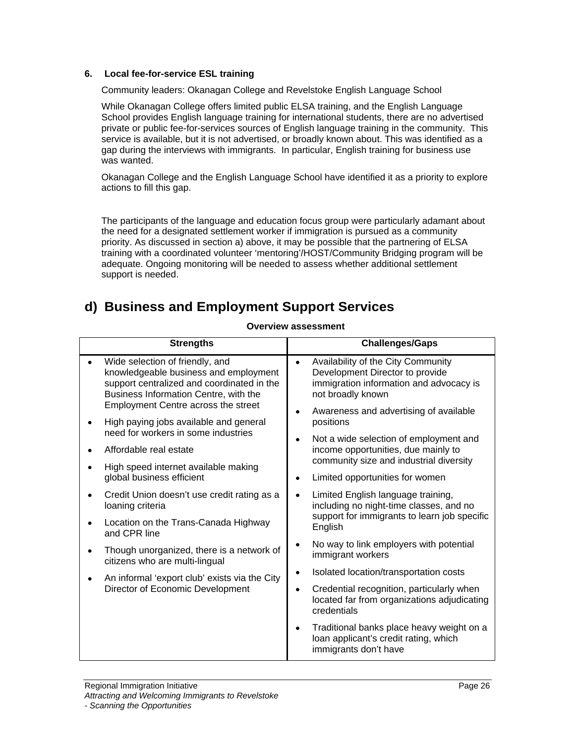**6. Local fee-for-service ESL training**

Community leaders: Okanagan College and Revelstoke English Language School

While Okanagan College offers limited public ELSA training, and the English Language School provides English language training for international students, there are no advertised private or public fee-for-services sources of English language training in the community. This service is available, but it is not advertised, or broadly known about. This was identified as a gap during the interviews with immigrants. In particular, English training for business use was wanted.

Okanagan College and the English Language School have identified it as a priority to explore actions to fill this gap.

The participants of the language and education focus group were particularly adamant about the need for a designated settlement worker if immigration is pursued as a community priority. As discussed in section a) above, it may be possible that the partnering of ELSA training with a coordinated volunteer 'mentoring'/HOST/Community Bridging program will be adequate. Ongoing monitoring will be needed to assess whether additional settlement support is needed.

## d) Business and Employment Support Services

**Overview assessment**

| Strengths | Challenges/Gaps |
|---|---|
| • Wide selection of friendly, and knowledgeable business and employment support centralized and coordinated in the Business Information Centre, with the Employment Centre across the street<br>• High paying jobs available and general need for workers in some industries<br>• Affordable real estate<br>• High speed internet available making global business efficient<br>• Credit Union doesn't use credit rating as a loaning criteria<br>• Location on the Trans-Canada Highway and CPR line<br>• Though unorganized, there is a network of citizens who are multi-lingual<br>• An informal 'export club' exists via the City Director of Economic Development | • Availability of the City Community Development Director to provide immigration information and advocacy is not broadly known<br>• Awareness and advertising of available positions<br>• Not a wide selection of employment and income opportunities, due mainly to community size and industrial diversity<br>• Limited opportunities for women<br>• Limited English language training, including no night-time classes, and no support for immigrants to learn job specific English<br>• No way to link employers with potential immigrant workers<br>• Isolated location/transportation costs<br>• Credential recognition, particularly when located far from organizations adjudicating credentials<br>• Traditional banks place heavy weight on a loan applicant's credit rating, which immigrants don't have |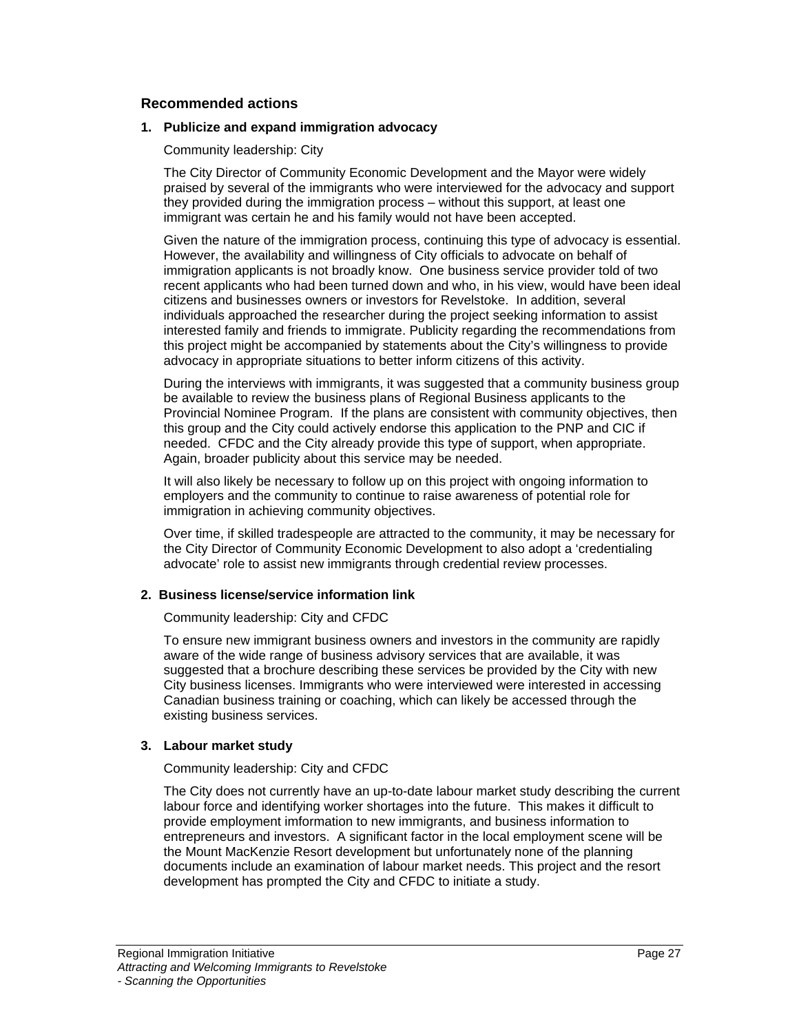## Recommended actions

### 1. Publicize and expand immigration advocacy

Community leadership: City

The City Director of Community Economic Development and the Mayor were widely praised by several of the immigrants who were interviewed for the advocacy and support they provided during the immigration process – without this support, at least one immigrant was certain he and his family would not have been accepted.

Given the nature of the immigration process, continuing this type of advocacy is essential. However, the availability and willingness of City officials to advocate on behalf of immigration applicants is not broadly know. One business service provider told of two recent applicants who had been turned down and who, in his view, would have been ideal citizens and businesses owners or investors for Revelstoke. In addition, several individuals approached the researcher during the project seeking information to assist interested family and friends to immigrate. Publicity regarding the recommendations from this project might be accompanied by statements about the City's willingness to provide advocacy in appropriate situations to better inform citizens of this activity.

During the interviews with immigrants, it was suggested that a community business group be available to review the business plans of Regional Business applicants to the Provincial Nominee Program. If the plans are consistent with community objectives, then this group and the City could actively endorse this application to the PNP and CIC if needed. CFDC and the City already provide this type of support, when appropriate. Again, broader publicity about this service may be needed.

It will also likely be necessary to follow up on this project with ongoing information to employers and the community to continue to raise awareness of potential role for immigration in achieving community objectives.

Over time, if skilled tradespeople are attracted to the community, it may be necessary for the City Director of Community Economic Development to also adopt a 'credentialing advocate' role to assist new immigrants through credential review processes.

### 2. Business license/service information link

Community leadership: City and CFDC

To ensure new immigrant business owners and investors in the community are rapidly aware of the wide range of business advisory services that are available, it was suggested that a brochure describing these services be provided by the City with new City business licenses. Immigrants who were interviewed were interested in accessing Canadian business training or coaching, which can likely be accessed through the existing business services.

### 3. Labour market study

Community leadership: City and CFDC

The City does not currently have an up-to-date labour market study describing the current labour force and identifying worker shortages into the future. This makes it difficult to provide employment imformation to new immigrants, and business information to entrepreneurs and investors. A significant factor in the local employment scene will be the Mount MacKenzie Resort development but unfortunately none of the planning documents include an examination of labour market needs. This project and the resort development has prompted the City and CFDC to initiate a study.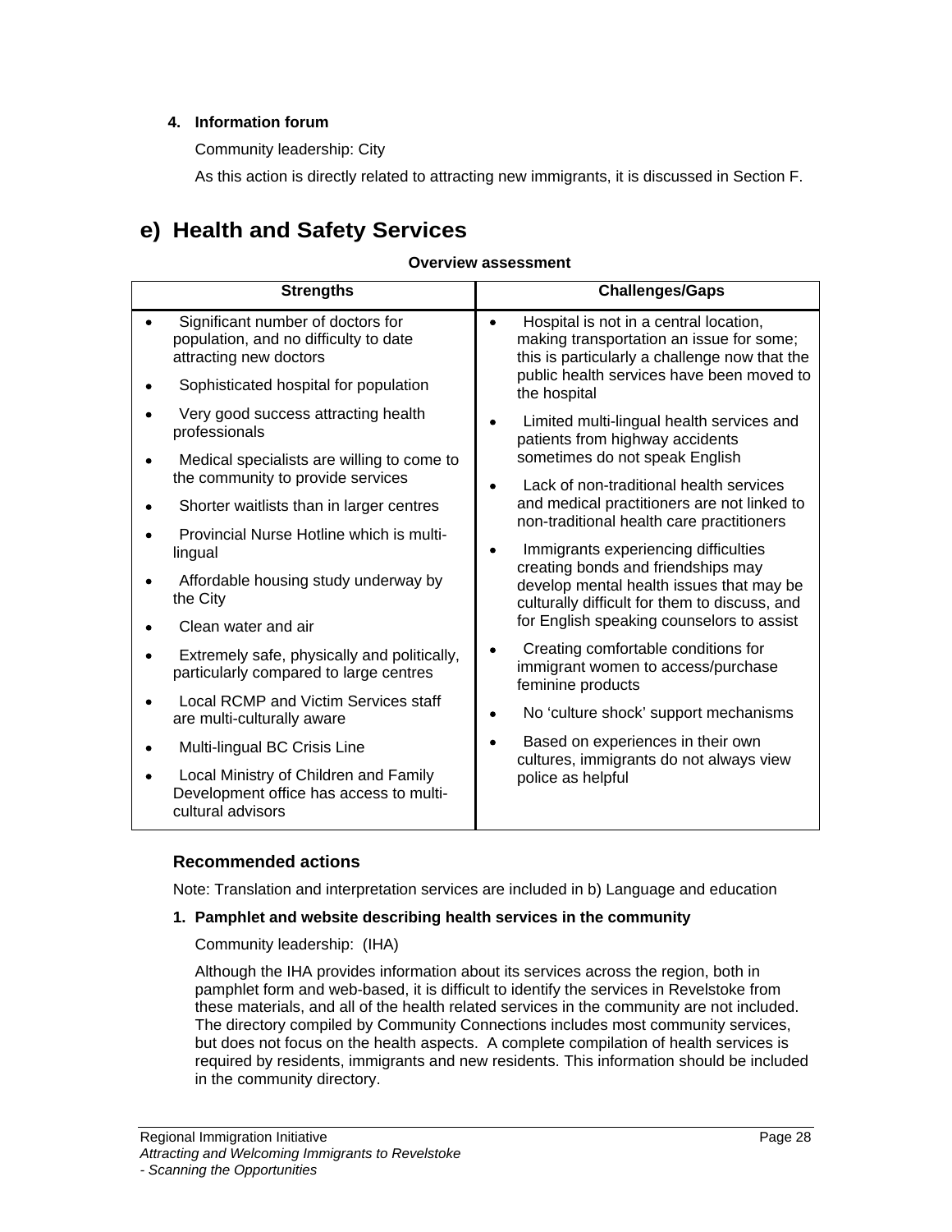**4. Information forum**

Community leadership: City

As this action is directly related to attracting new immigrants, it is discussed in Section F.

## e) Health and Safety Services

**Overview assessment**

| Strengths | Challenges/Gaps |
|---|---|
| • Significant number of doctors for population, and no difficulty to date attracting new doctors<br>• Sophisticated hospital for population<br>• Very good success attracting health professionals<br>• Medical specialists are willing to come to the community to provide services<br>• Shorter waitlists than in larger centres<br>• Provincial Nurse Hotline which is multi-lingual<br>• Affordable housing study underway by the City<br>• Clean water and air<br>• Extremely safe, physically and politically, particularly compared to large centres<br>• Local RCMP and Victim Services staff are multi-culturally aware<br>• Multi-lingual BC Crisis Line<br>• Local Ministry of Children and Family Development office has access to multi-cultural advisors | • Hospital is not in a central location, making transportation an issue for some; this is particularly a challenge now that the public health services have been moved to the hospital<br>• Limited multi-lingual health services and patients from highway accidents sometimes do not speak English<br>• Lack of non-traditional health services and medical practitioners are not linked to non-traditional health care practitioners<br>• Immigrants experiencing difficulties creating bonds and friendships may develop mental health issues that may be culturally difficult for them to discuss, and for English speaking counselors to assist<br>• Creating comfortable conditions for immigrant women to access/purchase feminine products<br>• No 'culture shock' support mechanisms<br>• Based on experiences in their own cultures, immigrants do not always view police as helpful |

### Recommended actions

Note: Translation and interpretation services are included in b) Language and education

**1. Pamphlet and website describing health services in the community**

Community leadership: (IHA)

Although the IHA provides information about its services across the region, both in pamphlet form and web-based, it is difficult to identify the services in Revelstoke from these materials, and all of the health related services in the community are not included. The directory compiled by Community Connections includes most community services, but does not focus on the health aspects. A complete compilation of health services is required by residents, immigrants and new residents. This information should be included in the community directory.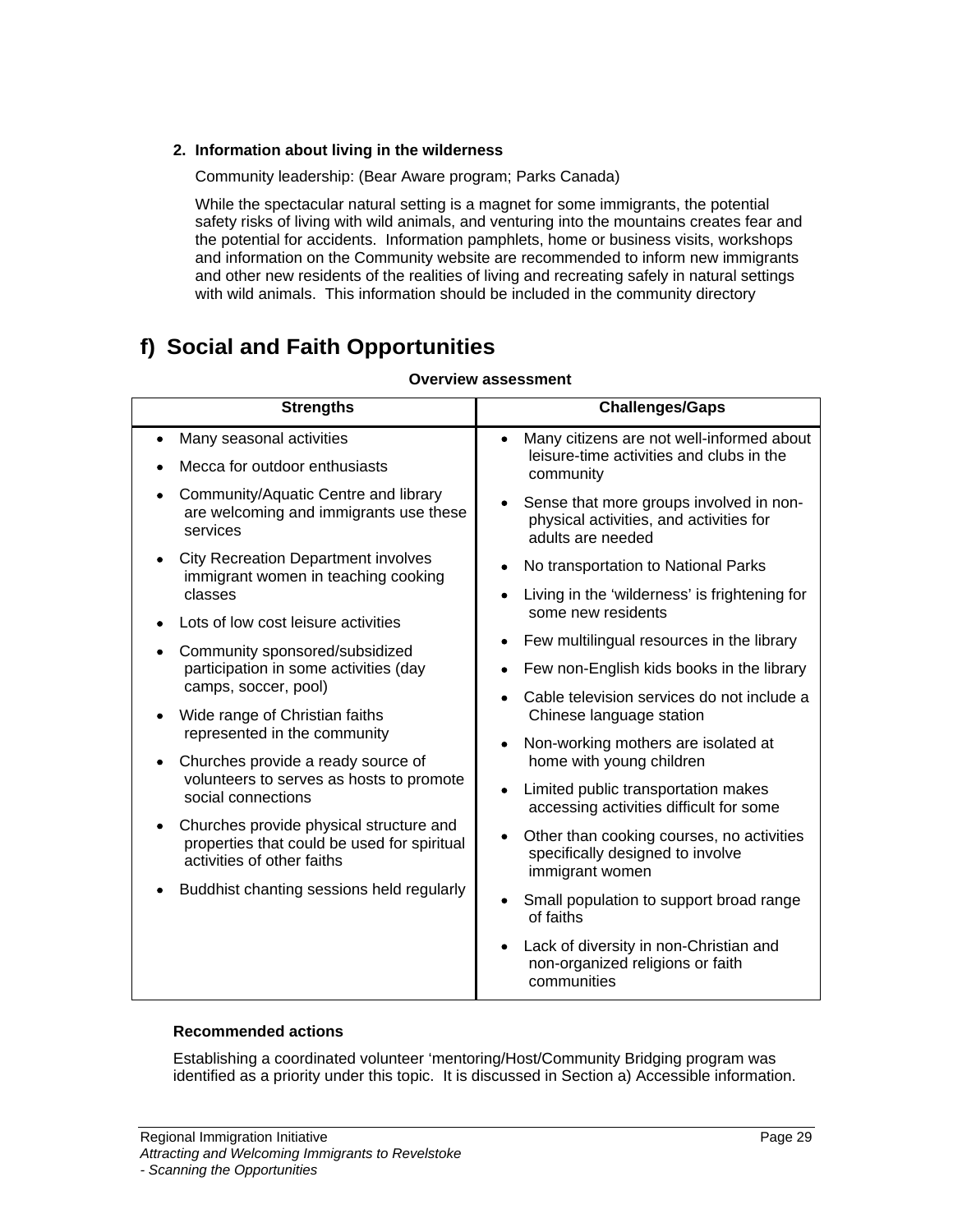**2. Information about living in the wilderness**

Community leadership: (Bear Aware program; Parks Canada)

While the spectacular natural setting is a magnet for some immigrants, the potential safety risks of living with wild animals, and venturing into the mountains creates fear and the potential for accidents. Information pamphlets, home or business visits, workshops and information on the Community website are recommended to inform new immigrants and other new residents of the realities of living and recreating safely in natural settings with wild animals. This information should be included in the community directory

## f) Social and Faith Opportunities

**Overview assessment**

| Strengths | Challenges/Gaps |
|---|---|
| • Many seasonal activities<br>• Mecca for outdoor enthusiasts<br>• Community/Aquatic Centre and library are welcoming and immigrants use these services<br>• City Recreation Department involves immigrant women in teaching cooking classes<br>• Lots of low cost leisure activities<br>• Community sponsored/subsidized participation in some activities (day camps, soccer, pool)<br>• Wide range of Christian faiths represented in the community<br>• Churches provide a ready source of volunteers to serves as hosts to promote social connections<br>• Churches provide physical structure and properties that could be used for spiritual activities of other faiths<br>• Buddhist chanting sessions held regularly | • Many citizens are not well-informed about leisure-time activities and clubs in the community<br>• Sense that more groups involved in non-physical activities, and activities for adults are needed<br>• No transportation to National Parks<br>• Living in the 'wilderness' is frightening for some new residents<br>• Few multilingual resources in the library<br>• Few non-English kids books in the library<br>• Cable television services do not include a Chinese language station<br>• Non-working mothers are isolated at home with young children<br>• Limited public transportation makes accessing activities difficult for some<br>• Other than cooking courses, no activities specifically designed to involve immigrant women<br>• Small population to support broad range of faiths<br>• Lack of diversity in non-Christian and non-organized religions or faith communities |

**Recommended actions**

Establishing a coordinated volunteer 'mentoring/Host/Community Bridging program was identified as a priority under this topic. It is discussed in Section a) Accessible information.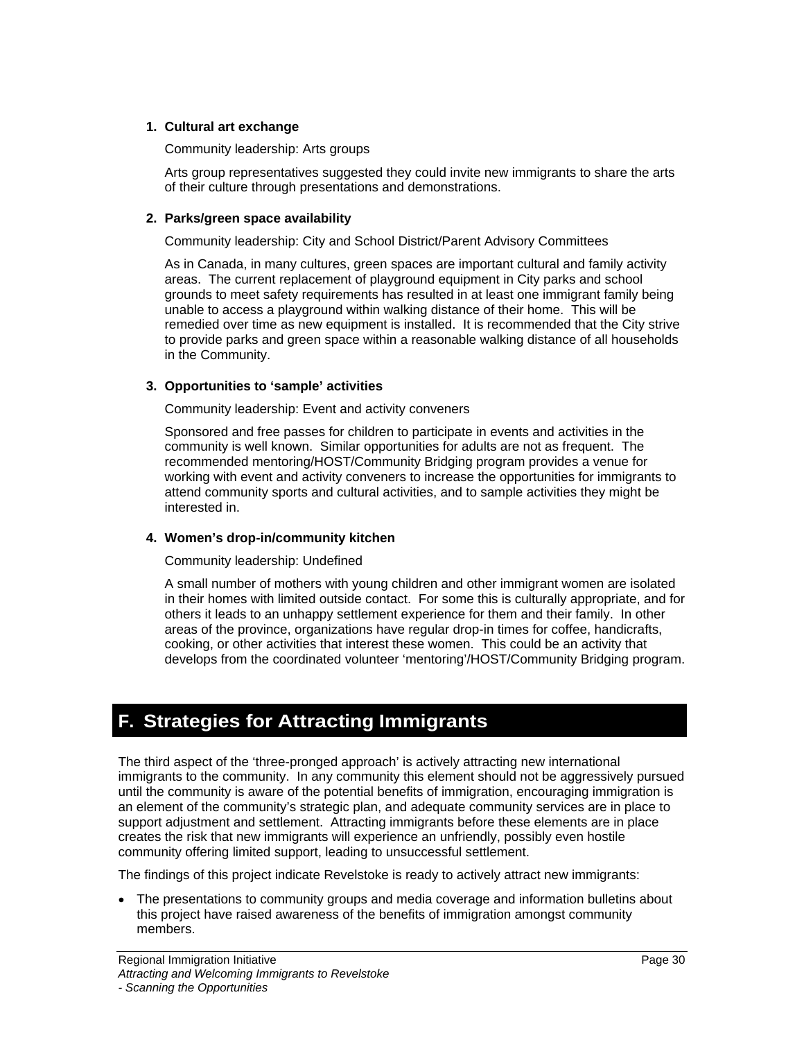1. **Cultural art exchange**

   Community leadership: Arts groups

   Arts group representatives suggested they could invite new immigrants to share the arts of their culture through presentations and demonstrations.

2. **Parks/green space availability**

   Community leadership: City and School District/Parent Advisory Committees

   As in Canada, in many cultures, green spaces are important cultural and family activity areas. The current replacement of playground equipment in City parks and school grounds to meet safety requirements has resulted in at least one immigrant family being unable to access a playground within walking distance of their home. This will be remedied over time as new equipment is installed. It is recommended that the City strive to provide parks and green space within a reasonable walking distance of all households in the Community.

3. **Opportunities to 'sample' activities**

   Community leadership: Event and activity conveners

   Sponsored and free passes for children to participate in events and activities in the community is well known. Similar opportunities for adults are not as frequent. The recommended mentoring/HOST/Community Bridging program provides a venue for working with event and activity conveners to increase the opportunities for immigrants to attend community sports and cultural activities, and to sample activities they might be interested in.

4. **Women's drop-in/community kitchen**

   Community leadership: Undefined

   A small number of mothers with young children and other immigrant women are isolated in their homes with limited outside contact. For some this is culturally appropriate, and for others it leads to an unhappy settlement experience for them and their family. In other areas of the province, organizations have regular drop-in times for coffee, handicrafts, cooking, or other activities that interest these women. This could be an activity that develops from the coordinated volunteer 'mentoring'/HOST/Community Bridging program.

# F. Strategies for Attracting Immigrants

The third aspect of the 'three-pronged approach' is actively attracting new international immigrants to the community. In any community this element should not be aggressively pursued until the community is aware of the potential benefits of immigration, encouraging immigration is an element of the community's strategic plan, and adequate community services are in place to support adjustment and settlement. Attracting immigrants before these elements are in place creates the risk that new immigrants will experience an unfriendly, possibly even hostile community offering limited support, leading to unsuccessful settlement.

The findings of this project indicate Revelstoke is ready to actively attract new immigrants:

- The presentations to community groups and media coverage and information bulletins about this project have raised awareness of the benefits of immigration amongst community members.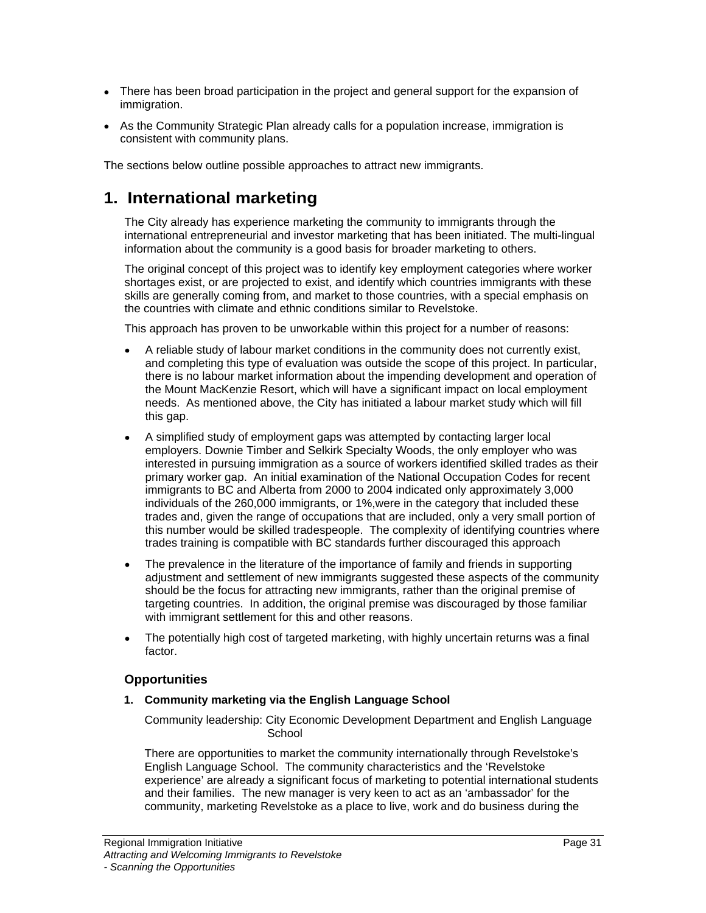- There has been broad participation in the project and general support for the expansion of immigration.
- As the Community Strategic Plan already calls for a population increase, immigration is consistent with community plans.

The sections below outline possible approaches to attract new immigrants.

# 1. International marketing

The City already has experience marketing the community to immigrants through the international entrepreneurial and investor marketing that has been initiated. The multi-lingual information about the community is a good basis for broader marketing to others.

The original concept of this project was to identify key employment categories where worker shortages exist, or are projected to exist, and identify which countries immigrants with these skills are generally coming from, and market to those countries, with a special emphasis on the countries with climate and ethnic conditions similar to Revelstoke.

This approach has proven to be unworkable within this project for a number of reasons:

- A reliable study of labour market conditions in the community does not currently exist, and completing this type of evaluation was outside the scope of this project. In particular, there is no labour market information about the impending development and operation of the Mount MacKenzie Resort, which will have a significant impact on local employment needs. As mentioned above, the City has initiated a labour market study which will fill this gap.
- A simplified study of employment gaps was attempted by contacting larger local employers. Downie Timber and Selkirk Specialty Woods, the only employer who was interested in pursuing immigration as a source of workers identified skilled trades as their primary worker gap. An initial examination of the National Occupation Codes for recent immigrants to BC and Alberta from 2000 to 2004 indicated only approximately 3,000 individuals of the 260,000 immigrants, or 1%,were in the category that included these trades and, given the range of occupations that are included, only a very small portion of this number would be skilled tradespeople. The complexity of identifying countries where trades training is compatible with BC standards further discouraged this approach
- The prevalence in the literature of the importance of family and friends in supporting adjustment and settlement of new immigrants suggested these aspects of the community should be the focus for attracting new immigrants, rather than the original premise of targeting countries. In addition, the original premise was discouraged by those familiar with immigrant settlement for this and other reasons.
- The potentially high cost of targeted marketing, with highly uncertain returns was a final factor.

## Opportunities

**1. Community marketing via the English Language School**

Community leadership: City Economic Development Department and English Language School

There are opportunities to market the community internationally through Revelstoke's English Language School. The community characteristics and the 'Revelstoke experience' are already a significant focus of marketing to potential international students and their families. The new manager is very keen to act as an 'ambassador' for the community, marketing Revelstoke as a place to live, work and do business during the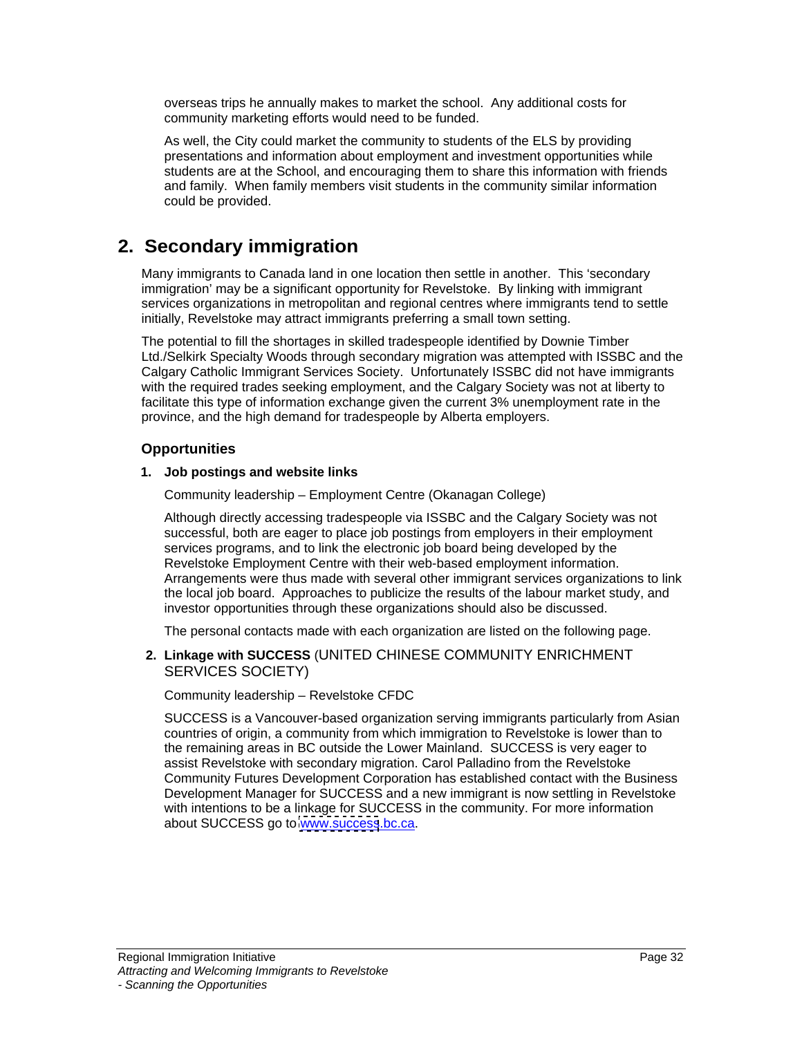overseas trips he annually makes to market the school. Any additional costs for community marketing efforts would need to be funded.

As well, the City could market the community to students of the ELS by providing presentations and information about employment and investment opportunities while students are at the School, and encouraging them to share this information with friends and family. When family members visit students in the community similar information could be provided.

## 2. Secondary immigration

Many immigrants to Canada land in one location then settle in another. This 'secondary immigration' may be a significant opportunity for Revelstoke. By linking with immigrant services organizations in metropolitan and regional centres where immigrants tend to settle initially, Revelstoke may attract immigrants preferring a small town setting.

The potential to fill the shortages in skilled tradespeople identified by Downie Timber Ltd./Selkirk Specialty Woods through secondary migration was attempted with ISSBC and the Calgary Catholic Immigrant Services Society. Unfortunately ISSBC did not have immigrants with the required trades seeking employment, and the Calgary Society was not at liberty to facilitate this type of information exchange given the current 3% unemployment rate in the province, and the high demand for tradespeople by Alberta employers.

### Opportunities

**1. Job postings and website links**

Community leadership – Employment Centre (Okanagan College)

Although directly accessing tradespeople via ISSBC and the Calgary Society was not successful, both are eager to place job postings from employers in their employment services programs, and to link the electronic job board being developed by the Revelstoke Employment Centre with their web-based employment information. Arrangements were thus made with several other immigrant services organizations to link the local job board. Approaches to publicize the results of the labour market study, and investor opportunities through these organizations should also be discussed.

The personal contacts made with each organization are listed on the following page.

**2. Linkage with SUCCESS** (UNITED CHINESE COMMUNITY ENRICHMENT SERVICES SOCIETY)

Community leadership – Revelstoke CFDC

SUCCESS is a Vancouver-based organization serving immigrants particularly from Asian countries of origin, a community from which immigration to Revelstoke is lower than to the remaining areas in BC outside the Lower Mainland. SUCCESS is very eager to assist Revelstoke with secondary migration. Carol Palladino from the Revelstoke Community Futures Development Corporation has established contact with the Business Development Manager for SUCCESS and a new immigrant is now settling in Revelstoke with intentions to be a linkage for SUCCESS in the community. For more information about SUCCESS go to www.success.bc.ca.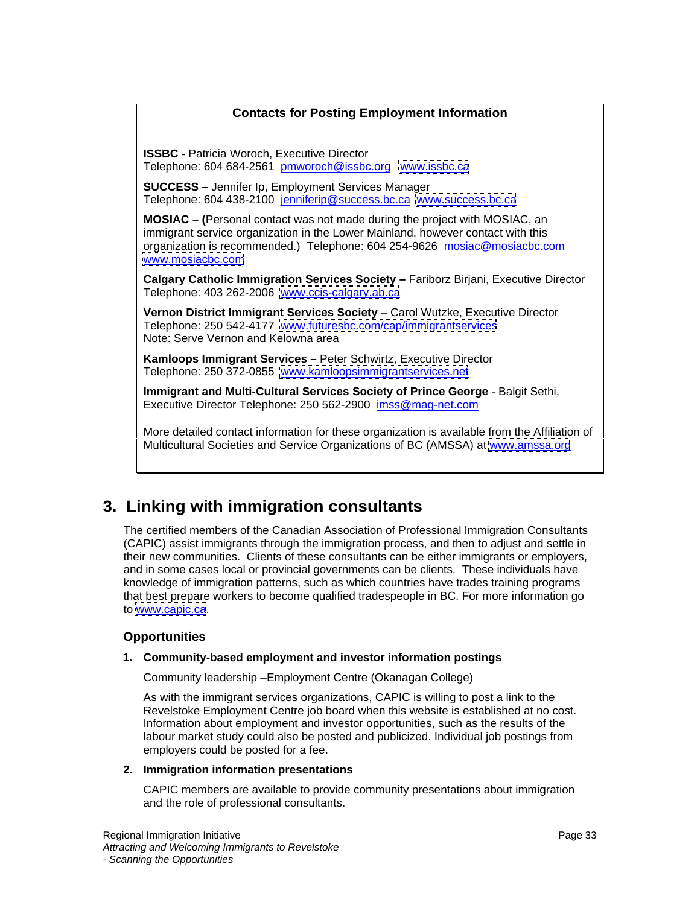**Contacts for Posting Employment Information**

**ISSBC -** Patricia Woroch, Executive Director
Telephone: 604 684-2561 pmworoch@issbc.org www.issbc.ca

**SUCCESS –** Jennifer Ip, Employment Services Manager
Telephone: 604 438-2100 jenniferip@success.bc.ca www.success.bc.ca

**MOSIAC – (**Personal contact was not made during the project with MOSIAC, an immigrant service organization in the Lower Mainland, however contact with this organization is recommended.) Telephone: 604 254-9626 mosiac@mosiacbc.com www.mosiacbc.com

**Calgary Catholic Immigration Services Society –** Fariborz Birjani, Executive Director
Telephone: 403 262-2006 www.ccis-calgary.ab.ca

**Vernon District Immigrant Services Society** – Carol Wutzke, Executive Director
Telephone: 250 542-4177 www.futuresbc.com/cap/immigrantservices
Note: Serve Vernon and Kelowna area

**Kamloops Immigrant Services –** Peter Schwirtz, Executive Director
Telephone: 250 372-0855 www.kamloopsimmigrantservices.net

**Immigrant and Multi-Cultural Services Society of Prince George** - Balgit Sethi, Executive Director Telephone: 250 562-2900 imss@mag-net.com

More detailed contact information for these organization is available from the Affiliation of Multicultural Societies and Service Organizations of BC (AMSSA) at www.amssa.org

## 3. Linking with immigration consultants

The certified members of the Canadian Association of Professional Immigration Consultants (CAPIC) assist immigrants through the immigration process, and then to adjust and settle in their new communities. Clients of these consultants can be either immigrants or employers, and in some cases local or provincial governments can be clients. These individuals have knowledge of immigration patterns, such as which countries have trades training programs that best prepare workers to become qualified tradespeople in BC. For more information go to www.capic.ca.

### Opportunities

**1. Community-based employment and investor information postings**

Community leadership –Employment Centre (Okanagan College)

As with the immigrant services organizations, CAPIC is willing to post a link to the Revelstoke Employment Centre job board when this website is established at no cost. Information about employment and investor opportunities, such as the results of the labour market study could also be posted and publicized. Individual job postings from employers could be posted for a fee.

**2. Immigration information presentations**

CAPIC members are available to provide community presentations about immigration and the role of professional consultants.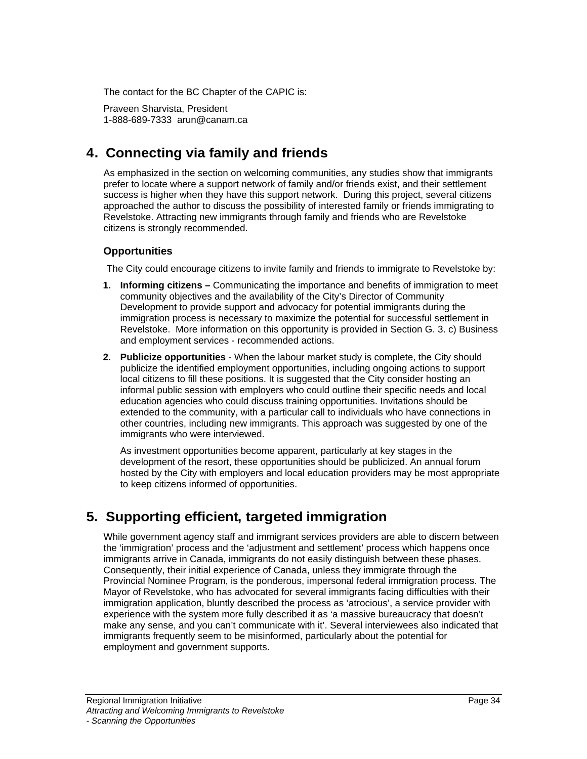The contact for the BC Chapter of the CAPIC is:

Praveen Sharvista, President  
1-888-689-7333  arun@canam.ca

## 4. Connecting via family and friends

As emphasized in the section on welcoming communities, any studies show that immigrants prefer to locate where a support network of family and/or friends exist, and their settlement success is higher when they have this support network. During this project, several citizens approached the author to discuss the possibility of interested family or friends immigrating to Revelstoke. Attracting new immigrants through family and friends who are Revelstoke citizens is strongly recommended.

### Opportunities

The City could encourage citizens to invite family and friends to immigrate to Revelstoke by:

1. **Informing citizens –** Communicating the importance and benefits of immigration to meet community objectives and the availability of the City's Director of Community Development to provide support and advocacy for potential immigrants during the immigration process is necessary to maximize the potential for successful settlement in Revelstoke. More information on this opportunity is provided in Section G. 3. c) Business and employment services - recommended actions.
2. **Publicize opportunities** - When the labour market study is complete, the City should publicize the identified employment opportunities, including ongoing actions to support local citizens to fill these positions. It is suggested that the City consider hosting an informal public session with employers who could outline their specific needs and local education agencies who could discuss training opportunities. Invitations should be extended to the community, with a particular call to individuals who have connections in other countries, including new immigrants. This approach was suggested by one of the immigrants who were interviewed.

   As investment opportunities become apparent, particularly at key stages in the development of the resort, these opportunities should be publicized. An annual forum hosted by the City with employers and local education providers may be most appropriate to keep citizens informed of opportunities.

## 5. Supporting efficient, targeted immigration

While government agency staff and immigrant services providers are able to discern between the 'immigration' process and the 'adjustment and settlement' process which happens once immigrants arrive in Canada, immigrants do not easily distinguish between these phases. Consequently, their initial experience of Canada, unless they immigrate through the Provincial Nominee Program, is the ponderous, impersonal federal immigration process. The Mayor of Revelstoke, who has advocated for several immigrants facing difficulties with their immigration application, bluntly described the process as 'atrocious', a service provider with experience with the system more fully described it as 'a massive bureaucracy that doesn't make any sense, and you can't communicate with it'. Several interviewees also indicated that immigrants frequently seem to be misinformed, particularly about the potential for employment and government supports.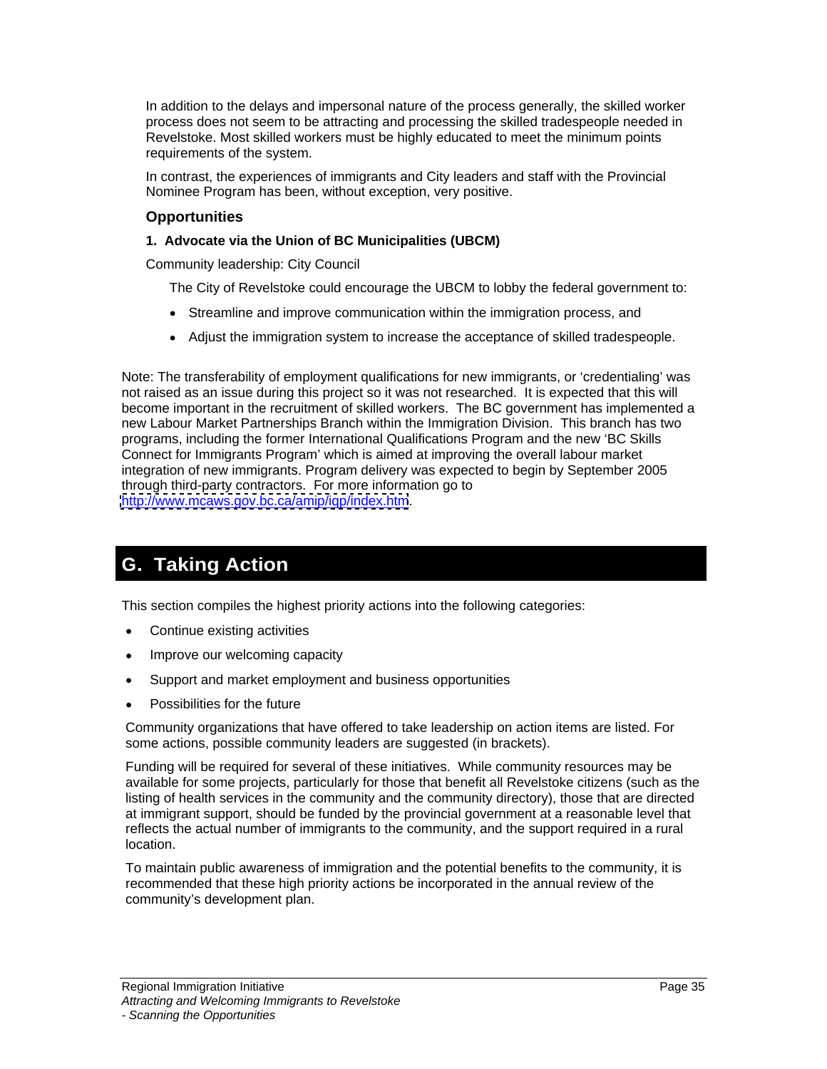In addition to the delays and impersonal nature of the process generally, the skilled worker process does not seem to be attracting and processing the skilled tradespeople needed in Revelstoke. Most skilled workers must be highly educated to meet the minimum points requirements of the system.

In contrast, the experiences of immigrants and City leaders and staff with the Provincial Nominee Program has been, without exception, very positive.

### Opportunities

**1. Advocate via the Union of BC Municipalities (UBCM)**

Community leadership: City Council

The City of Revelstoke could encourage the UBCM to lobby the federal government to:

- Streamline and improve communication within the immigration process, and
- Adjust the immigration system to increase the acceptance of skilled tradespeople.

Note: The transferability of employment qualifications for new immigrants, or 'credentialing' was not raised as an issue during this project so it was not researched. It is expected that this will become important in the recruitment of skilled workers. The BC government has implemented a new Labour Market Partnerships Branch within the Immigration Division. This branch has two programs, including the former International Qualifications Program and the new 'BC Skills Connect for Immigrants Program' which is aimed at improving the overall labour market integration of new immigrants. Program delivery was expected to begin by September 2005 through third-party contractors. For more information go to http://www.mcaws.gov.bc.ca/amip/iqp/index.htm.

## G. Taking Action

This section compiles the highest priority actions into the following categories:

- Continue existing activities
- Improve our welcoming capacity
- Support and market employment and business opportunities
- Possibilities for the future

Community organizations that have offered to take leadership on action items are listed. For some actions, possible community leaders are suggested (in brackets).

Funding will be required for several of these initiatives. While community resources may be available for some projects, particularly for those that benefit all Revelstoke citizens (such as the listing of health services in the community and the community directory), those that are directed at immigrant support, should be funded by the provincial government at a reasonable level that reflects the actual number of immigrants to the community, and the support required in a rural location.

To maintain public awareness of immigration and the potential benefits to the community, it is recommended that these high priority actions be incorporated in the annual review of the community's development plan.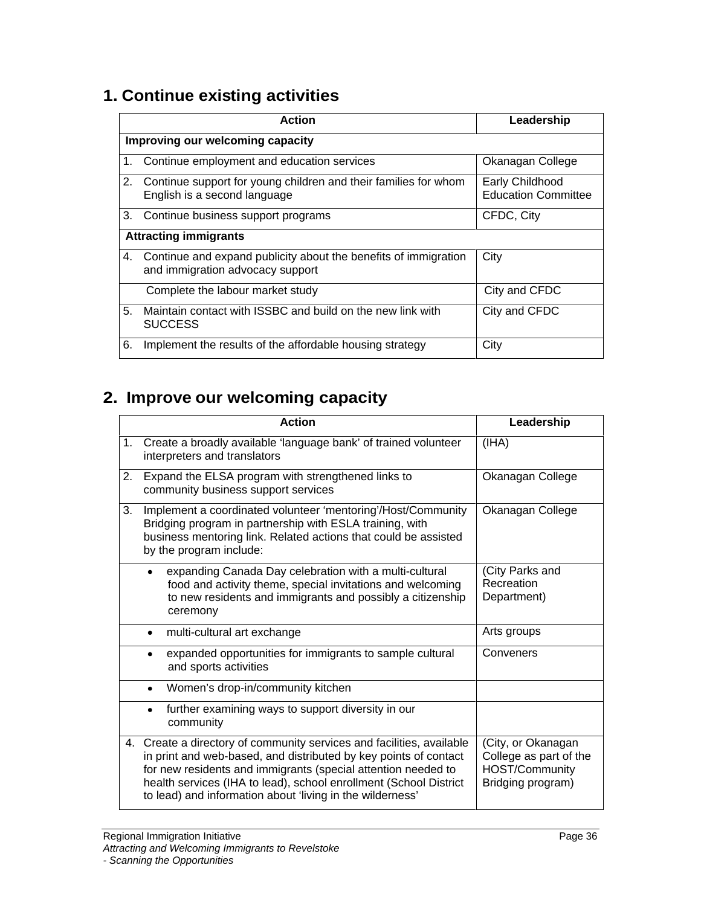## 1. Continue existing activities

| Action | Leadership |
|---|---|
| **Improving our welcoming capacity** | |
| 1. Continue employment and education services | Okanagan College |
| 2. Continue support for young children and their families for whom English is a second language | Early Childhood Education Committee |
| 3. Continue business support programs | CFDC, City |
| **Attracting immigrants** | |
| 4. Continue and expand publicity about the benefits of immigration and immigration advocacy support | City |
| Complete the labour market study | City and CFDC |
| 5. Maintain contact with ISSBC and build on the new link with SUCCESS | City and CFDC |
| 6. Implement the results of the affordable housing strategy | City |

## 2. Improve our welcoming capacity

| Action | Leadership |
|---|---|
| 1. Create a broadly available 'language bank' of trained volunteer interpreters and translators | (IHA) |
| 2. Expand the ELSA program with strengthened links to community business support services | Okanagan College |
| 3. Implement a coordinated volunteer 'mentoring'/Host/Community Bridging program in partnership with ESLA training, with business mentoring link. Related actions that could be assisted by the program include: | Okanagan College |
| • expanding Canada Day celebration with a multi-cultural food and activity theme, special invitations and welcoming to new residents and immigrants and possibly a citizenship ceremony | (City Parks and Recreation Department) |
| • multi-cultural art exchange | Arts groups |
| • expanded opportunities for immigrants to sample cultural and sports activities | Conveners |
| • Women's drop-in/community kitchen | |
| • further examining ways to support diversity in our community | |
| 4. Create a directory of community services and facilities, available in print and web-based, and distributed by key points of contact for new residents and immigrants (special attention needed to health services (IHA to lead), school enrollment (School District to lead) and information about 'living in the wilderness' | (City, or Okanagan College as part of the HOST/Community Bridging program) |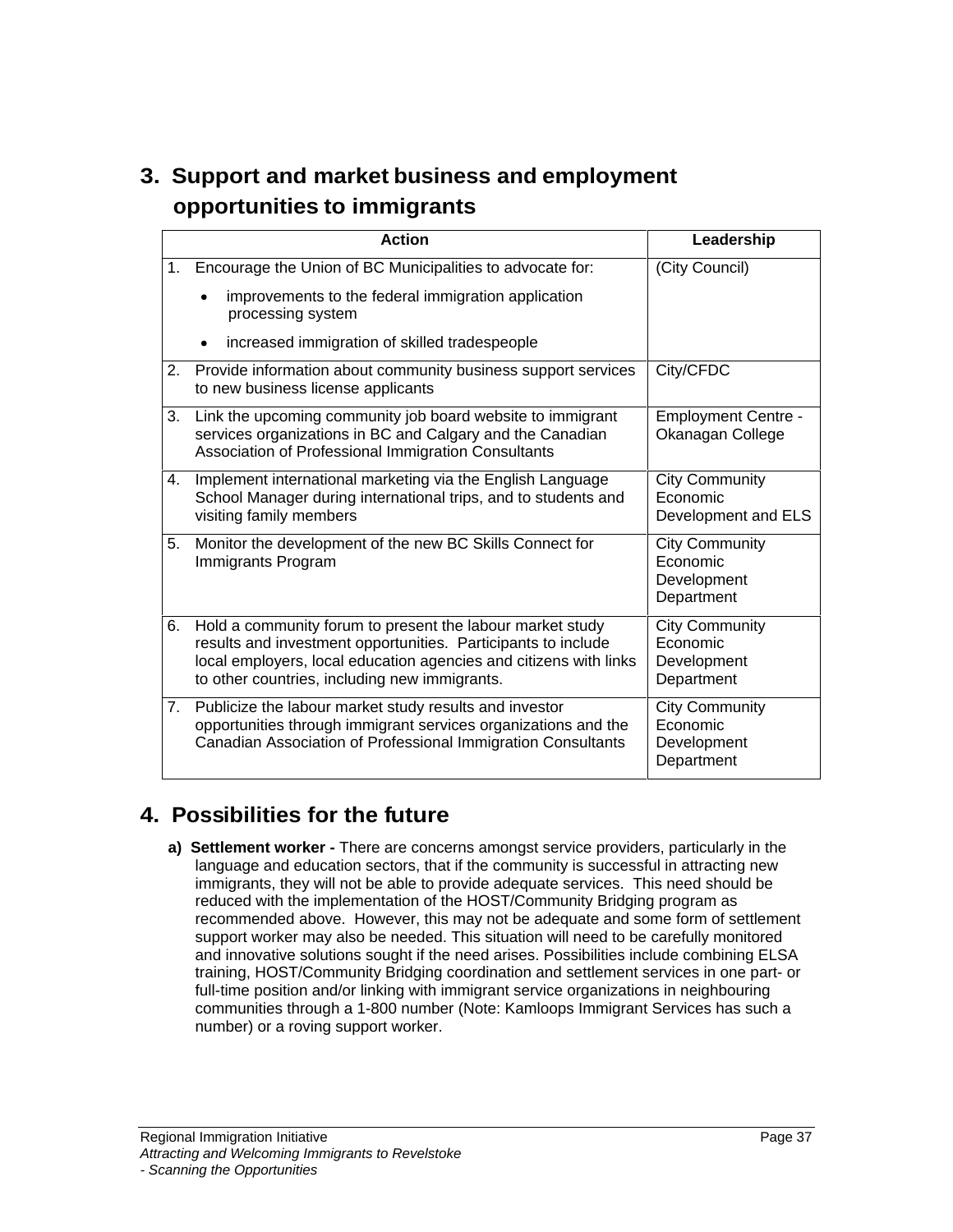## 3. Support and market business and employment opportunities to immigrants

| Action | Leadership |
|---|---|
| 1. Encourage the Union of BC Municipalities to advocate for: <br>• improvements to the federal immigration application processing system <br>• increased immigration of skilled tradespeople | (City Council) |
| 2. Provide information about community business support services to new business license applicants | City/CFDC |
| 3. Link the upcoming community job board website to immigrant services organizations in BC and Calgary and the Canadian Association of Professional Immigration Consultants | Employment Centre - Okanagan College |
| 4. Implement international marketing via the English Language School Manager during international trips, and to students and visiting family members | City Community Economic Development and ELS |
| 5. Monitor the development of the new BC Skills Connect for Immigrants Program | City Community Economic Development Department |
| 6. Hold a community forum to present the labour market study results and investment opportunities. Participants to include local employers, local education agencies and citizens with links to other countries, including new immigrants. | City Community Economic Development Department |
| 7. Publicize the labour market study results and investor opportunities through immigrant services organizations and the Canadian Association of Professional Immigration Consultants | City Community Economic Development Department |

## 4. Possibilities for the future

**a) Settlement worker -** There are concerns amongst service providers, particularly in the language and education sectors, that if the community is successful in attracting new immigrants, they will not be able to provide adequate services. This need should be reduced with the implementation of the HOST/Community Bridging program as recommended above. However, this may not be adequate and some form of settlement support worker may also be needed. This situation will need to be carefully monitored and innovative solutions sought if the need arises. Possibilities include combining ELSA training, HOST/Community Bridging coordination and settlement services in one part- or full-time position and/or linking with immigrant service organizations in neighbouring communities through a 1-800 number (Note: Kamloops Immigrant Services has such a number) or a roving support worker.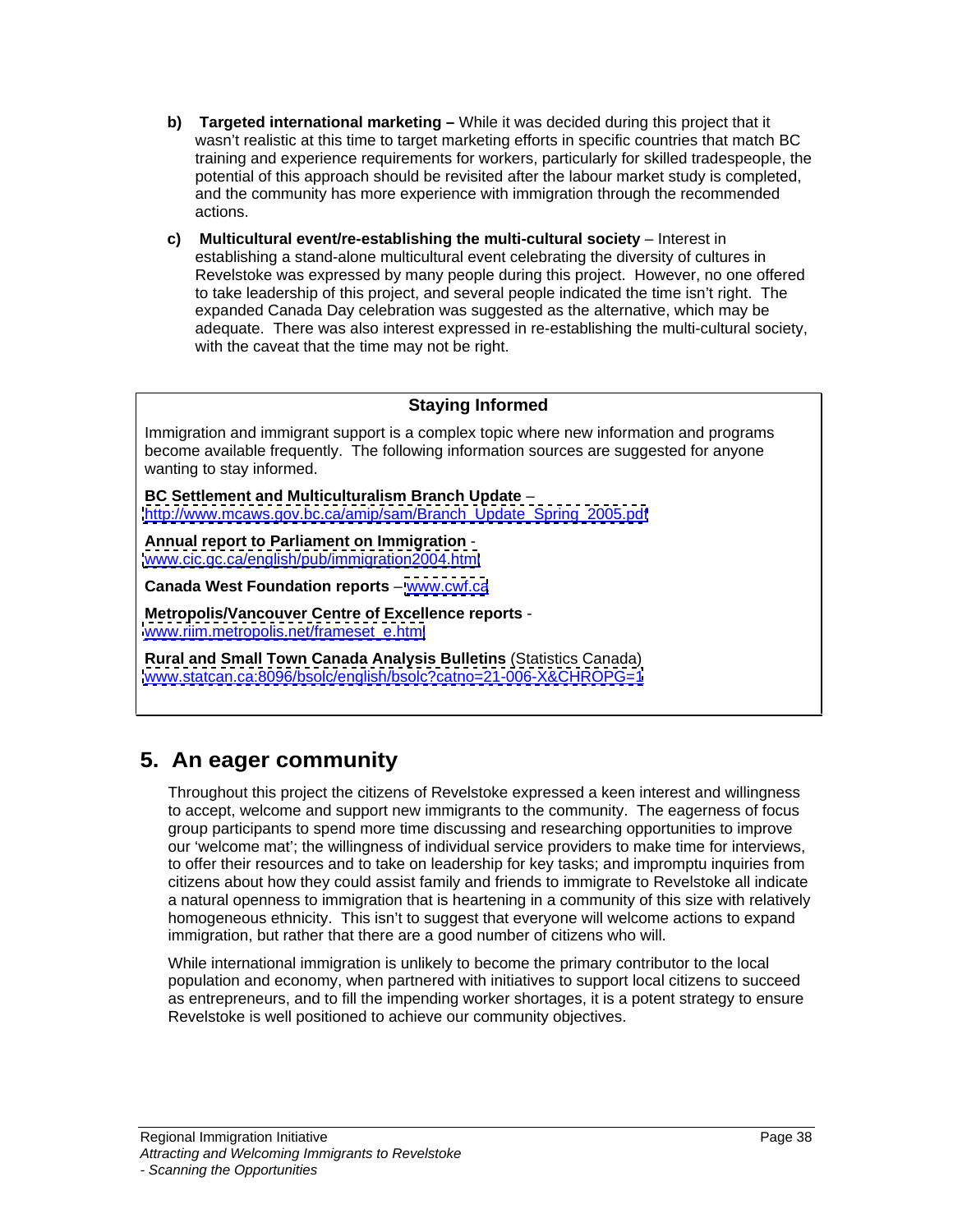b) **Targeted international marketing –** While it was decided during this project that it wasn't realistic at this time to target marketing efforts in specific countries that match BC training and experience requirements for workers, particularly for skilled tradespeople, the potential of this approach should be revisited after the labour market study is completed, and the community has more experience with immigration through the recommended actions.

c) **Multicultural event/re-establishing the multi-cultural society** – Interest in establishing a stand-alone multicultural event celebrating the diversity of cultures in Revelstoke was expressed by many people during this project. However, no one offered to take leadership of this project, and several people indicated the time isn't right. The expanded Canada Day celebration was suggested as the alternative, which may be adequate. There was also interest expressed in re-establishing the multi-cultural society, with the caveat that the time may not be right.

**Staying Informed**

Immigration and immigrant support is a complex topic where new information and programs become available frequently. The following information sources are suggested for anyone wanting to stay informed.

**BC Settlement and Multiculturalism Branch Update** – http://www.mcaws.gov.bc.ca/amip/sam/Branch_Update_Spring_2005.pdf

**Annual report to Parliament on Immigration** - www.cic.gc.ca/english/pub/immigration2004.html

**Canada West Foundation reports** – www.cwf.ca

**Metropolis/Vancouver Centre of Excellence reports** - www.riim.metropolis.net/frameset_e.html

**Rural and Small Town Canada Analysis Bulletins** (Statistics Canada) www.statcan.ca:8096/bsolc/english/bsolc?catno=21-006-X&CHROPG=1

## 5. An eager community

Throughout this project the citizens of Revelstoke expressed a keen interest and willingness to accept, welcome and support new immigrants to the community. The eagerness of focus group participants to spend more time discussing and researching opportunities to improve our 'welcome mat'; the willingness of individual service providers to make time for interviews, to offer their resources and to take on leadership for key tasks; and impromptu inquiries from citizens about how they could assist family and friends to immigrate to Revelstoke all indicate a natural openness to immigration that is heartening in a community of this size with relatively homogeneous ethnicity. This isn't to suggest that everyone will welcome actions to expand immigration, but rather that there are a good number of citizens who will.

While international immigration is unlikely to become the primary contributor to the local population and economy, when partnered with initiatives to support local citizens to succeed as entrepreneurs, and to fill the impending worker shortages, it is a potent strategy to ensure Revelstoke is well positioned to achieve our community objectives.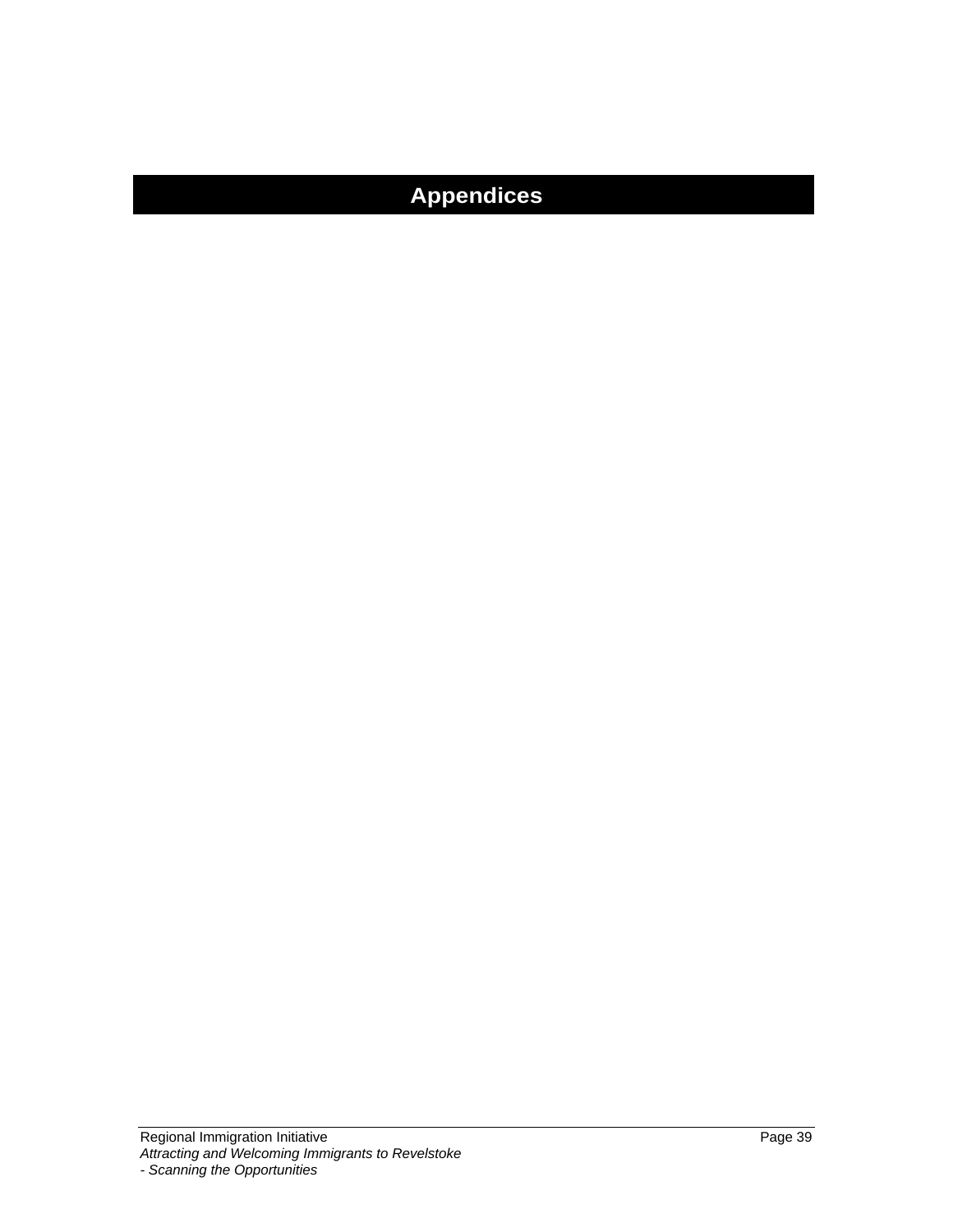# Appendices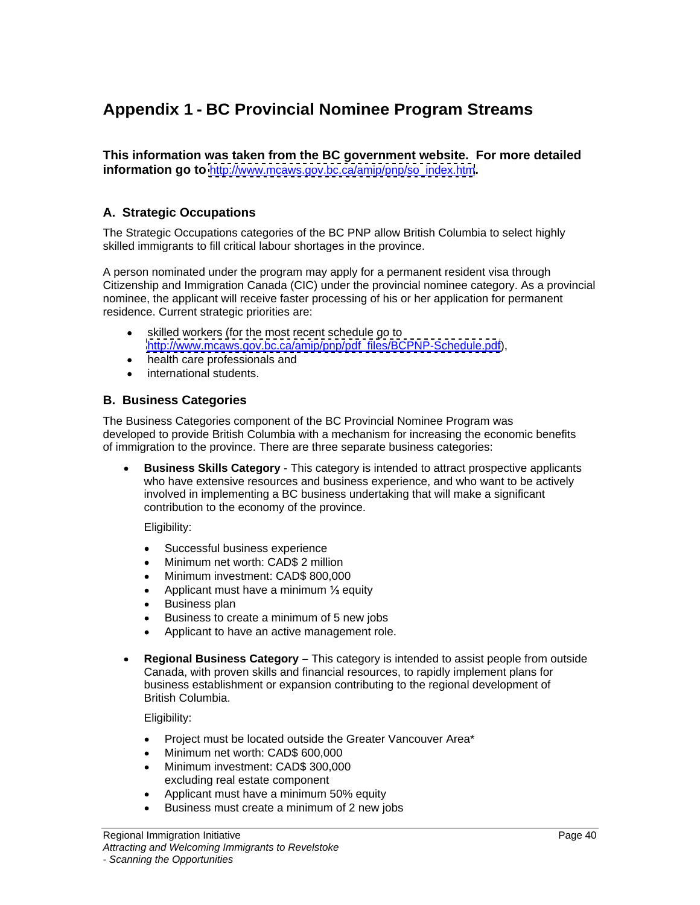# Appendix 1 - BC Provincial Nominee Program Streams

**This information was taken from the BC government website. For more detailed information go to http://www.mcaws.gov.bc.ca/amip/pnp/so_index.htm.**

### A. Strategic Occupations

The Strategic Occupations categories of the BC PNP allow British Columbia to select highly skilled immigrants to fill critical labour shortages in the province.

A person nominated under the program may apply for a permanent resident visa through Citizenship and Immigration Canada (CIC) under the provincial nominee category. As a provincial nominee, the applicant will receive faster processing of his or her application for permanent residence. Current strategic priorities are:

- skilled workers (for the most recent schedule go to http://www.mcaws.gov.bc.ca/amip/pnp/pdf_files/BCPNP-Schedule.pdf),
- health care professionals and
- international students.

### B. Business Categories

The Business Categories component of the BC Provincial Nominee Program was developed to provide British Columbia with a mechanism for increasing the economic benefits of immigration to the province. There are three separate business categories:

- **Business Skills Category** - This category is intended to attract prospective applicants who have extensive resources and business experience, and who want to be actively involved in implementing a BC business undertaking that will make a significant contribution to the economy of the province.

  Eligibility:

  - Successful business experience
  - Minimum net worth: CAD$ 2 million
  - Minimum investment: CAD$ 800,000
  - Applicant must have a minimum ⅓ equity
  - Business plan
  - Business to create a minimum of 5 new jobs
  - Applicant to have an active management role.

- **Regional Business Category –** This category is intended to assist people from outside Canada, with proven skills and financial resources, to rapidly implement plans for business establishment or expansion contributing to the regional development of British Columbia.

  Eligibility:

  - Project must be located outside the Greater Vancouver Area*
  - Minimum net worth: CAD$ 600,000
  - Minimum investment: CAD$ 300,000 excluding real estate component
  - Applicant must have a minimum 50% equity
  - Business must create a minimum of 2 new jobs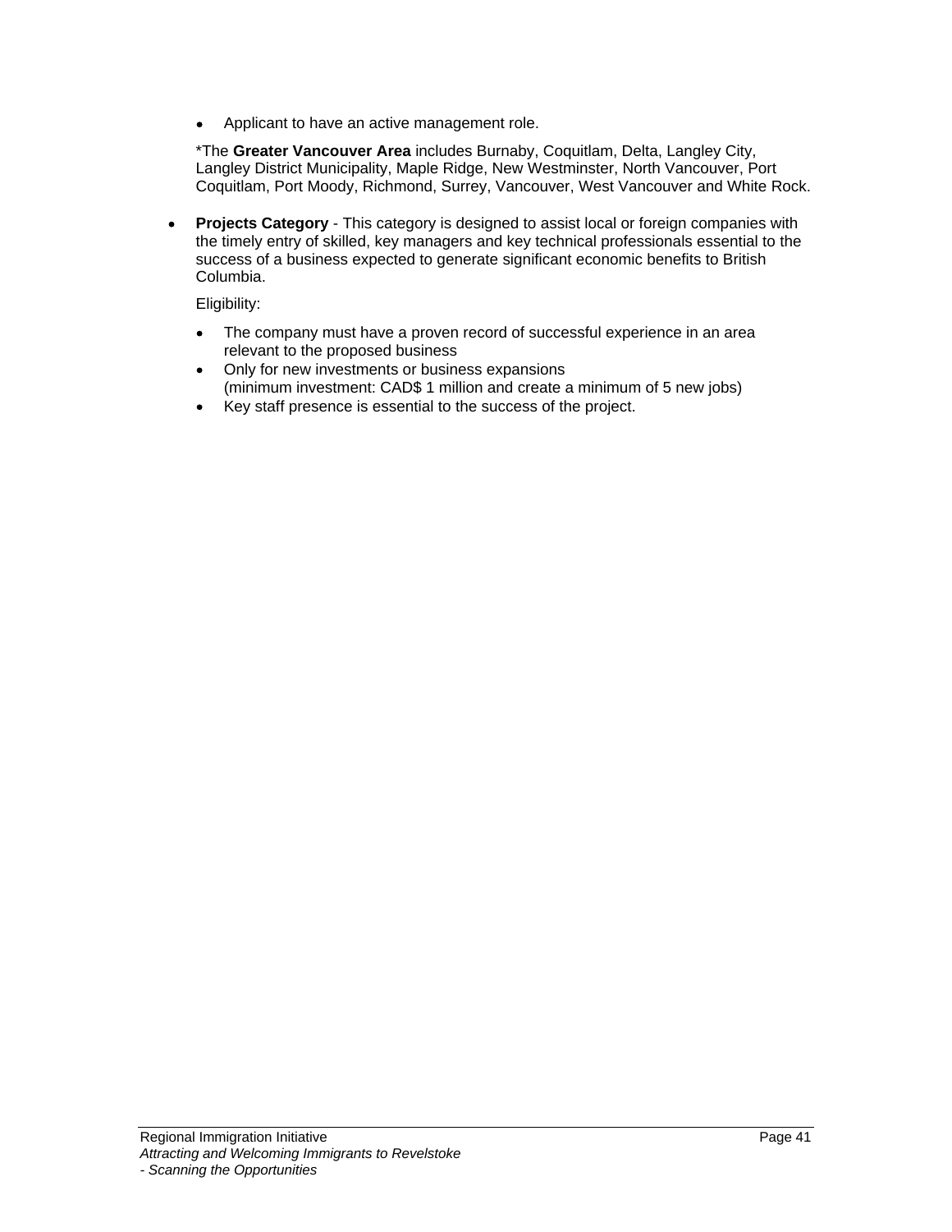- Applicant to have an active management role.

  *The **Greater Vancouver Area** includes Burnaby, Coquitlam, Delta, Langley City, Langley District Municipality, Maple Ridge, New Westminster, North Vancouver, Port Coquitlam, Port Moody, Richmond, Surrey, Vancouver, West Vancouver and White Rock.

- **Projects Category** - This category is designed to assist local or foreign companies with the timely entry of skilled, key managers and key technical professionals essential to the success of a business expected to generate significant economic benefits to British Columbia.

  Eligibility:

  - The company must have a proven record of successful experience in an area relevant to the proposed business
  - Only for new investments or business expansions (minimum investment: CAD$ 1 million and create a minimum of 5 new jobs)
  - Key staff presence is essential to the success of the project.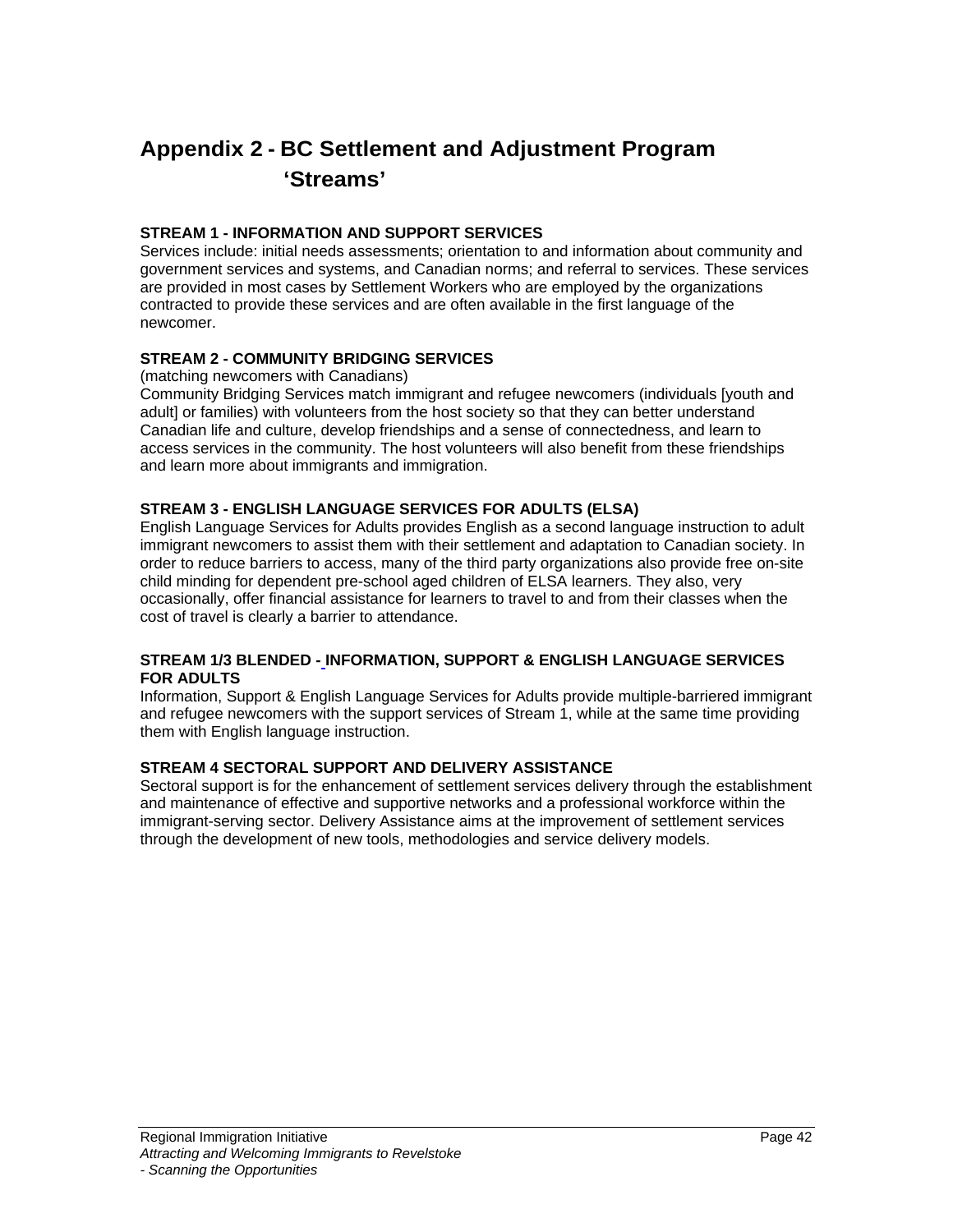# Appendix 2 - BC Settlement and Adjustment Program 'Streams'

**STREAM 1 - INFORMATION AND SUPPORT SERVICES**

Services include: initial needs assessments; orientation to and information about community and government services and systems, and Canadian norms; and referral to services. These services are provided in most cases by Settlement Workers who are employed by the organizations contracted to provide these services and are often available in the first language of the newcomer.

**STREAM 2 - COMMUNITY BRIDGING SERVICES**

(matching newcomers with Canadians)

Community Bridging Services match immigrant and refugee newcomers (individuals [youth and adult] or families) with volunteers from the host society so that they can better understand Canadian life and culture, develop friendships and a sense of connectedness, and learn to access services in the community. The host volunteers will also benefit from these friendships and learn more about immigrants and immigration.

**STREAM 3 - ENGLISH LANGUAGE SERVICES FOR ADULTS (ELSA)**

English Language Services for Adults provides English as a second language instruction to adult immigrant newcomers to assist them with their settlement and adaptation to Canadian society. In order to reduce barriers to access, many of the third party organizations also provide free on-site child minding for dependent pre-school aged children of ELSA learners. They also, very occasionally, offer financial assistance for learners to travel to and from their classes when the cost of travel is clearly a barrier to attendance.

**STREAM 1/3 BLENDED - INFORMATION, SUPPORT & ENGLISH LANGUAGE SERVICES FOR ADULTS**

Information, Support & English Language Services for Adults provide multiple-barriered immigrant and refugee newcomers with the support services of Stream 1, while at the same time providing them with English language instruction.

**STREAM 4 SECTORAL SUPPORT AND DELIVERY ASSISTANCE**

Sectoral support is for the enhancement of settlement services delivery through the establishment and maintenance of effective and supportive networks and a professional workforce within the immigrant-serving sector. Delivery Assistance aims at the improvement of settlement services through the development of new tools, methodologies and service delivery models.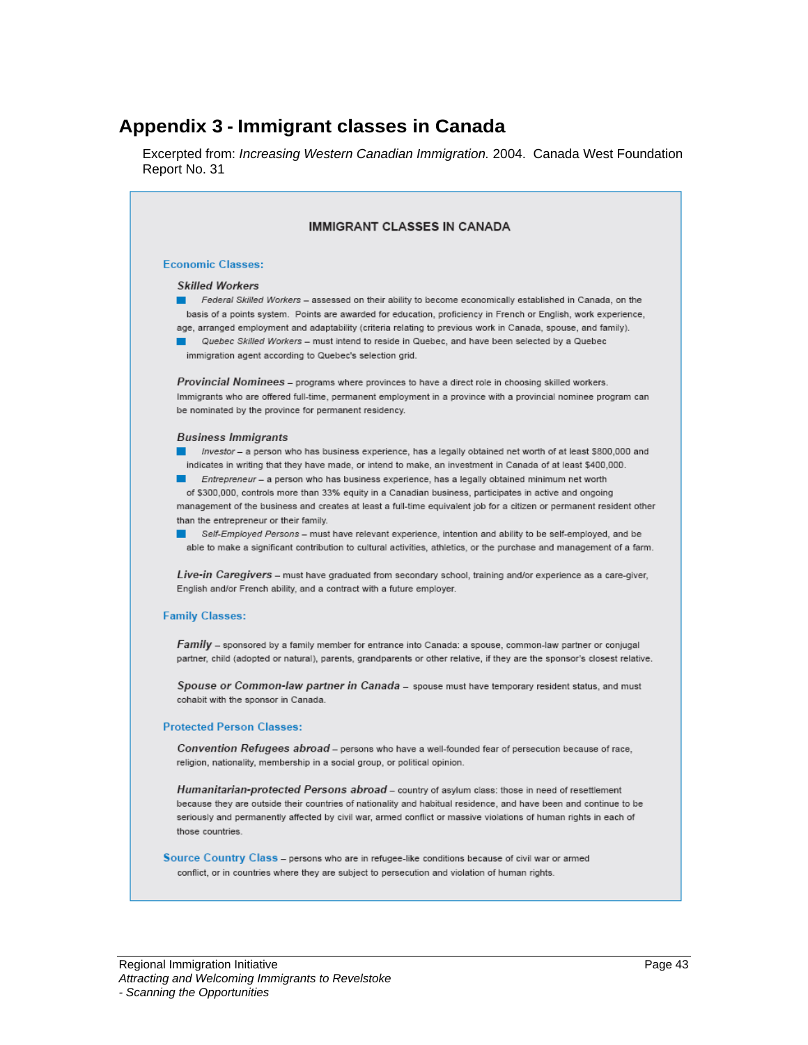# Appendix 3 - Immigrant classes in Canada

Excerpted from: *Increasing Western Canadian Immigration.* 2004. Canada West Foundation Report No. 31

## IMMIGRANT CLASSES IN CANADA

### Economic Classes:

#### *Skilled Workers*

- *Federal Skilled Workers* – assessed on their ability to become economically established in Canada, on the basis of a points system. Points are awarded for education, proficiency in French or English, work experience, age, arranged employment and adaptability (criteria relating to previous work in Canada, spouse, and family).
- *Quebec Skilled Workers* – must intend to reside in Quebec, and have been selected by a Quebec immigration agent according to Quebec's selection grid.

***Provincial Nominees*** – programs where provinces to have a direct role in choosing skilled workers. Immigrants who are offered full-time, permanent employment in a province with a provincial nominee program can be nominated by the province for permanent residency.

#### *Business Immigrants*

- *Investor* – a person who has business experience, has a legally obtained net worth of at least $800,000 and indicates in writing that they have made, or intend to make, an investment in Canada of at least $400,000.
- *Entrepreneur* – a person who has business experience, has a legally obtained minimum net worth of $300,000, controls more than 33% equity in a Canadian business, participates in active and ongoing management of the business and creates at least a full-time equivalent job for a citizen or permanent resident other than the entrepreneur or their family.
- *Self-Employed Persons* – must have relevant experience, intention and ability to be self-employed, and be able to make a significant contribution to cultural activities, athletics, or the purchase and management of a farm.

***Live-in Caregivers*** – must have graduated from secondary school, training and/or experience as a care-giver, English and/or French ability, and a contract with a future employer.

### Family Classes:

***Family*** – sponsored by a family member for entrance into Canada: a spouse, common-law partner or conjugal partner, child (adopted or natural), parents, grandparents or other relative, if they are the sponsor's closest relative.

***Spouse or Common-law partner in Canada*** – spouse must have temporary resident status, and must cohabit with the sponsor in Canada.

### Protected Person Classes:

***Convention Refugees abroad*** – persons who have a well-founded fear of persecution because of race, religion, nationality, membership in a social group, or political opinion.

***Humanitarian-protected Persons abroad*** – country of asylum class: those in need of resettlement because they are outside their countries of nationality and habitual residence, and have been seriously and permanently affected by civil war, armed conflict or massive violations of human rights in each of those countries.

**Source Country Class** – persons who are in refugee-like conditions because of civil war or armed conflict, or in countries where they are subject to persecution and violation of human rights.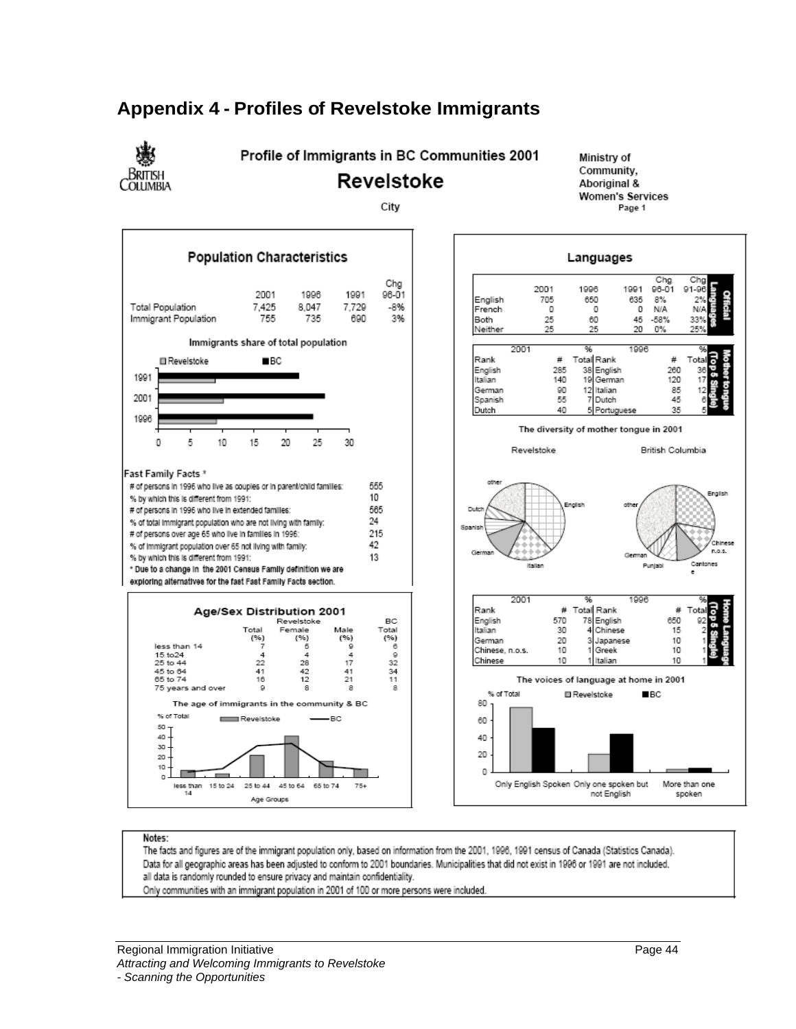# Appendix 4 - Profiles of Revelstoke Immigrants

British Columbia

## Profile of Immigrants in BC Communities 2001

## Revelstoke

City

Ministry of Community, Aboriginal & Women's Services
Page 1

### Population Characteristics

| | 2001 | 1996 | 1991 | Chg 96-01 |
|---|---|---|---|---|
| Total Population | 7,425 | 8,047 | 7,729 | -8% |
| Immigrant Population | 755 | 735 | 690 | 3% |

Immigrants share of total population

Fast Family Facts *

| | |
|---|---|
| # of persons in 1996 who live as couples or in parent/child families: | 555 |
| % by which this is different from 1991: | 10 |
| # of persons in 1996 who live in extended families: | 565 |
| % of total immigrant population who are not living with family: | 24 |
| # of persons over age 65 who live in families in 1996: | 215 |
| % of immigrant population over 65 not living with family: | 42 |
| % by which this is different from 1991: | 13 |

* Due to a change in the 2001 Census Family definition we are exploring alternatives for the fast Fast Family Facts section.

### Age/Sex Distribution 2001

| | Revelstoke Total (%) | Revelstoke Female (%) | Revelstoke Male (%) | BC Total (%) |
|---|---|---|---|---|
| less than 14 | 7 | 5 | 9 | 6 |
| 15 to24 | 4 | 4 | 4 | 9 |
| 25 to 44 | 22 | 28 | 17 | 32 |
| 45 to 64 | 41 | 42 | 41 | 34 |
| 65 to 74 | 16 | 12 | 21 | 11 |
| 75 years and over | 9 | 8 | 8 | 8 |

The age of immigrants in the community & BC

### Languages

**Official Languages**

| | 2001 | 1996 | 1991 | Chg 96-01 | Chg 91-96 |
|---|---|---|---|---|---|
| English | 705 | 650 | 635 | 8% | 2% |
| French | 0 | 0 | 0 | N/A | N/A |
| Both | 25 | 60 | 45 | -58% | 33% |
| Neither | 25 | 25 | 20 | 0% | 25% |

**Mother tongue (Top 5 Single)**

| 2001 Rank | # | % Total | 1996 Rank | # | % Total |
|---|---|---|---|---|---|
| English | 285 | 38 | English | 260 | 36 |
| Italian | 140 | 19 | German | 120 | 17 |
| German | 90 | 12 | Italian | 85 | 12 |
| Spanish | 55 | 7 | Dutch | 45 | 6 |
| Dutch | 40 | 5 | Portuguese | 35 | 5 |

The diversity of mother tongue in 2001

**Home Language (Top 5 Single)**

| 2001 Rank | # | % Total | 1996 Rank | # | % Total |
|---|---|---|---|---|---|
| English | 570 | 78 | English | 650 | 92 |
| Italian | 30 | 4 | Chinese | 15 | 2 |
| German | 20 | 3 | Japanese | 10 | 1 |
| Chinese, n.o.s. | 10 | 1 | Greek | 10 | 1 |
| Chinese | 10 | 1 | Italian | 10 | 1 |

The voices of language at home in 2001

Notes:
The facts and figures are of the immigrant population only, based on information from the 2001, 1996, 1991 census of Canada (Statistics Canada).
Data for all geographic areas has been adjusted to conform to 2001 boundaries. Municipalities that did not exist in 1996 or 1991 are not included.
all data is randomly rounded to ensure privacy and maintain confidentiality.
Only communities with an immigrant population in 2001 of 100 or more persons were included.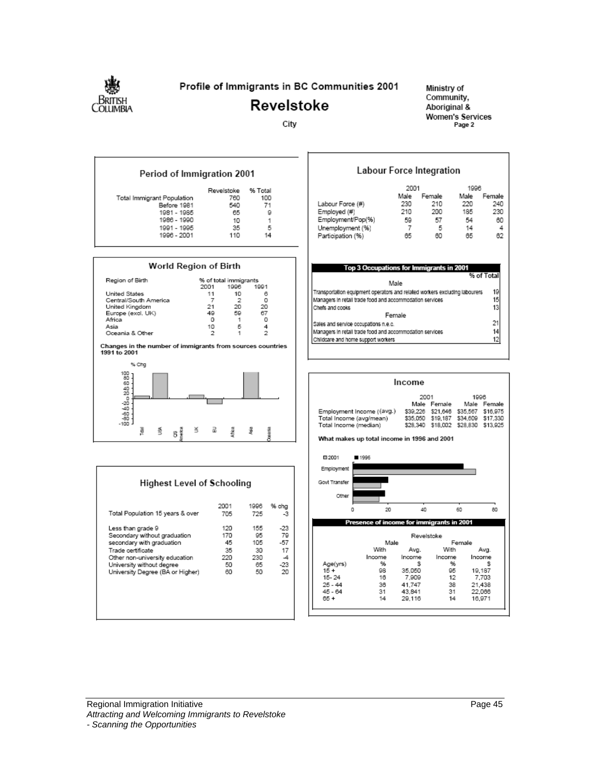# Profile of Immigrants in BC Communities 2001

## Revelstoke

City

Ministry of Community, Aboriginal & Women's Services
Page 2

### Period of Immigration 2001

| | Revelstoke | % Total |
|---|---|---|
| Total Immigrant Population | 760 | 100 |
| Before 1981 | 540 | 71 |
| 1981 - 1985 | 65 | 9 |
| 1986 - 1990 | 10 | 1 |
| 1991 - 1995 | 35 | 5 |
| 1996 - 2001 | 110 | 14 |

### World Region of Birth

| Region of Birth | % of total immigrants | | |
|---|---|---|---|
| | 2001 | 1996 | 1991 |
| United States | 11 | 10 | 6 |
| Central/South America | 7 | 2 | 0 |
| United Kingdom | 21 | 20 | 20 |
| Europe (excl. UK) | 49 | 59 | 67 |
| Africa | 0 | 1 | 0 |
| Asia | 10 | 5 | 4 |
| Oceania & Other | 2 | 1 | 2 |

**Changes in the number of immigrants from sources countries 1991 to 2001**

% Chg

Total, USA, CS America, UK, EU, Africa, Asia, Oceania

### Highest Level of Schooling

| | 2001 | 1996 | % chg |
|---|---|---|---|
| Total Population 15 years & over | 705 | 725 | -3 |
| Less than grade 9 | 120 | 155 | -23 |
| Secondary without graduation | 170 | 95 | 79 |
| secondary with graduation | 45 | 105 | -57 |
| Trade certificate | 35 | 30 | 17 |
| Other non-university education | 220 | 230 | -4 |
| University without degree | 50 | 65 | -23 |
| University Degree (BA or Higher) | 60 | 50 | 20 |

### Labour Force Integration

| | 2001 | | 1996 | |
|---|---|---|---|---|
| | Male | Female | Male | Female |
| Labour Force (#) | 230 | 210 | 220 | 240 |
| Employed (#) | 210 | 200 | 185 | 230 |
| Employment/Pop(%) | 59 | 57 | 54 | 60 |
| Unemployment (%) | 7 | 5 | 14 | 4 |
| Participation (%) | 65 | 60 | 65 | 62 |

### Top 3 Occupations for Immigrants in 2001

| | % of Total |
|---|---|
| **Male** | |
| Transportation equipment operators and related workers excluding labourers | 19 |
| Managers in retail trade food and accommodation services | 15 |
| Chefs and cooks | 13 |
| **Female** | |
| Sales and service occupations n.e.c. | 21 |
| Managers in retail trade food and accommodation services | 14 |
| Childcare and home support workers | 12 |

### Income

| | 2001 | | 1996 | |
|---|---|---|---|---|
| | Male | Female | Male | Female |
| Employment Income ((avg.) | $39,226 | $21,646 | $35,567 | $16,975 |
| Total Income (avg/mean) | $35,050 | $19,187 | $34,609 | $17,330 |
| Total Income (median) | $28,340 | $18,002 | $28,830 | $13,925 |

**What makes up total income in 1996 and 2001**

2001 / 1996

Employment, Govt Transfer, Other

0, 20, 40, 60, 80

### Presence of income for immigrants in 2001

| | Revelstoke | | | |
|---|---|---|---|---|
| | Male | | Female | |
| | With Income | Avg. Income | With Income | Avg. Income |
| Age(yrs) | % | $ | % | $ |
| 15 + | 98 | 35,050 | 95 | 19,187 |
| 15- 24 | 16 | 7,909 | 12 | 7,703 |
| 25 - 44 | 36 | 41,747 | 38 | 21,438 |
| 45 - 64 | 31 | 43,841 | 31 | 22,066 |
| 65 + | 14 | 29,116 | 14 | 16,971 |

Regional Immigration Initiative
*Attracting and Welcoming Immigrants to Revelstoke*
*- Scanning the Opportunities*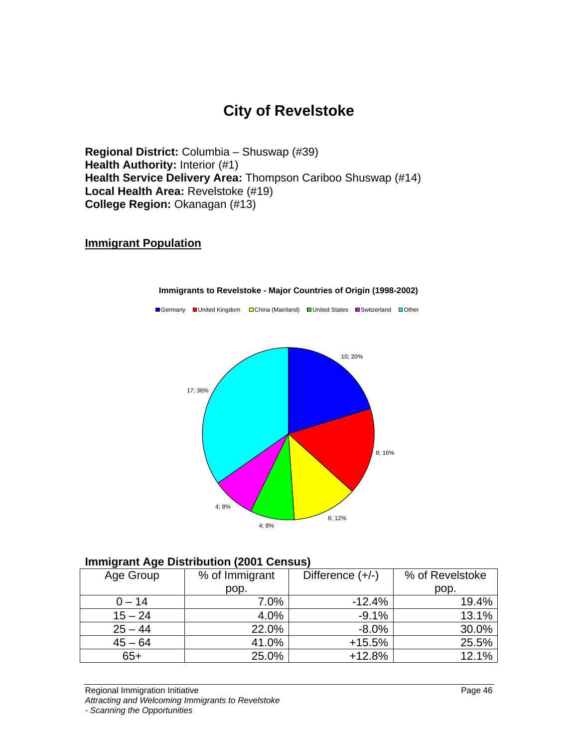# City of Revelstoke

**Regional District:** Columbia – Shuswap (#39)
**Health Authority:** Interior (#1)
**Health Service Delivery Area:** Thompson Cariboo Shuswap (#14)
**Local Health Area:** Revelstoke (#19)
**College Region:** Okanagan (#13)

## Immigrant Population

**Immigrants to Revelstoke - Major Countries of Origin (1998-2002)**

Germany, United Kingdom, China (Mainland), United States, Switzerland, Other

| Country | Number | Percent |
|---|---|---|
| Germany | 10 | 20% |
| United Kingdom | 8 | 16% |
| China (Mainland) | 6 | 12% |
| United States | 4 | 8% |
| Switzerland | 4 | 8% |
| Other | 17 | 36% |

**Immigrant Age Distribution (2001 Census)**

| Age Group | % of Immigrant pop. | Difference (+/-) | % of Revelstoke pop. |
|---|---|---|---|
| 0 – 14 | 7.0% | -12.4% | 19.4% |
| 15 – 24 | 4.0% | -9.1% | 13.1% |
| 25 – 44 | 22.0% | -8.0% | 30.0% |
| 45 – 64 | 41.0% | +15.5% | 25.5% |
| 65+ | 25.0% | +12.8% | 12.1% |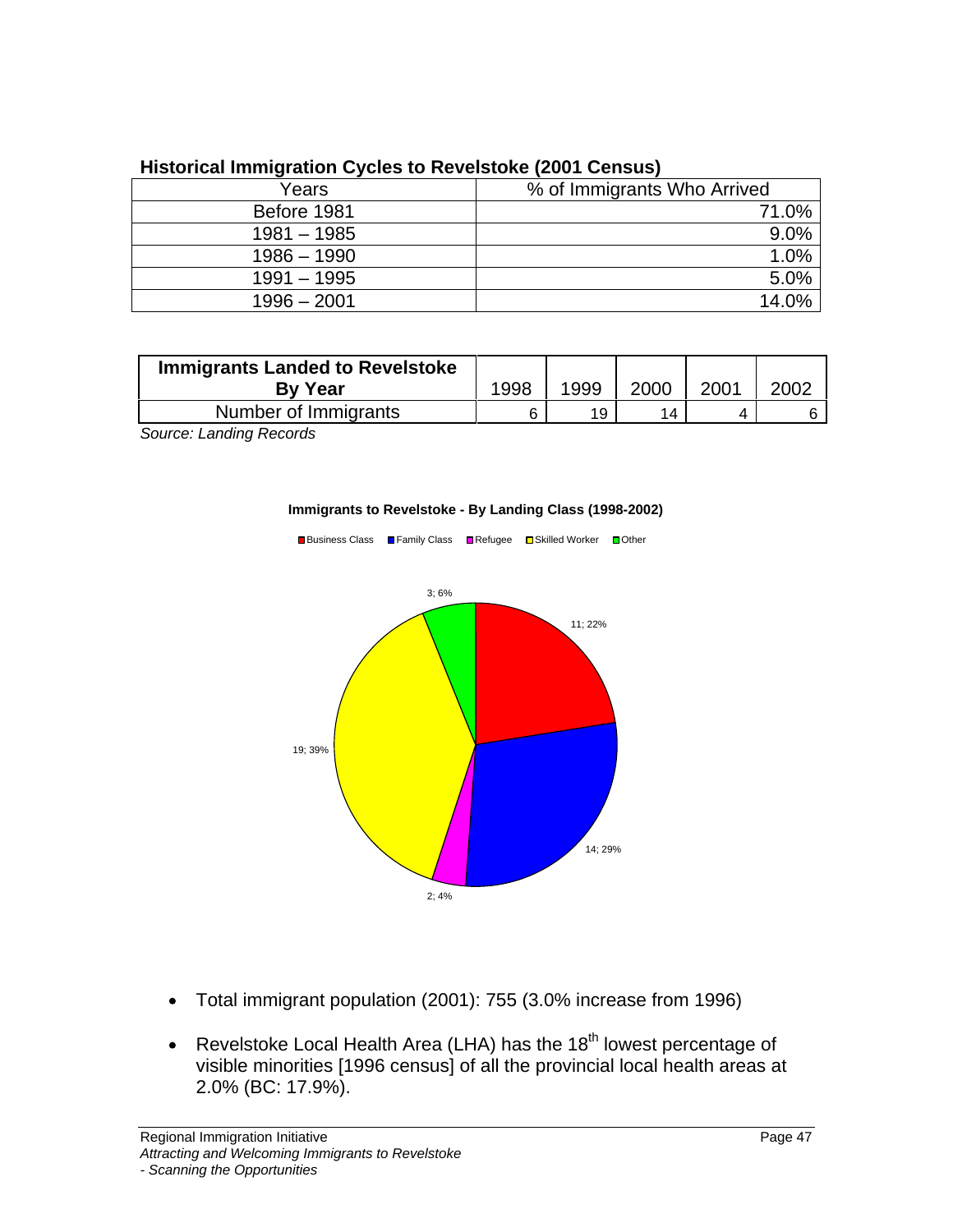**Historical Immigration Cycles to Revelstoke (2001 Census)**

| Years | % of Immigrants Who Arrived |
|---|---|
| Before 1981 | 71.0% |
| 1981 – 1985 | 9.0% |
| 1986 – 1990 | 1.0% |
| 1991 – 1995 | 5.0% |
| 1996 – 2001 | 14.0% |

| **Immigrants Landed to Revelstoke By Year** | 1998 | 1999 | 2000 | 2001 | 2002 |
|---|---|---|---|---|---|
| Number of Immigrants | 6 | 19 | 14 | 4 | 6 |

*Source: Landing Records*

**Immigrants to Revelstoke - By Landing Class (1998-2002)**

Business Class: 11; 22%
Family Class: 14; 29%
Refugee: 2; 4%
Skilled Worker: 19; 39%
Other: 3; 6%

- Total immigrant population (2001): 755 (3.0% increase from 1996)
- Revelstoke Local Health Area (LHA) has the 18th lowest percentage of visible minorities [1996 census] of all the provincial local health areas at 2.0% (BC: 17.9%).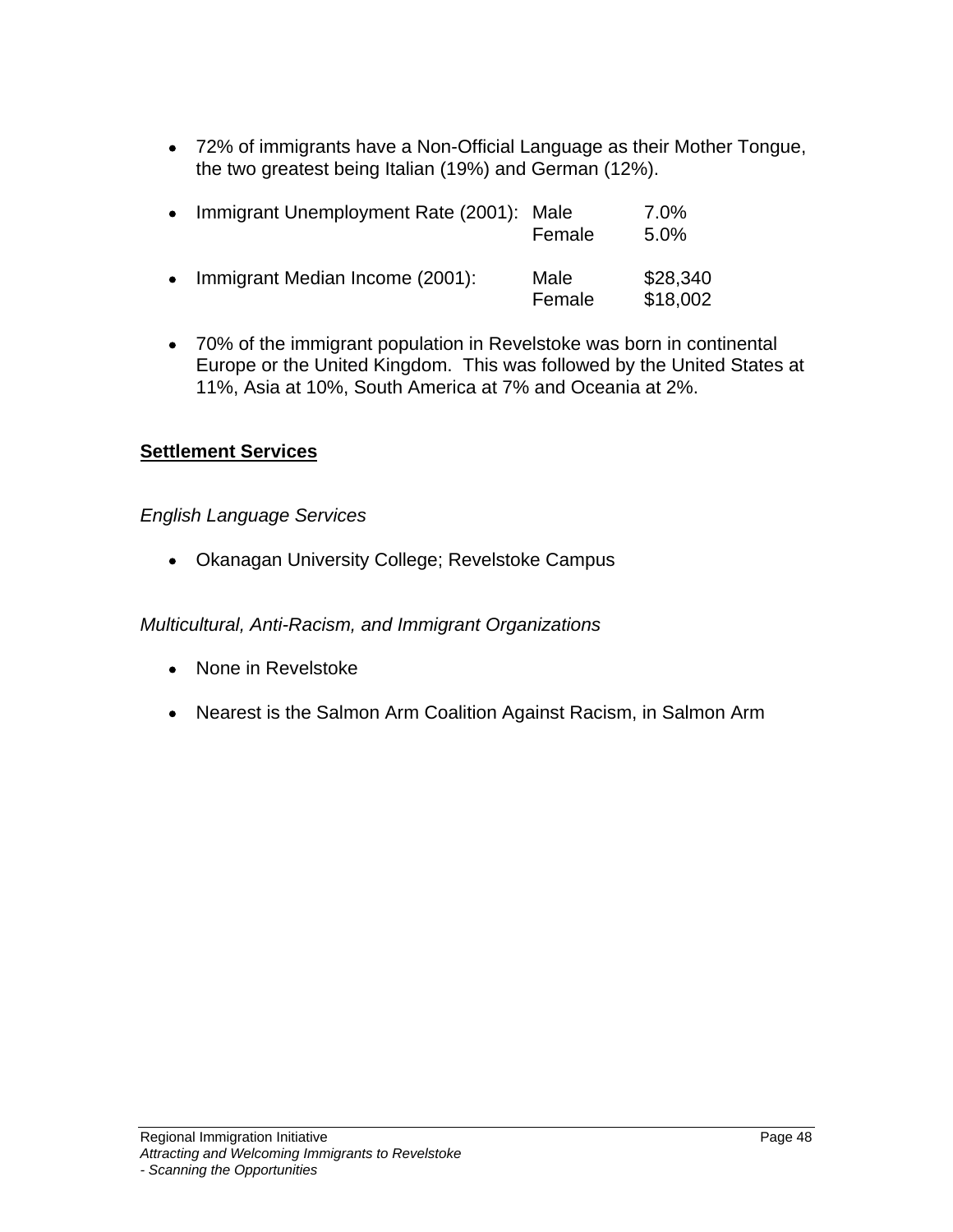- 72% of immigrants have a Non-Official Language as their Mother Tongue, the two greatest being Italian (19%) and German (12%).

- Immigrant Unemployment Rate (2001):

| | |
|---|---|
| Male | 7.0% |
| Female | 5.0% |

- Immigrant Median Income (2001):

| | |
|---|---|
| Male | $28,340 |
| Female | $18,002 |

- 70% of the immigrant population in Revelstoke was born in continental Europe or the United Kingdom. This was followed by the United States at 11%, Asia at 10%, South America at 7% and Oceania at 2%.

## **Settlement Services**

*English Language Services*

- Okanagan University College; Revelstoke Campus

*Multicultural, Anti-Racism, and Immigrant Organizations*

- None in Revelstoke

- Nearest is the Salmon Arm Coalition Against Racism, in Salmon Arm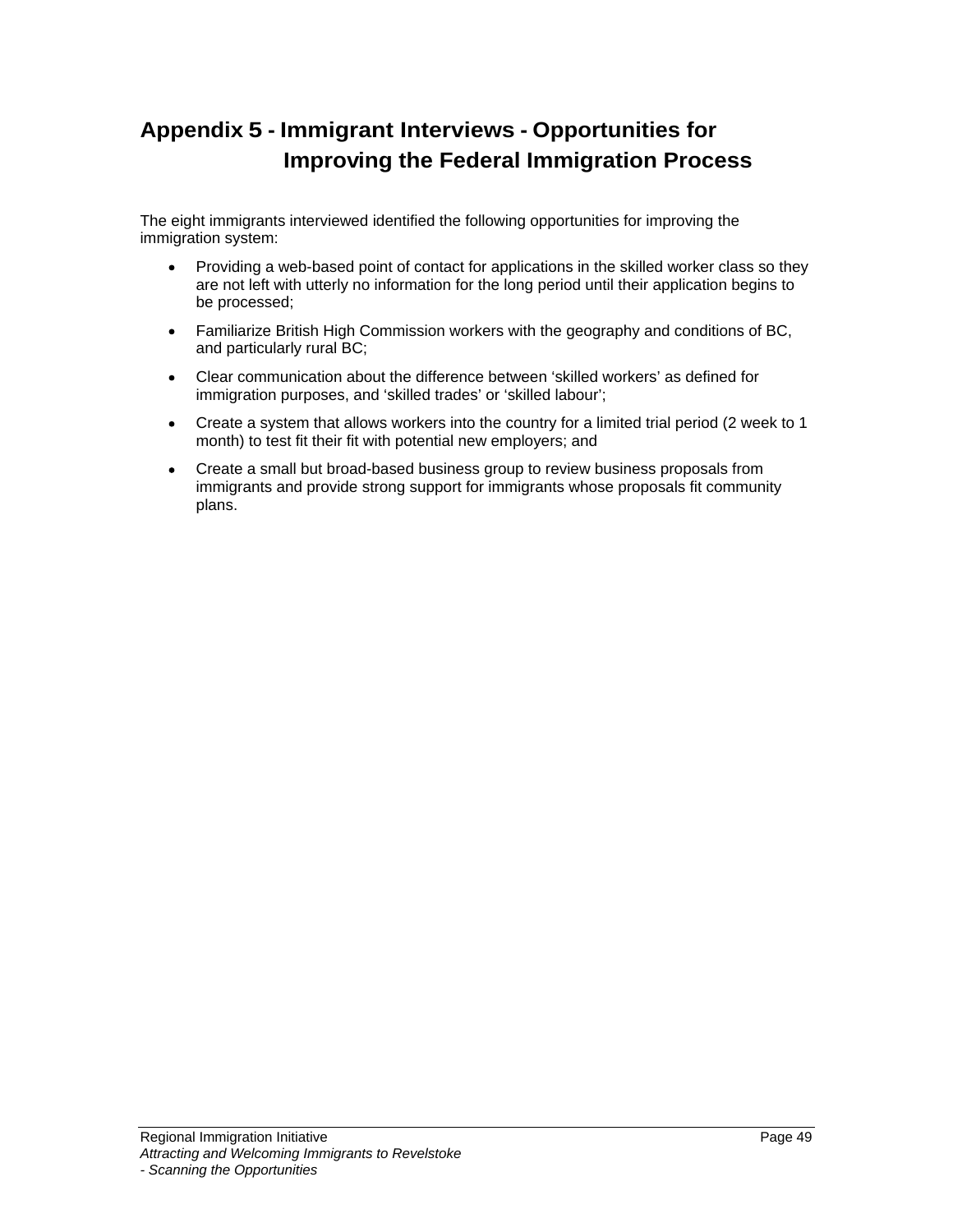# Appendix 5 - Immigrant Interviews - Opportunities for Improving the Federal Immigration Process

The eight immigrants interviewed identified the following opportunities for improving the immigration system:

- Providing a web-based point of contact for applications in the skilled worker class so they are not left with utterly no information for the long period until their application begins to be processed;
- Familiarize British High Commission workers with the geography and conditions of BC, and particularly rural BC;
- Clear communication about the difference between 'skilled workers' as defined for immigration purposes, and 'skilled trades' or 'skilled labour';
- Create a system that allows workers into the country for a limited trial period (2 week to 1 month) to test fit their fit with potential new employers; and
- Create a small but broad-based business group to review business proposals from immigrants and provide strong support for immigrants whose proposals fit community plans.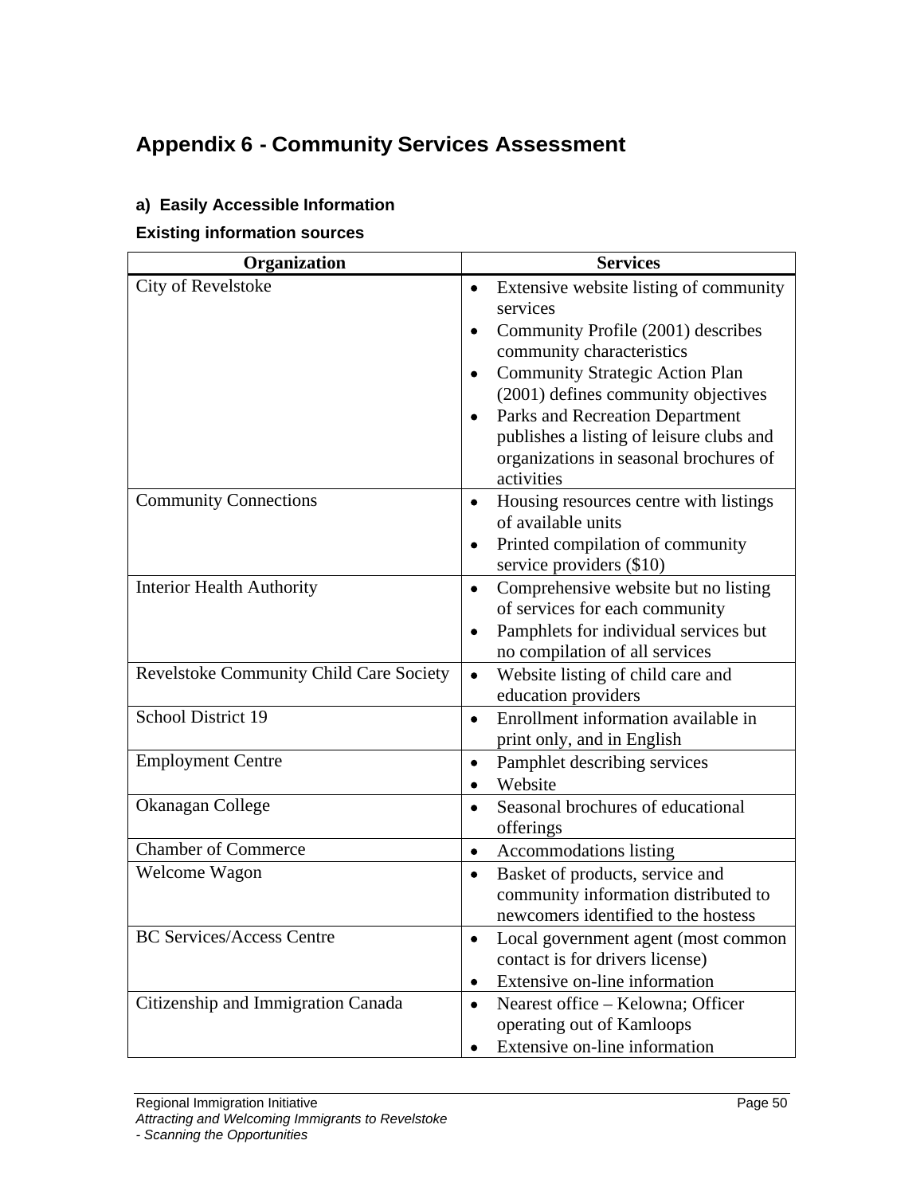# Appendix 6 - Community Services Assessment

### a) Easily Accessible Information

**Existing information sources**

| Organization | Services |
|---|---|
| City of Revelstoke | • Extensive website listing of community services<br>• Community Profile (2001) describes community characteristics<br>• Community Strategic Action Plan (2001) defines community objectives<br>• Parks and Recreation Department publishes a listing of leisure clubs and organizations in seasonal brochures of activities |
| Community Connections | • Housing resources centre with listings of available units<br>• Printed compilation of community service providers ($10) |
| Interior Health Authority | • Comprehensive website but no listing of services for each community<br>• Pamphlets for individual services but no compilation of all services |
| Revelstoke Community Child Care Society | • Website listing of child care and education providers |
| School District 19 | • Enrollment information available in print only, and in English |
| Employment Centre | • Pamphlet describing services<br>• Website |
| Okanagan College | • Seasonal brochures of educational offerings |
| Chamber of Commerce | • Accommodations listing |
| Welcome Wagon | • Basket of products, service and community information distributed to newcomers identified to the hostess |
| BC Services/Access Centre | • Local government agent (most common contact is for drivers license)<br>• Extensive on-line information |
| Citizenship and Immigration Canada | • Nearest office – Kelowna; Officer operating out of Kamloops<br>• Extensive on-line information |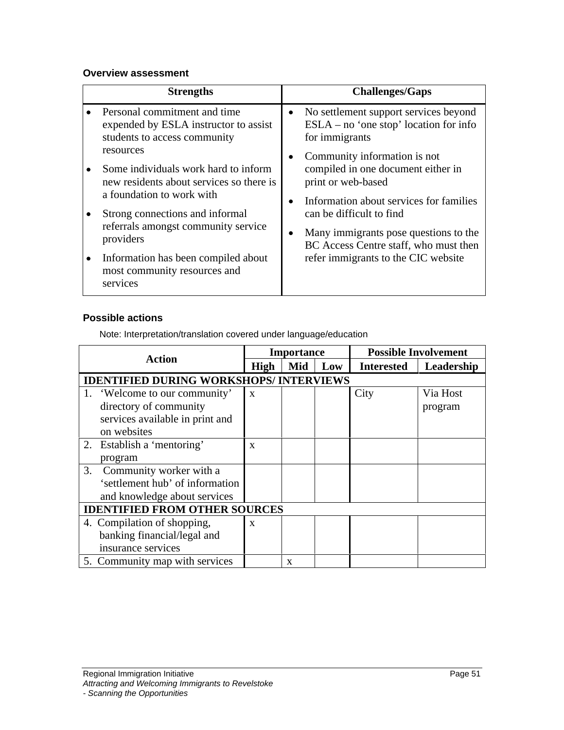**Overview assessment**

| Strengths | Challenges/Gaps |
| --- | --- |
| • Personal commitment and time expended by ESLA instructor to assist students to access community resources<br>• Some individuals work hard to inform new residents about services so there is a foundation to work with<br>• Strong connections and informal referrals amongst community service providers<br>• Information has been compiled about most community resources and services | • No settlement support services beyond ESLA – no 'one stop' location for info for immigrants<br>• Community information is not compiled in one document either in print or web-based<br>• Information about services for families can be difficult to find<br>• Many immigrants pose questions to the BC Access Centre staff, who must then refer immigrants to the CIC website |

**Possible actions**

Note: Interpretation/translation covered under language/education

| Action | Importance | | | Possible Involvement | |
| --- | --- | --- | --- | --- | --- |
| | High | Mid | Low | Interested | Leadership |
| **IDENTIFIED DURING WORKSHOPS/ INTERVIEWS** | | | | | |
| 1. 'Welcome to our community' directory of community services available in print and on websites | x | | | City | Via Host program |
| 2. Establish a 'mentoring' program | x | | | | |
| 3. Community worker with a 'settlement hub' of information and knowledge about services | | | | | |
| **IDENTIFIED FROM OTHER SOURCES** | | | | | |
| 4. Compilation of shopping, banking financial/legal and insurance services | x | | | | |
| 5. Community map with services | | x | | | |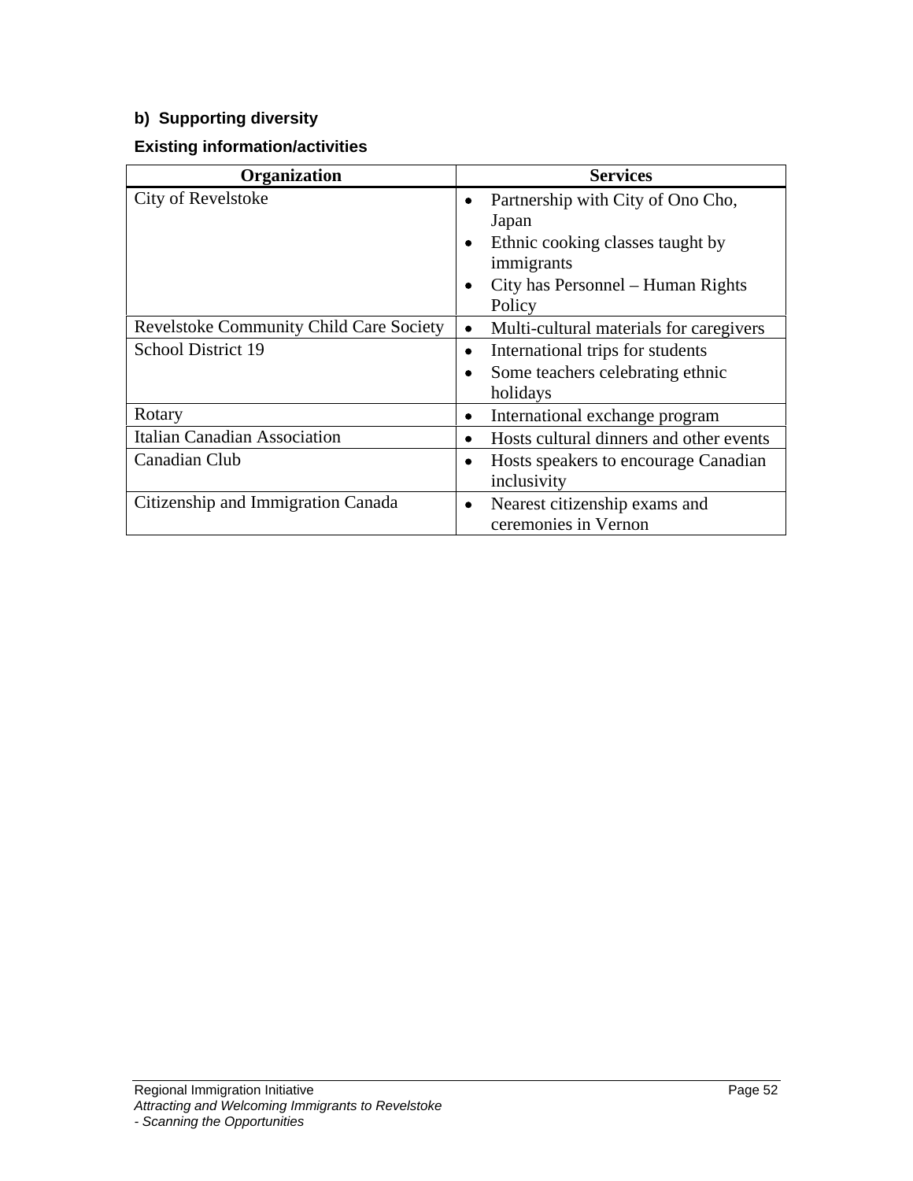### b) Supporting diversity

#### Existing information/activities

| Organization | Services |
|---|---|
| City of Revelstoke | • Partnership with City of Ono Cho, Japan<br>• Ethnic cooking classes taught by immigrants<br>• City has Personnel – Human Rights Policy |
| Revelstoke Community Child Care Society | • Multi-cultural materials for caregivers |
| School District 19 | • International trips for students<br>• Some teachers celebrating ethnic holidays |
| Rotary | • International exchange program |
| Italian Canadian Association | • Hosts cultural dinners and other events |
| Canadian Club | • Hosts speakers to encourage Canadian inclusivity |
| Citizenship and Immigration Canada | • Nearest citizenship exams and ceremonies in Vernon |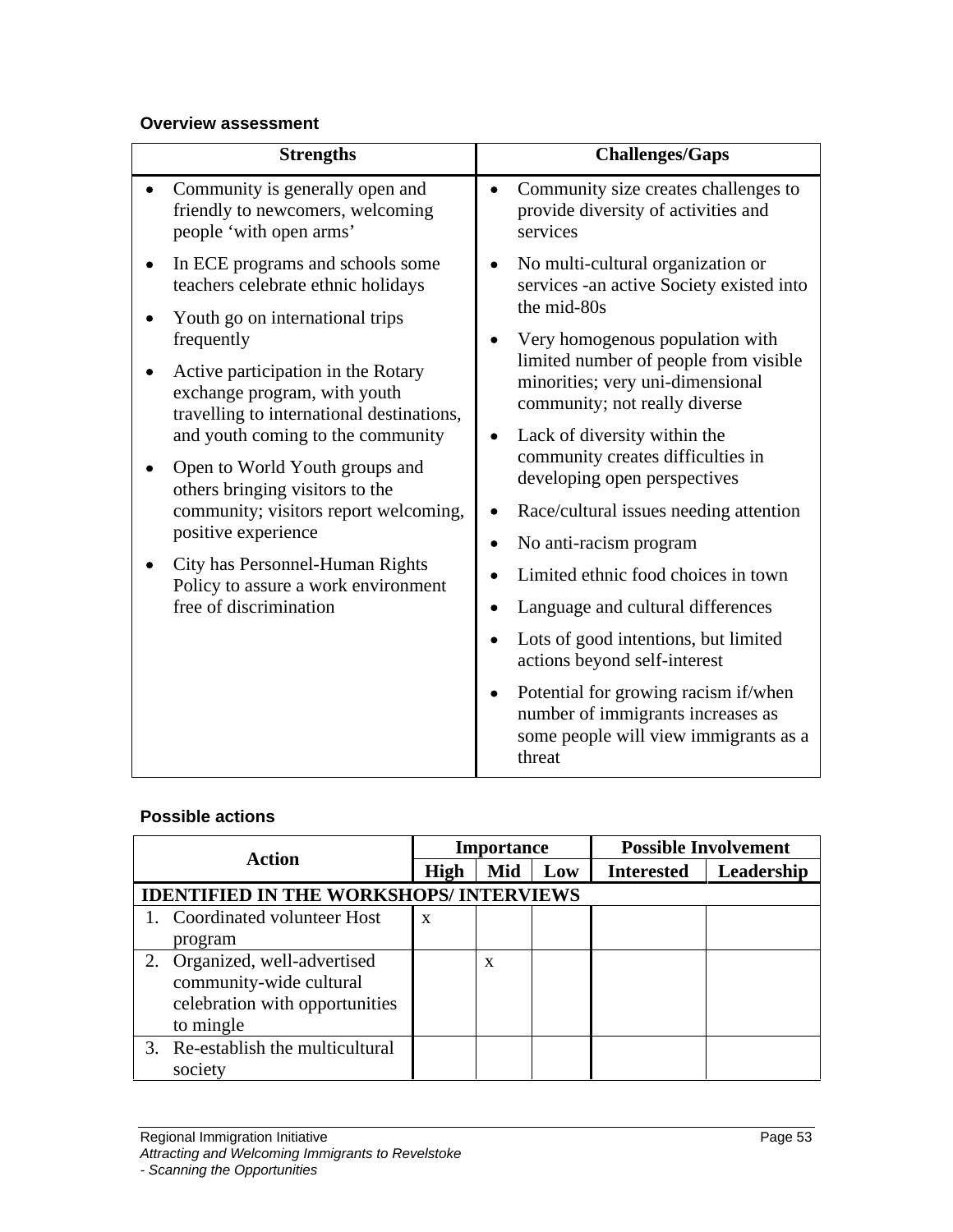#### Overview assessment

| Strengths | Challenges/Gaps |
|---|---|
| • Community is generally open and friendly to newcomers, welcoming people 'with open arms'<br>• In ECE programs and schools some teachers celebrate ethnic holidays<br>• Youth go on international trips frequently<br>• Active participation in the Rotary exchange program, with youth travelling to international destinations, and youth coming to the community<br>• Open to World Youth groups and others bringing visitors to the community; visitors report welcoming, positive experience<br>• City has Personnel-Human Rights Policy to assure a work environment free of discrimination | • Community size creates challenges to provide diversity of activities and services<br>• No multi-cultural organization or services -an active Society existed into the mid-80s<br>• Very homogenous population with limited number of people from visible minorities; very uni-dimensional community; not really diverse<br>• Lack of diversity within the community creates difficulties in developing open perspectives<br>• Race/cultural issues needing attention<br>• No anti-racism program<br>• Limited ethnic food choices in town<br>• Language and cultural differences<br>• Lots of good intentions, but limited actions beyond self-interest<br>• Potential for growing racism if/when number of immigrants increases as some people will view immigrants as a threat |

#### Possible actions

| Action | Importance | | | Possible Involvement | |
|---|---|---|---|---|---|
| | High | Mid | Low | Interested | Leadership |
| **IDENTIFIED IN THE WORKSHOPS/ INTERVIEWS** | | | | | |
| 1. Coordinated volunteer Host program | x | | | | |
| 2. Organized, well-advertised community-wide cultural celebration with opportunities to mingle | | x | | | |
| 3. Re-establish the multicultural society | | | | | |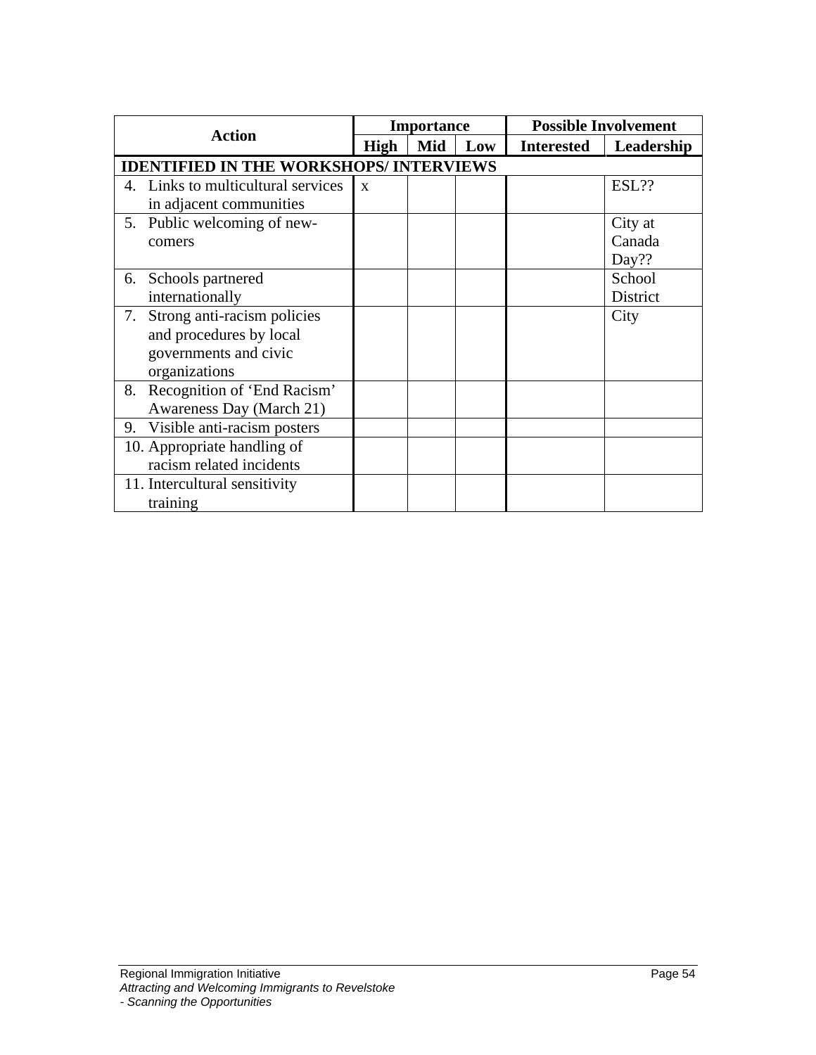| Action | Importance | | | Possible Involvement | |
|---|---|---|---|---|---|
| | High | Mid | Low | Interested | Leadership |
| **IDENTIFIED IN THE WORKSHOPS/ INTERVIEWS** | | | | | |
| 4. Links to multicultural services in adjacent communities | x | | | | ESL?? |
| 5. Public welcoming of new-comers | | | | | City at Canada Day?? |
| 6. Schools partnered internationally | | | | | School District |
| 7. Strong anti-racism policies and procedures by local governments and civic organizations | | | | | City |
| 8. Recognition of 'End Racism' Awareness Day (March 21) | | | | | |
| 9. Visible anti-racism posters | | | | | |
| 10. Appropriate handling of racism related incidents | | | | | |
| 11. Intercultural sensitivity training | | | | | |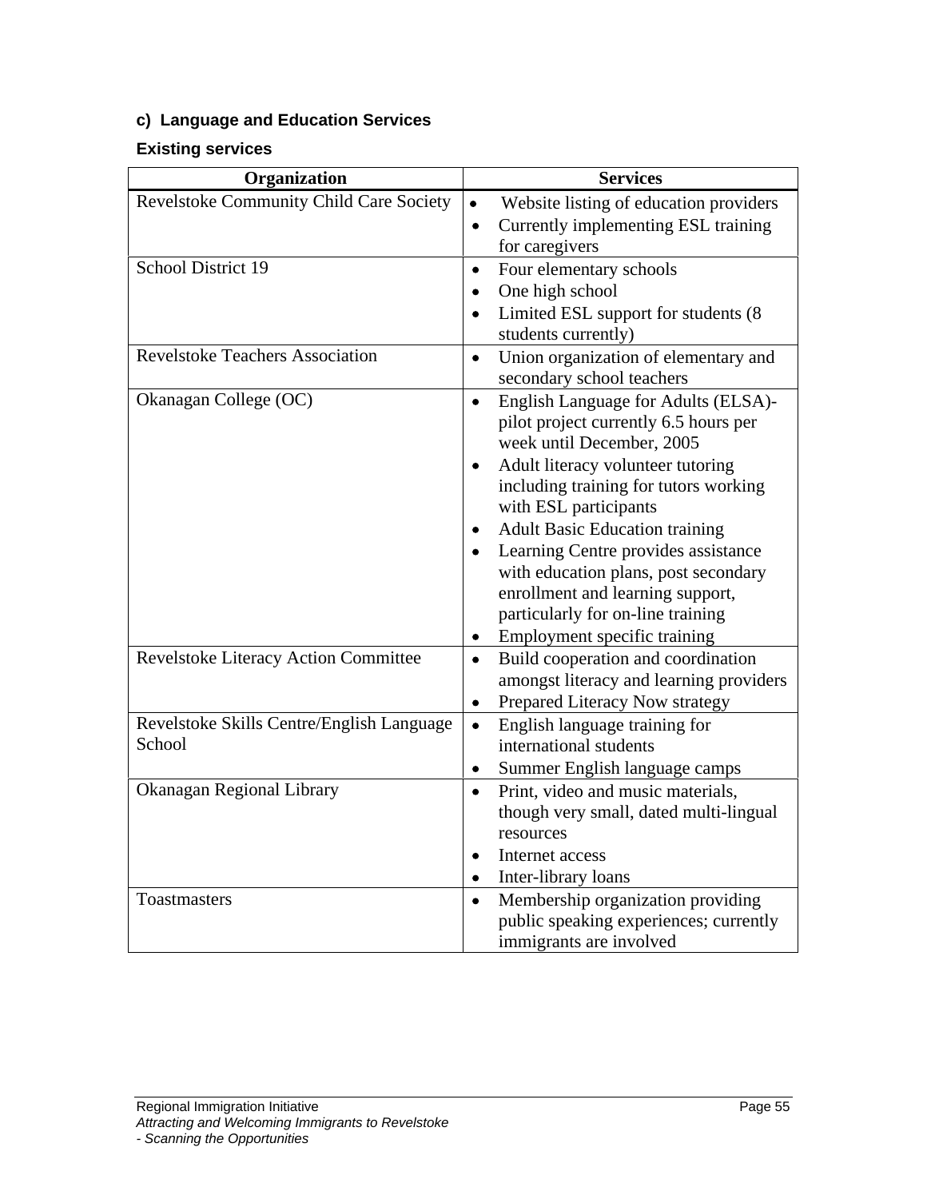### c) Language and Education Services

#### Existing services

| Organization | Services |
|---|---|
| Revelstoke Community Child Care Society | • Website listing of education providers<br>• Currently implementing ESL training for caregivers |
| School District 19 | • Four elementary schools<br>• One high school<br>• Limited ESL support for students (8 students currently) |
| Revelstoke Teachers Association | • Union organization of elementary and secondary school teachers |
| Okanagan College (OC) | • English Language for Adults (ELSA)- pilot project currently 6.5 hours per week until December, 2005<br>• Adult literacy volunteer tutoring including training for tutors working with ESL participants<br>• Adult Basic Education training<br>• Learning Centre provides assistance with education plans, post secondary enrollment and learning support, particularly for on-line training<br>• Employment specific training |
| Revelstoke Literacy Action Committee | • Build cooperation and coordination amongst literacy and learning providers<br>• Prepared Literacy Now strategy |
| Revelstoke Skills Centre/English Language School | • English language training for international students<br>• Summer English language camps |
| Okanagan Regional Library | • Print, video and music materials, though very small, dated multi-lingual resources<br>• Internet access<br>• Inter-library loans |
| Toastmasters | • Membership organization providing public speaking experiences; currently immigrants are involved |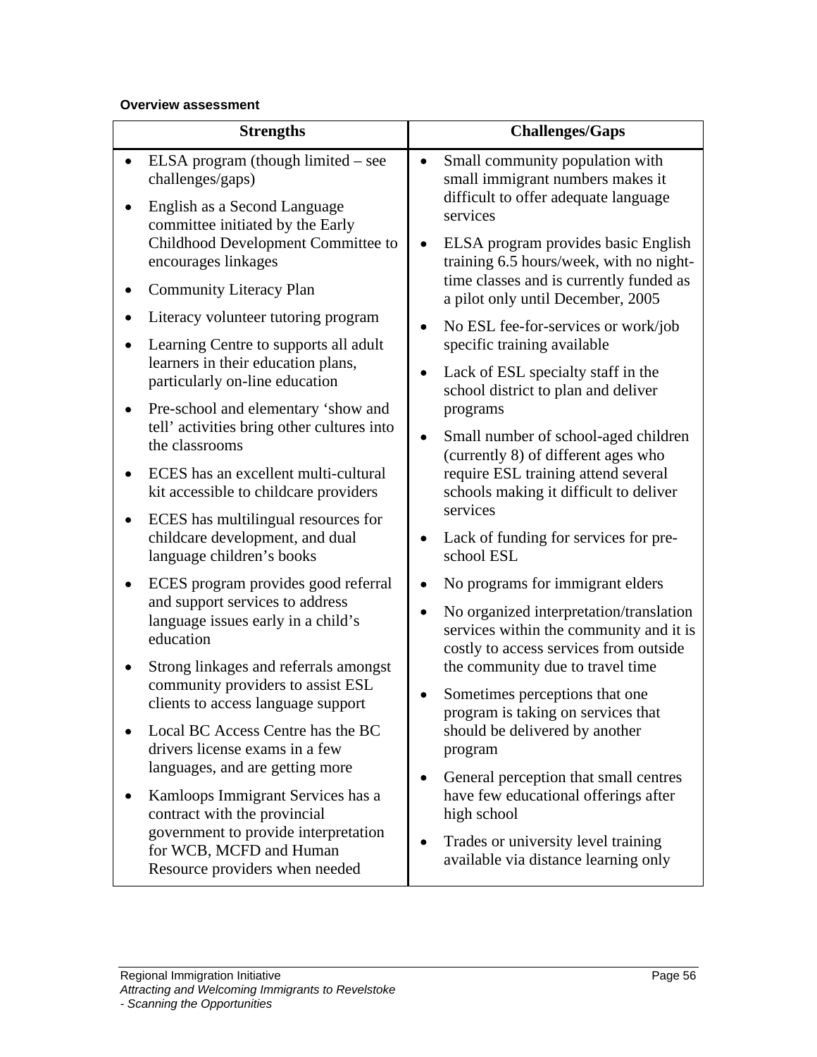**Overview assessment**

| Strengths | Challenges/Gaps |
|---|---|
| • ELSA program (though limited – see challenges/gaps)<br>• English as a Second Language committee initiated by the Early Childhood Development Committee to encourages linkages<br>• Community Literacy Plan<br>• Literacy volunteer tutoring program<br>• Learning Centre to supports all adult learners in their education plans, particularly on-line education<br>• Pre-school and elementary 'show and tell' activities bring other cultures into the classrooms<br>• ECES has an excellent multi-cultural kit accessible to childcare providers<br>• ECES has multilingual resources for childcare development, and dual language children's books<br>• ECES program provides good referral and support services to address language issues early in a child's education<br>• Strong linkages and referrals amongst community providers to assist ESL clients to access language support<br>• Local BC Access Centre has the BC drivers license exams in a few languages, and are getting more<br>• Kamloops Immigrant Services has a contract with the provincial government to provide interpretation for WCB, MCFD and Human Resource providers when needed | • Small community population with small immigrant numbers makes it difficult to offer adequate language services<br>• ELSA program provides basic English training 6.5 hours/week, with no night-time classes and is currently funded as a pilot only until December, 2005<br>• No ESL fee-for-services or work/job specific training available<br>• Lack of ESL specialty staff in the school district to plan and deliver programs<br>• Small number of school-aged children (currently 8) of different ages who require ESL training attend several schools making it difficult to deliver services<br>• Lack of funding for services for pre-school ESL<br>• No programs for immigrant elders<br>• No organized interpretation/translation services within the community and it is costly to access services from outside the community due to travel time<br>• Sometimes perceptions that one program is taking on services that should be delivered by another program<br>• General perception that small centres have few educational offerings after high school<br>• Trades or university level training available via distance learning only |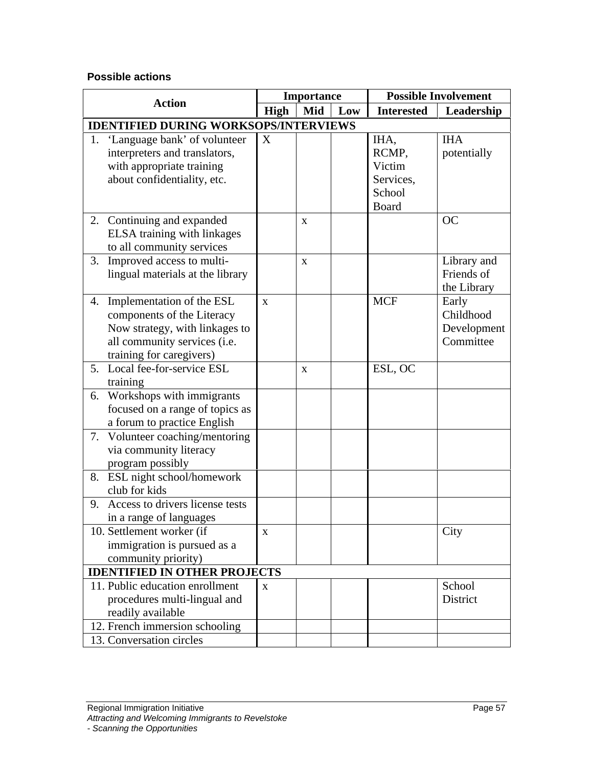**Possible actions**

| Action | Importance | | | Possible Involvement | |
|---|---|---|---|---|---|
| | High | Mid | Low | Interested | Leadership |
| **IDENTIFIED DURING WORKSOPS/INTERVIEWS** | | | | | |
| 1. 'Language bank' of volunteer interpreters and translators, with appropriate training about confidentiality, etc. | X | | | IHA, RCMP, Victim Services, School Board | IHA potentially |
| 2. Continuing and expanded ELSA training with linkages to all community services | | x | | | OC |
| 3. Improved access to multi-lingual materials at the library | | x | | | Library and Friends of the Library |
| 4. Implementation of the ESL components of the Literacy Now strategy, with linkages to all community services (i.e. training for caregivers) | x | | | MCF | Early Childhood Development Committee |
| 5. Local fee-for-service ESL training | | x | | ESL, OC | |
| 6. Workshops with immigrants focused on a range of topics as a forum to practice English | | | | | |
| 7. Volunteer coaching/mentoring via community literacy program possibly | | | | | |
| 8. ESL night school/homework club for kids | | | | | |
| 9. Access to drivers license tests in a range of languages | | | | | |
| 10. Settlement worker (if immigration is pursued as a community priority) | x | | | | City |
| **IDENTIFIED IN OTHER PROJECTS** | | | | | |
| 11. Public education enrollment procedures multi-lingual and readily available | x | | | | School District |
| 12. French immersion schooling | | | | | |
| 13. Conversation circles | | | | | |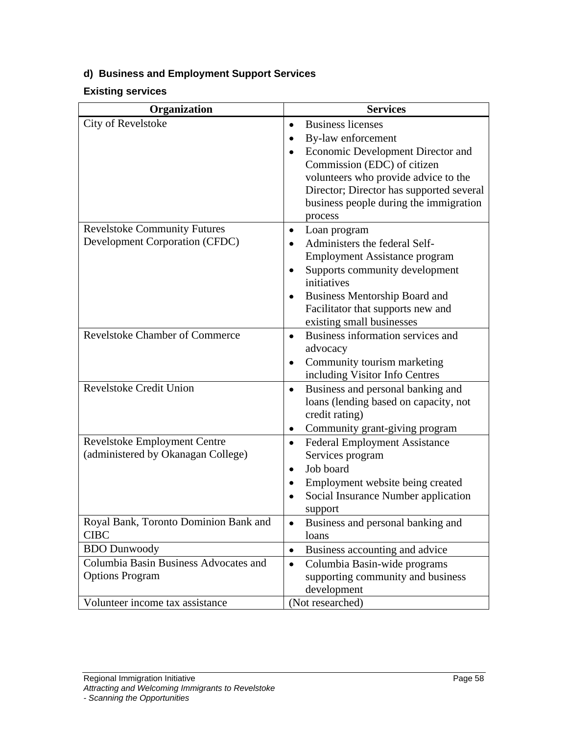## d) Business and Employment Support Services

### Existing services

| Organization | Services |
|---|---|
| City of Revelstoke | • Business licenses<br>• By-law enforcement<br>• Economic Development Director and Commission (EDC) of citizen volunteers who provide advice to the Director; Director has supported several business people during the immigration process |
| Revelstoke Community Futures Development Corporation (CFDC) | • Loan program<br>• Administers the federal Self-Employment Assistance program<br>• Supports community development initiatives<br>• Business Mentorship Board and Facilitator that supports new and existing small businesses |
| Revelstoke Chamber of Commerce | • Business information services and advocacy<br>• Community tourism marketing including Visitor Info Centres |
| Revelstoke Credit Union | • Business and personal banking and loans (lending based on capacity, not credit rating)<br>• Community grant-giving program |
| Revelstoke Employment Centre (administered by Okanagan College) | • Federal Employment Assistance Services program<br>• Job board<br>• Employment website being created<br>• Social Insurance Number application support |
| Royal Bank, Toronto Dominion Bank and CIBC | • Business and personal banking and loans |
| BDO Dunwoody | • Business accounting and advice |
| Columbia Basin Business Advocates and Options Program | • Columbia Basin-wide programs supporting community and business development |
| Volunteer income tax assistance | (Not researched) |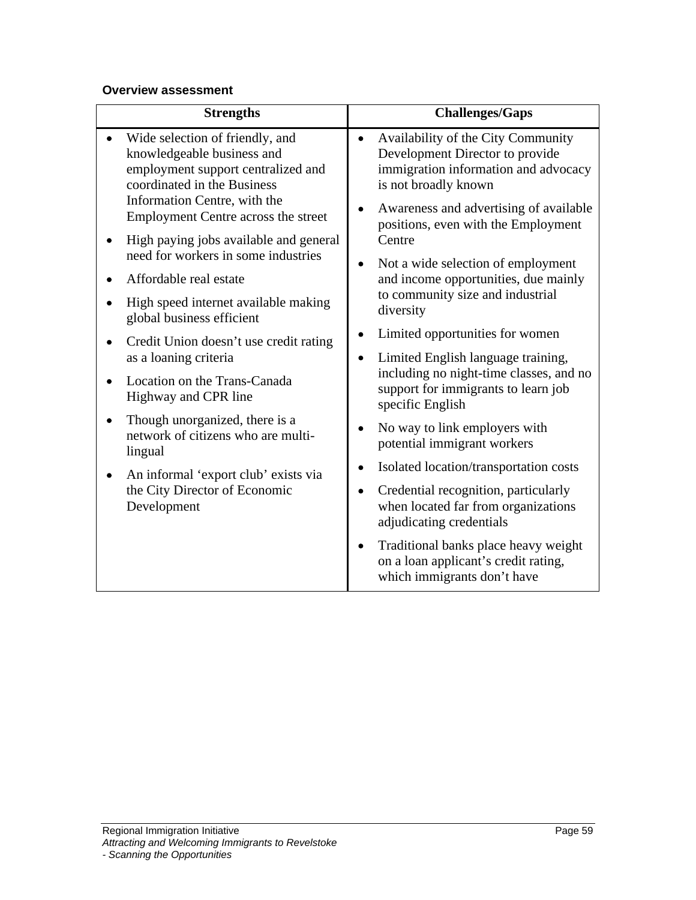**Overview assessment**

| Strengths | Challenges/Gaps |
|---|---|
| • Wide selection of friendly, and knowledgeable business and employment support centralized and coordinated in the Business Information Centre, with the Employment Centre across the street<br>• High paying jobs available and general need for workers in some industries<br>• Affordable real estate<br>• High speed internet available making global business efficient<br>• Credit Union doesn't use credit rating as a loaning criteria<br>• Location on the Trans-Canada Highway and CPR line<br>• Though unorganized, there is a network of citizens who are multi-lingual<br>• An informal 'export club' exists via the City Director of Economic Development | • Availability of the City Community Development Director to provide immigration information and advocacy is not broadly known<br>• Awareness and advertising of available positions, even with the Employment Centre<br>• Not a wide selection of employment and income opportunities, due mainly to community size and industrial diversity<br>• Limited opportunities for women<br>• Limited English language training, including no night-time classes, and no support for immigrants to learn job specific English<br>• No way to link employers with potential immigrant workers<br>• Isolated location/transportation costs<br>• Credential recognition, particularly when located far from organizations adjudicating credentials<br>• Traditional banks place heavy weight on a loan applicant's credit rating, which immigrants don't have |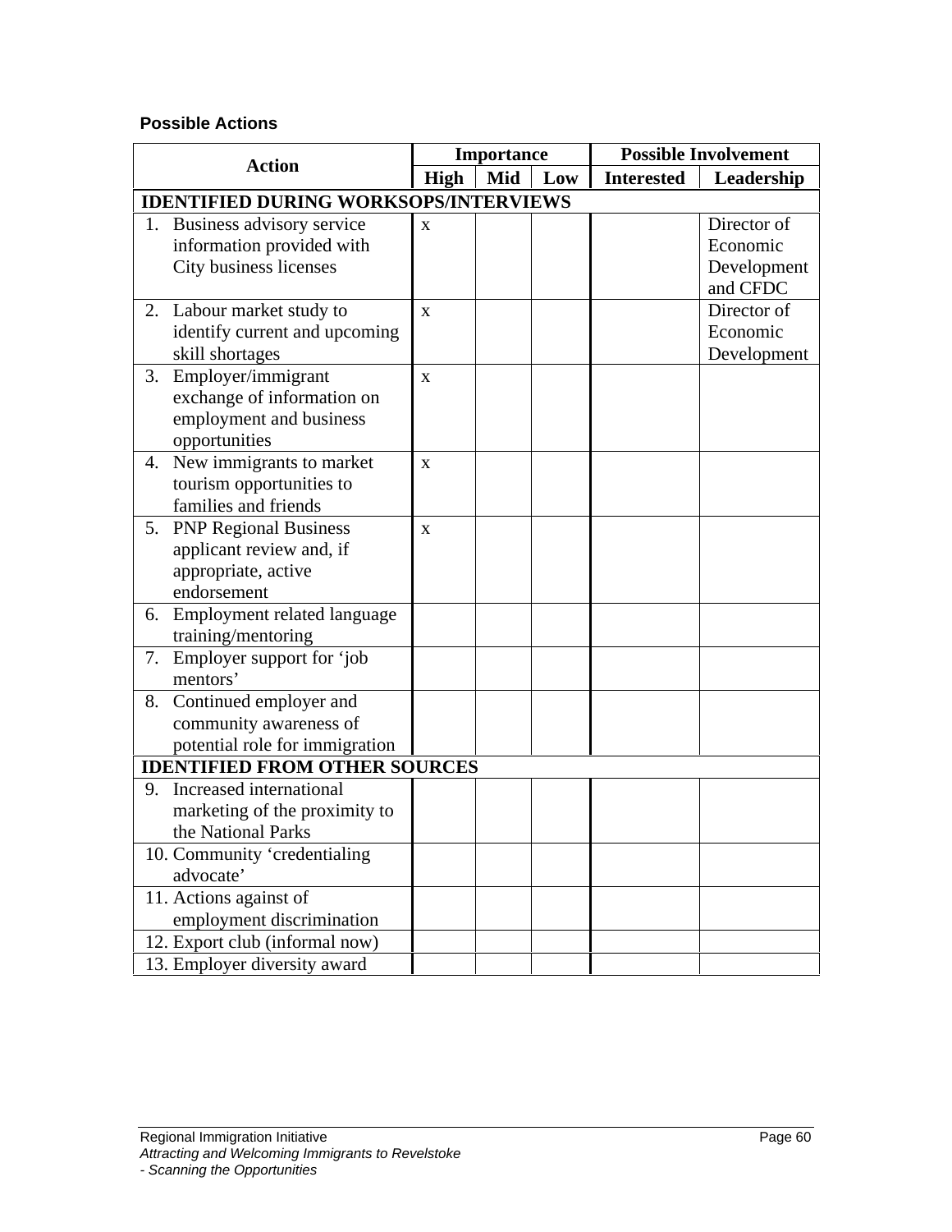**Possible Actions**

| Action | Importance | | | Possible Involvement | |
|---|---|---|---|---|---|
| | High | Mid | Low | Interested | Leadership |
| **IDENTIFIED DURING WORKSOPS/INTERVIEWS** | | | | | |
| 1. Business advisory service information provided with City business licenses | x | | | | Director of Economic Development and CFDC |
| 2. Labour market study to identify current and upcoming skill shortages | x | | | | Director of Economic Development |
| 3. Employer/immigrant exchange of information on employment and business opportunities | x | | | | |
| 4. New immigrants to market tourism opportunities to families and friends | x | | | | |
| 5. PNP Regional Business applicant review and, if appropriate, active endorsement | x | | | | |
| 6. Employment related language training/mentoring | | | | | |
| 7. Employer support for 'job mentors' | | | | | |
| 8. Continued employer and community awareness of potential role for immigration | | | | | |
| **IDENTIFIED FROM OTHER SOURCES** | | | | | |
| 9. Increased international marketing of the proximity to the National Parks | | | | | |
| 10. Community 'credentialing advocate' | | | | | |
| 11. Actions against of employment discrimination | | | | | |
| 12. Export club (informal now) | | | | | |
| 13. Employer diversity award | | | | | |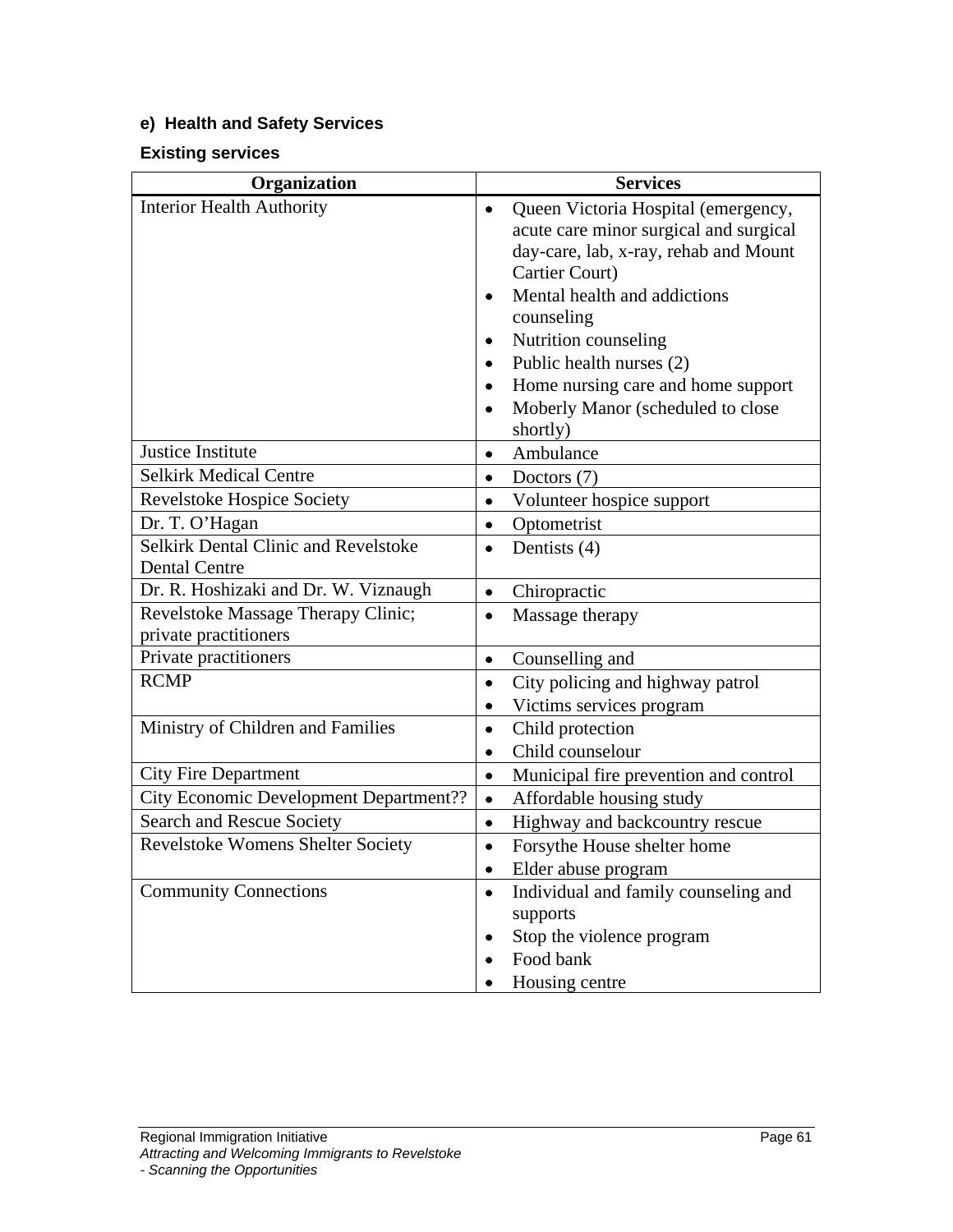### e) Health and Safety Services

#### Existing services

| Organization | Services |
| --- | --- |
| Interior Health Authority | • Queen Victoria Hospital (emergency, acute care minor surgical and surgical day-care, lab, x-ray, rehab and Mount Cartier Court)<br>• Mental health and addictions counseling<br>• Nutrition counseling<br>• Public health nurses (2)<br>• Home nursing care and home support<br>• Moberly Manor (scheduled to close shortly) |
| Justice Institute | • Ambulance |
| Selkirk Medical Centre | • Doctors (7) |
| Revelstoke Hospice Society | • Volunteer hospice support |
| Dr. T. O'Hagan | • Optometrist |
| Selkirk Dental Clinic and Revelstoke Dental Centre | • Dentists (4) |
| Dr. R. Hoshizaki and Dr. W. Viznaugh | • Chiropractic |
| Revelstoke Massage Therapy Clinic; private practitioners | • Massage therapy |
| Private practitioners | • Counselling and |
| RCMP | • City policing and highway patrol<br>• Victims services program |
| Ministry of Children and Families | • Child protection<br>• Child counselour |
| City Fire Department | • Municipal fire prevention and control |
| City Economic Development Department?? | • Affordable housing study |
| Search and Rescue Society | • Highway and backcountry rescue |
| Revelstoke Womens Shelter Society | • Forsythe House shelter home<br>• Elder abuse program |
| Community Connections | • Individual and family counseling and supports<br>• Stop the violence program<br>• Food bank<br>• Housing centre |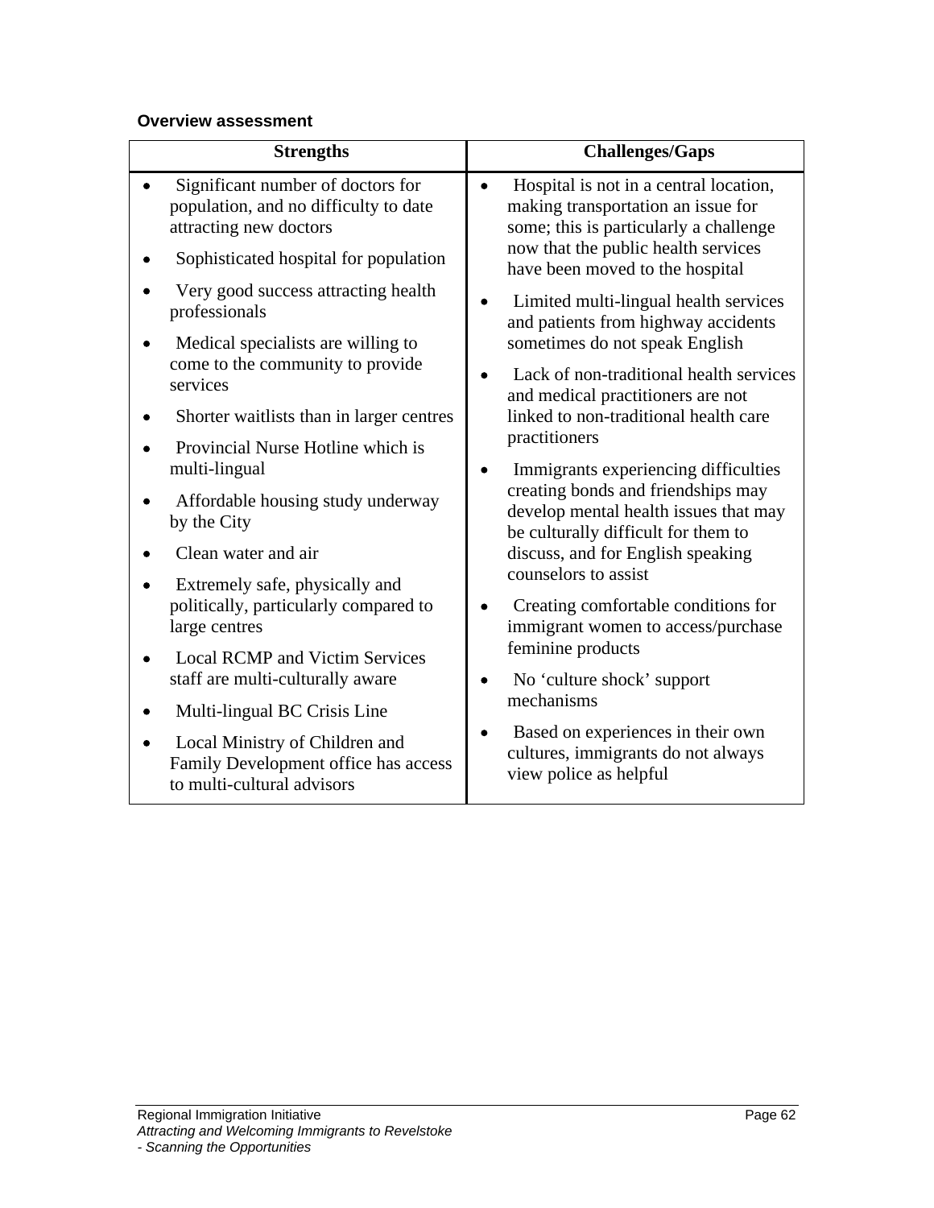**Overview assessment**

| Strengths | Challenges/Gaps |
| --- | --- |
| • Significant number of doctors for population, and no difficulty to date attracting new doctors<br>• Sophisticated hospital for population<br>• Very good success attracting health professionals<br>• Medical specialists are willing to come to the community to provide services<br>• Shorter waitlists than in larger centres<br>• Provincial Nurse Hotline which is multi-lingual<br>• Affordable housing study underway by the City<br>• Clean water and air<br>• Extremely safe, physically and politically, particularly compared to large centres<br>• Local RCMP and Victim Services staff are multi-culturally aware<br>• Multi-lingual BC Crisis Line<br>• Local Ministry of Children and Family Development office has access to multi-cultural advisors | • Hospital is not in a central location, making transportation an issue for some; this is particularly a challenge now that the public health services have been moved to the hospital<br>• Limited multi-lingual health services and patients from highway accidents sometimes do not speak English<br>• Lack of non-traditional health services and medical practitioners are not linked to non-traditional health care practitioners<br>• Immigrants experiencing difficulties creating bonds and friendships may develop mental health issues that may be culturally difficult for them to discuss, and for English speaking counselors to assist<br>• Creating comfortable conditions for immigrant women to access/purchase feminine products<br>• No 'culture shock' support mechanisms<br>• Based on experiences in their own cultures, immigrants do not always view police as helpful |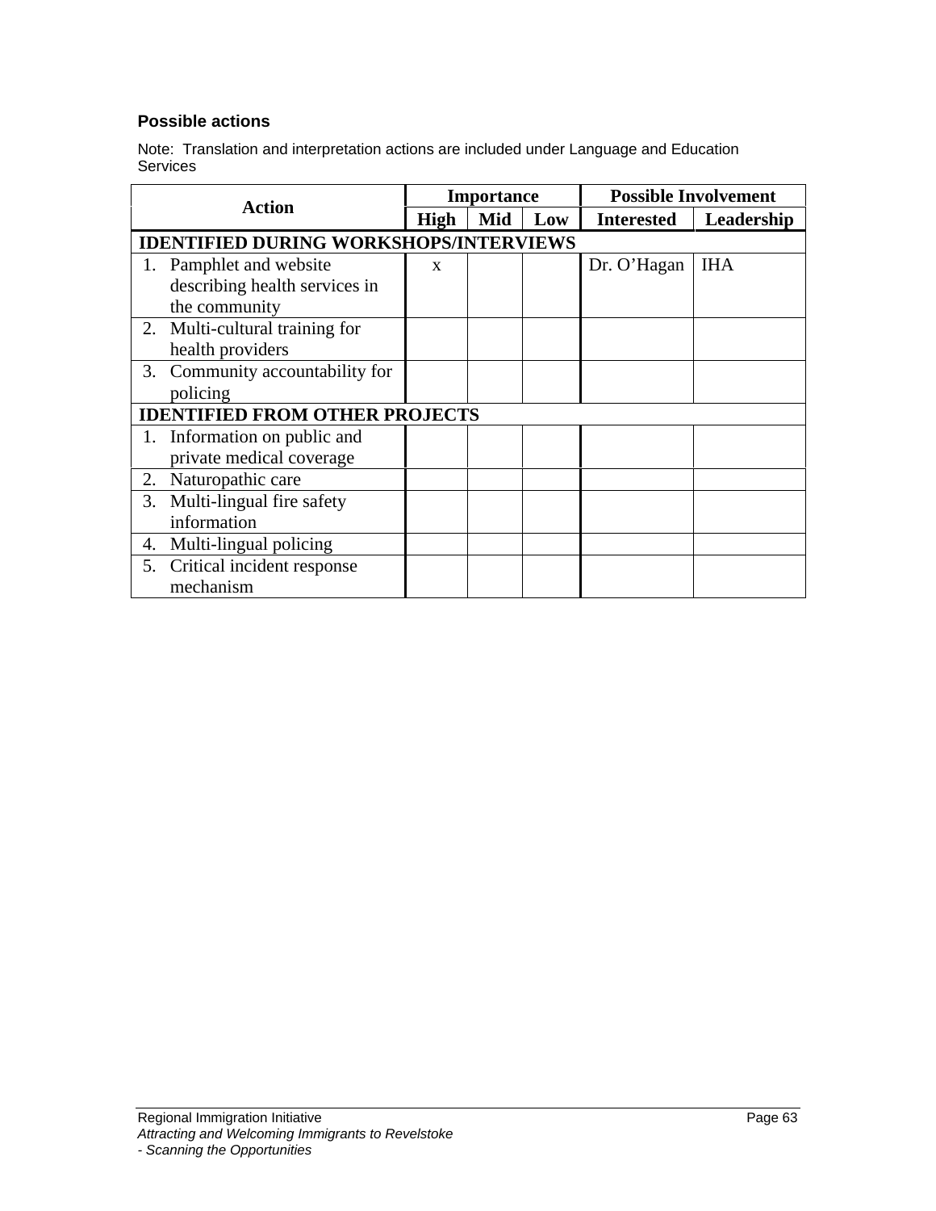### Possible actions

Note: Translation and interpretation actions are included under Language and Education Services

| Action | Importance | | | Possible Involvement | |
|---|---|---|---|---|---|
| | High | Mid | Low | Interested | Leadership |
| **IDENTIFIED DURING WORKSHOPS/INTERVIEWS** | | | | | |
| 1. Pamphlet and website describing health services in the community | x | | | Dr. O'Hagan | IHA |
| 2. Multi-cultural training for health providers | | | | | |
| 3. Community accountability for policing | | | | | |
| **IDENTIFIED FROM OTHER PROJECTS** | | | | | |
| 1. Information on public and private medical coverage | | | | | |
| 2. Naturopathic care | | | | | |
| 3. Multi-lingual fire safety information | | | | | |
| 4. Multi-lingual policing | | | | | |
| 5. Critical incident response mechanism | | | | | |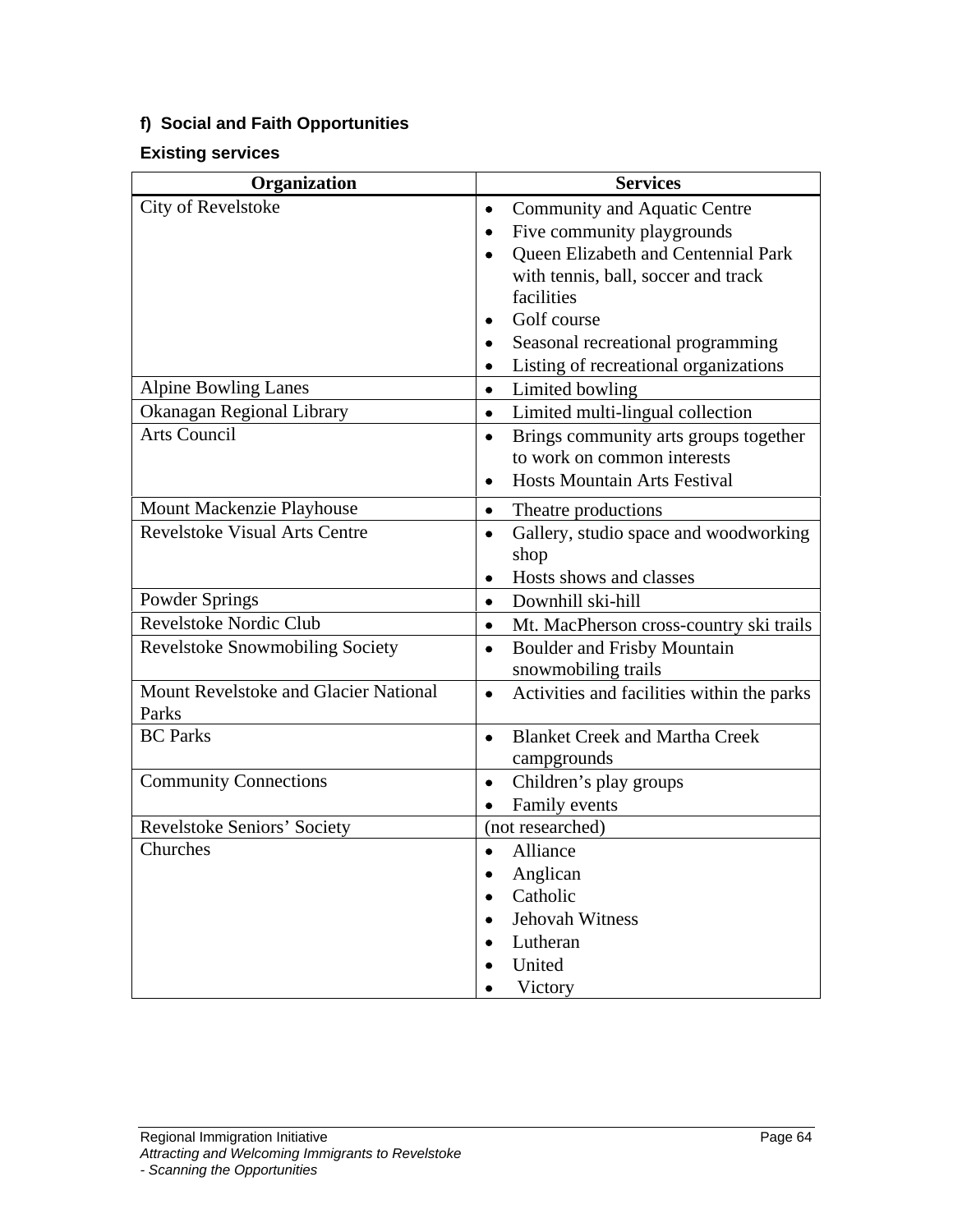### f) Social and Faith Opportunities

#### Existing services

| Organization | Services |
|---|---|
| City of Revelstoke | • Community and Aquatic Centre<br>• Five community playgrounds<br>• Queen Elizabeth and Centennial Park with tennis, ball, soccer and track facilities<br>• Golf course<br>• Seasonal recreational programming<br>• Listing of recreational organizations |
| Alpine Bowling Lanes | • Limited bowling |
| Okanagan Regional Library | • Limited multi-lingual collection |
| Arts Council | • Brings community arts groups together to work on common interests<br>• Hosts Mountain Arts Festival |
| Mount Mackenzie Playhouse | • Theatre productions |
| Revelstoke Visual Arts Centre | • Gallery, studio space and woodworking shop<br>• Hosts shows and classes |
| Powder Springs | • Downhill ski-hill |
| Revelstoke Nordic Club | • Mt. MacPherson cross-country ski trails |
| Revelstoke Snowmobiling Society | • Boulder and Frisby Mountain snowmobiling trails |
| Mount Revelstoke and Glacier National Parks | • Activities and facilities within the parks |
| BC Parks | • Blanket Creek and Martha Creek campgrounds |
| Community Connections | • Children's play groups<br>• Family events |
| Revelstoke Seniors' Society | (not researched) |
| Churches | • Alliance<br>• Anglican<br>• Catholic<br>• Jehovah Witness<br>• Lutheran<br>• United<br>• Victory |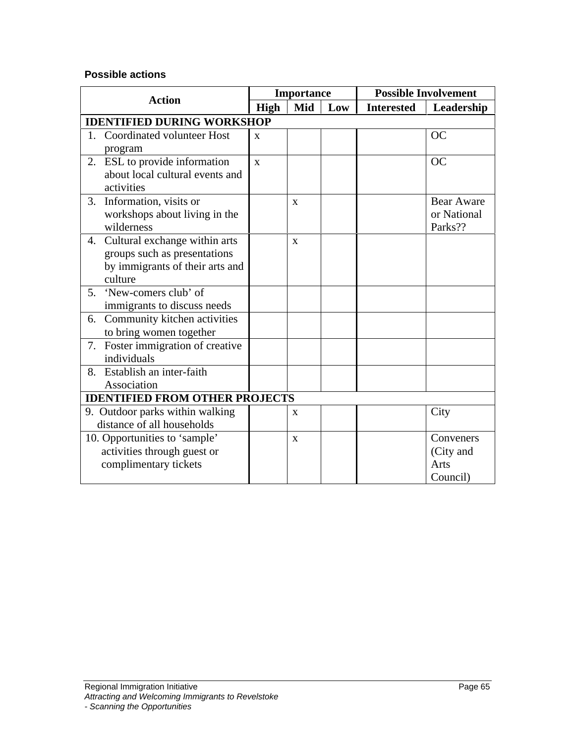**Possible actions**

| Action | Importance | | | Possible Involvement | |
|---|---|---|---|---|---|
| | High | Mid | Low | Interested | Leadership |
| **IDENTIFIED DURING WORKSHOP** | | | | | |
| 1. Coordinated volunteer Host program | x | | | | OC |
| 2. ESL to provide information about local cultural events and activities | x | | | | OC |
| 3. Information, visits or workshops about living in the wilderness | | x | | | Bear Aware or National Parks?? |
| 4. Cultural exchange within arts groups such as presentations by immigrants of their arts and culture | | x | | | |
| 5. 'New-comers club' of immigrants to discuss needs | | | | | |
| 6. Community kitchen activities to bring women together | | | | | |
| 7. Foster immigration of creative individuals | | | | | |
| 8. Establish an inter-faith Association | | | | | |
| **IDENTIFIED FROM OTHER PROJECTS** | | | | | |
| 9. Outdoor parks within walking distance of all households | | x | | | City |
| 10. Opportunities to 'sample' activities through guest or complimentary tickets | | x | | | Conveners (City and Arts Council) |